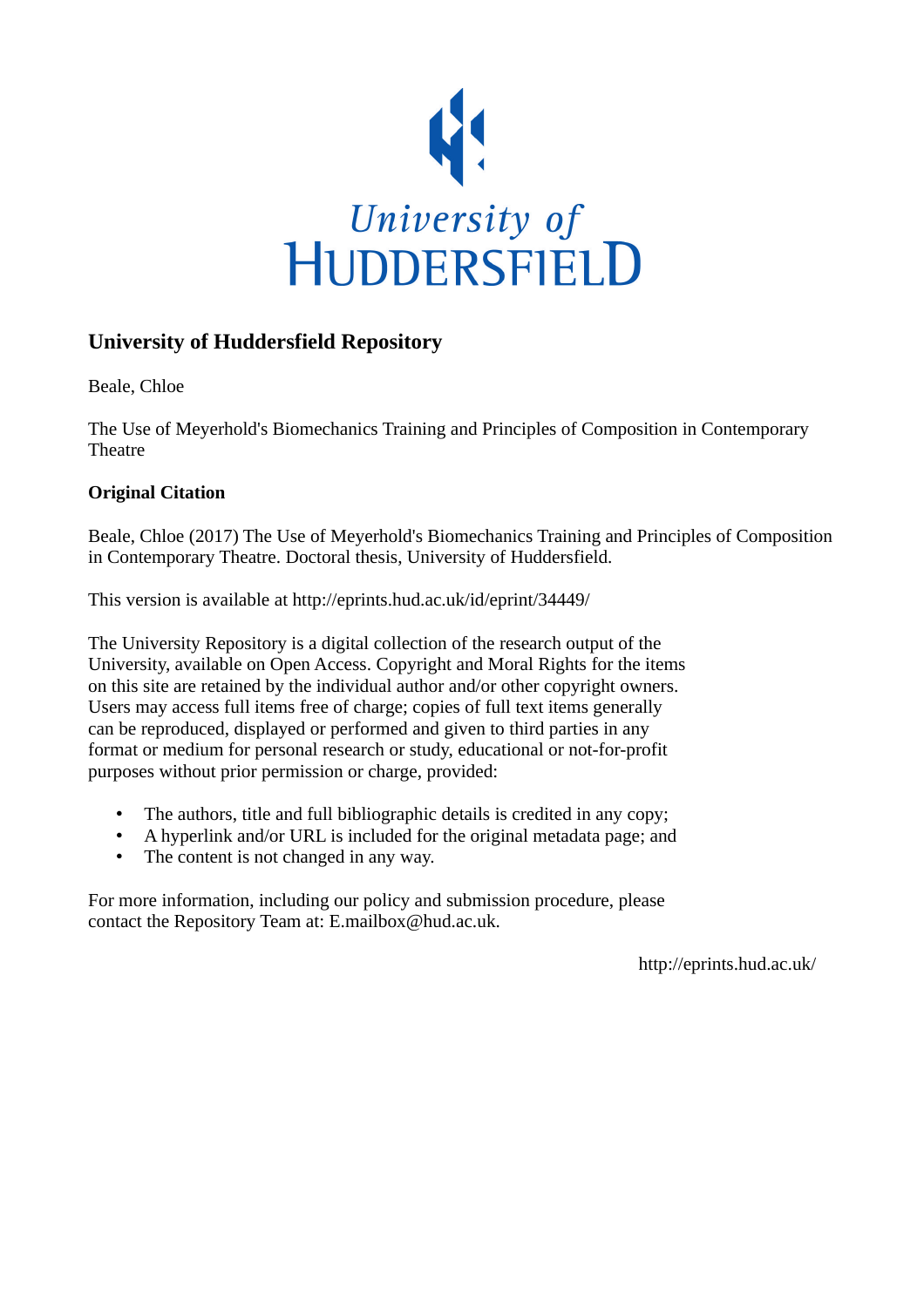University of
HUDDERSFIELD

## University of Huddersfield Repository

Beale, Chloe

The Use of Meyerhold's Biomechanics Training and Principles of Composition in Contemporary Theatre

### Original Citation

Beale, Chloe (2017) The Use of Meyerhold's Biomechanics Training and Principles of Composition in Contemporary Theatre. Doctoral thesis, University of Huddersfield.

This version is available at http://eprints.hud.ac.uk/id/eprint/34449/

The University Repository is a digital collection of the research output of the University, available on Open Access. Copyright and Moral Rights for the items on this site are retained by the individual author and/or other copyright owners. Users may access full items free of charge; copies of full text items generally can be reproduced, displayed or performed and given to third parties in any format or medium for personal research or study, educational or not-for-profit purposes without prior permission or charge, provided:

- The authors, title and full bibliographic details is credited in any copy;
- A hyperlink and/or URL is included for the original metadata page; and
- The content is not changed in any way.

For more information, including our policy and submission procedure, please contact the Repository Team at: E.mailbox@hud.ac.uk.

http://eprints.hud.ac.uk/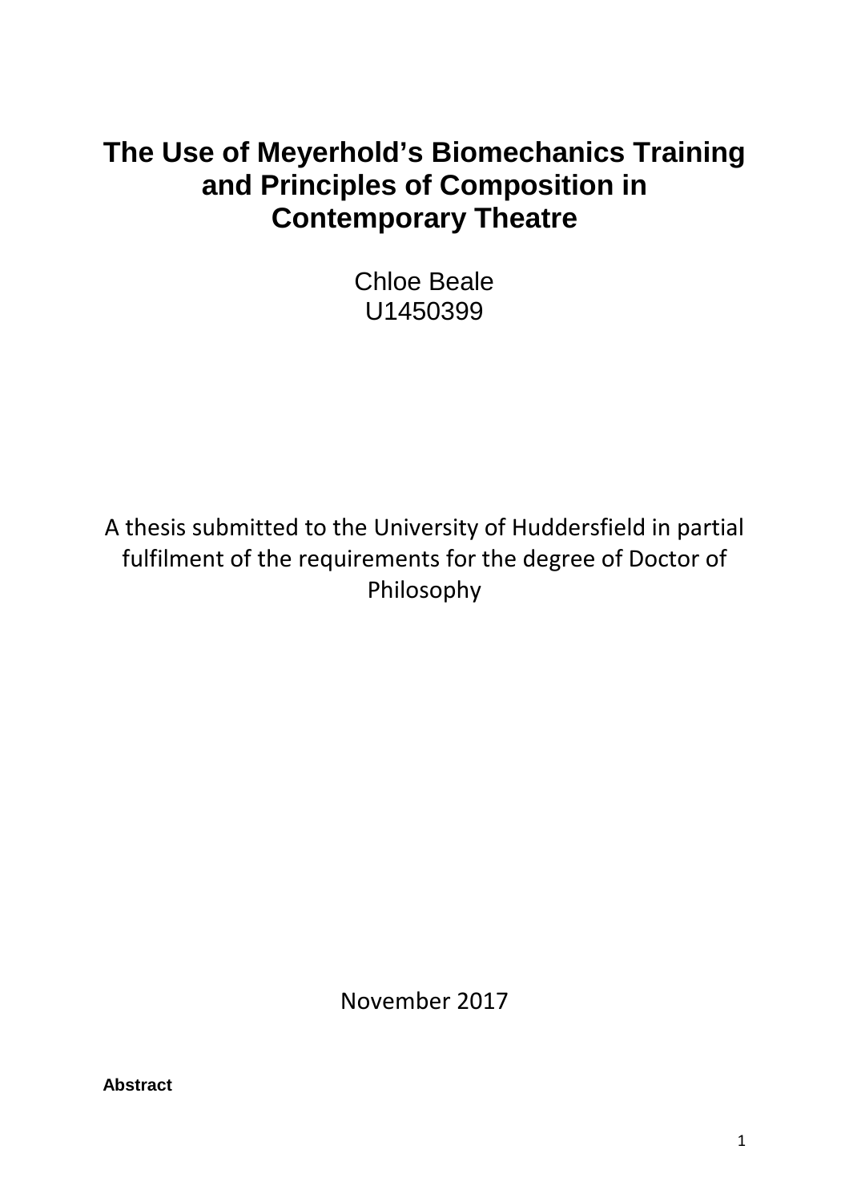# The Use of Meyerhold's Biomechanics Training and Principles of Composition in Contemporary Theatre

Chloe Beale
U1450399

A thesis submitted to the University of Huddersfield in partial fulfilment of the requirements for the degree of Doctor of Philosophy

November 2017

**Abstract**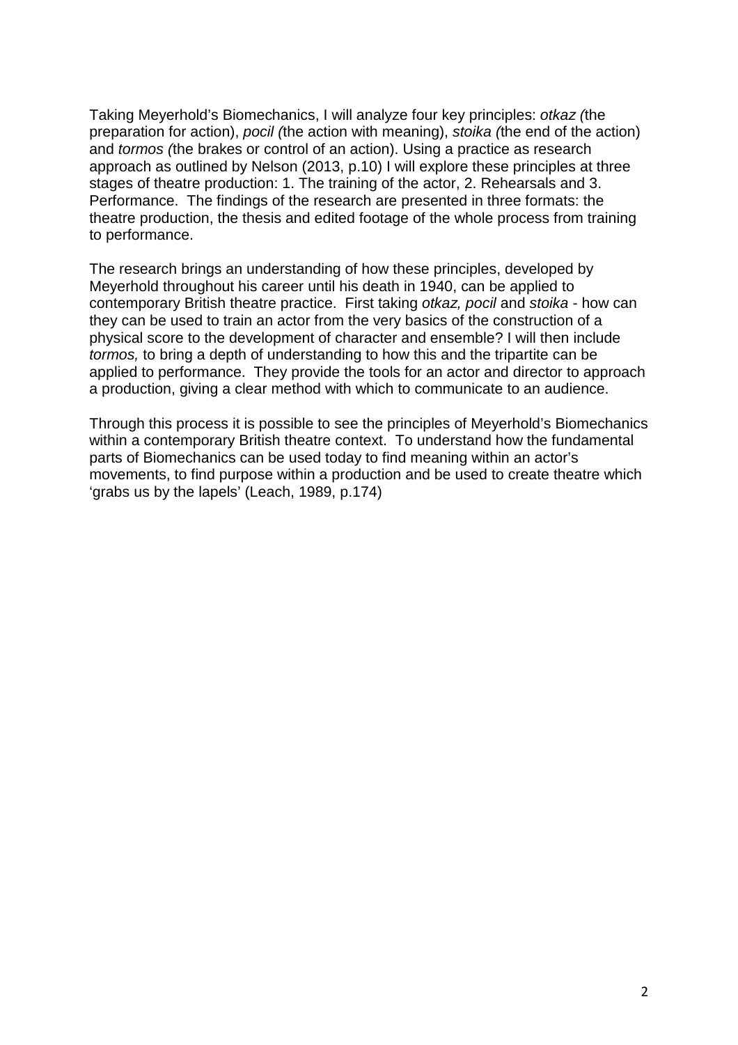Taking Meyerhold's Biomechanics, I will analyze four key principles: *otkaz (*the preparation for action), *pocil (*the action with meaning), *stoika (*the end of the action) and *tormos (*the brakes or control of an action). Using a practice as research approach as outlined by Nelson (2013, p.10) I will explore these principles at three stages of theatre production: 1. The training of the actor, 2. Rehearsals and 3. Performance. The findings of the research are presented in three formats: the theatre production, the thesis and edited footage of the whole process from training to performance.

The research brings an understanding of how these principles, developed by Meyerhold throughout his career until his death in 1940, can be applied to contemporary British theatre practice. First taking *otkaz, pocil* and *stoika* - how can they can be used to train an actor from the very basics of the construction of a physical score to the development of character and ensemble? I will then include *tormos,* to bring a depth of understanding to how this and the tripartite can be applied to performance. They provide the tools for an actor and director to approach a production, giving a clear method with which to communicate to an audience.

Through this process it is possible to see the principles of Meyerhold's Biomechanics within a contemporary British theatre context. To understand how the fundamental parts of Biomechanics can be used today to find meaning within an actor's movements, to find purpose within a production and be used to create theatre which 'grabs us by the lapels' (Leach, 1989, p.174)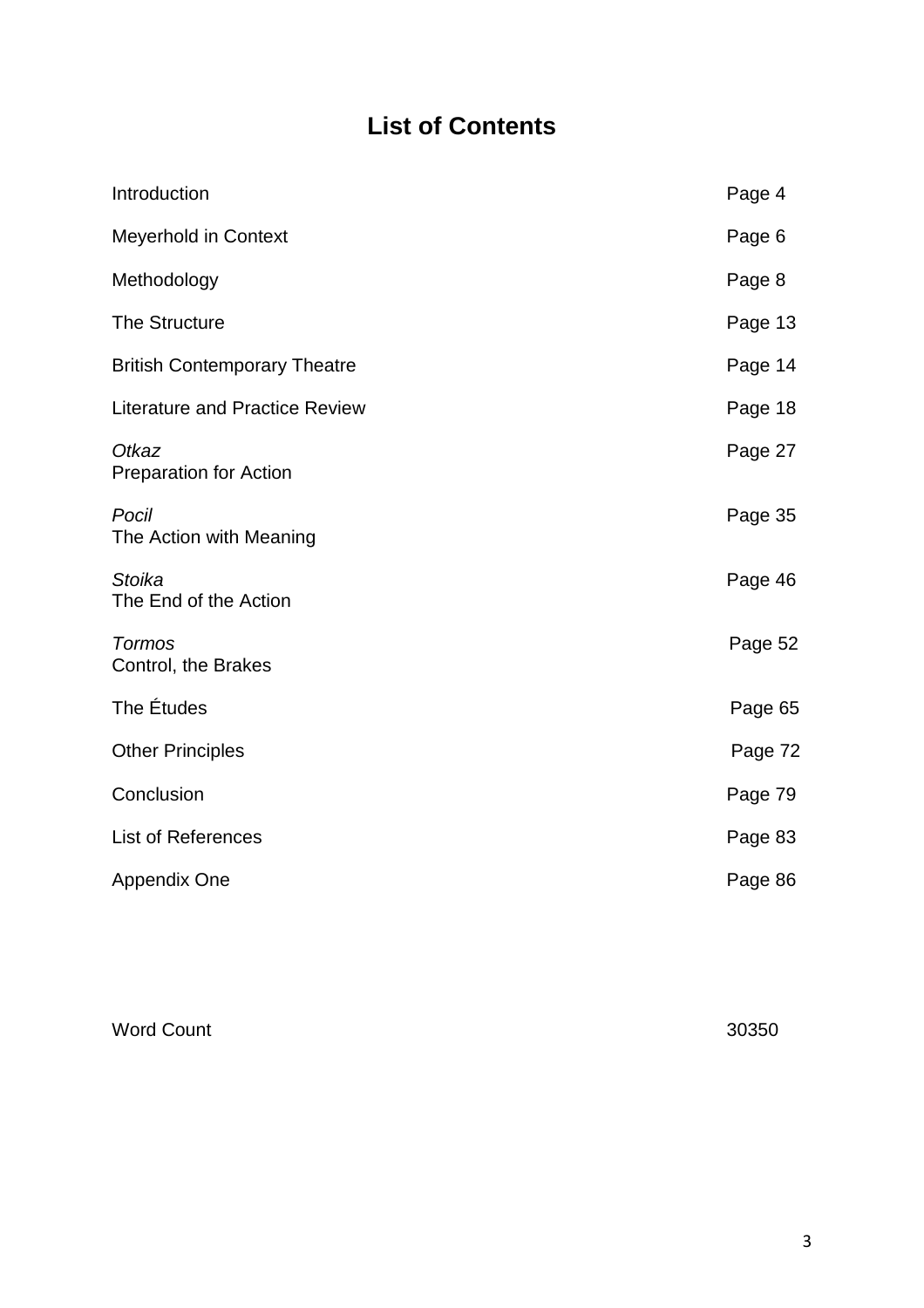# List of Contents

| | |
|---|---|
| Introduction | Page 4 |
| Meyerhold in Context | Page 6 |
| Methodology | Page 8 |
| The Structure | Page 13 |
| British Contemporary Theatre | Page 14 |
| Literature and Practice Review | Page 18 |
| *Otkaz*<br>Preparation for Action | Page 27 |
| *Pocil*<br>The Action with Meaning | Page 35 |
| *Stoika*<br>The End of the Action | Page 46 |
| *Tormos*<br>Control, the Brakes | Page 52 |
| The Études | Page 65 |
| Other Principles | Page 72 |
| Conclusion | Page 79 |
| List of References | Page 83 |
| Appendix One | Page 86 |

Word Count 30350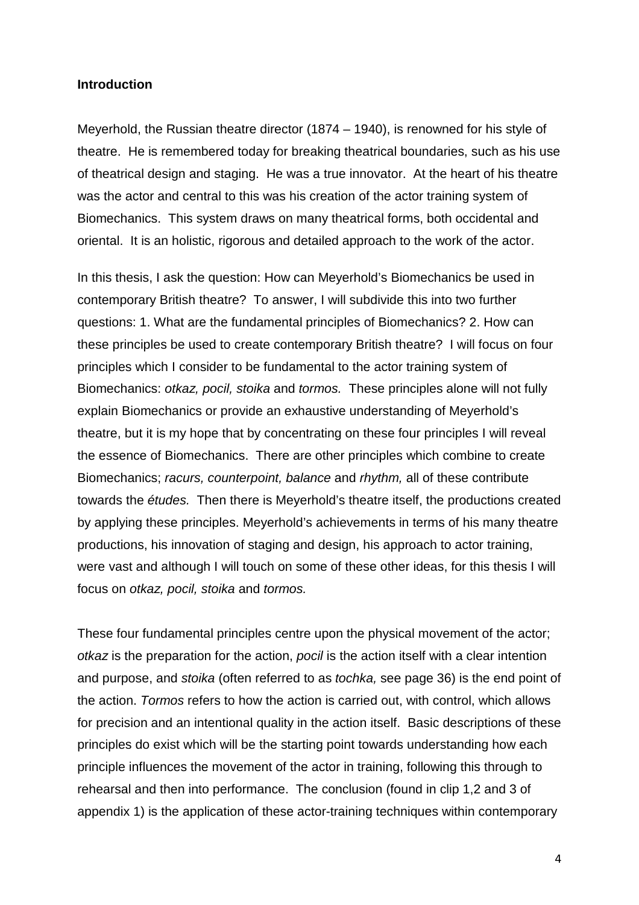**Introduction**

Meyerhold, the Russian theatre director (1874 – 1940), is renowned for his style of theatre. He is remembered today for breaking theatrical boundaries, such as his use of theatrical design and staging. He was a true innovator. At the heart of his theatre was the actor and central to this was his creation of the actor training system of Biomechanics. This system draws on many theatrical forms, both occidental and oriental. It is an holistic, rigorous and detailed approach to the work of the actor.

In this thesis, I ask the question: How can Meyerhold's Biomechanics be used in contemporary British theatre? To answer, I will subdivide this into two further questions: 1. What are the fundamental principles of Biomechanics? 2. How can these principles be used to create contemporary British theatre? I will focus on four principles which I consider to be fundamental to the actor training system of Biomechanics: *otkaz, pocil, stoika* and *tormos.* These principles alone will not fully explain Biomechanics or provide an exhaustive understanding of Meyerhold's theatre, but it is my hope that by concentrating on these four principles I will reveal the essence of Biomechanics. There are other principles which combine to create Biomechanics; *racurs, counterpoint, balance* and *rhythm,* all of these contribute towards the *études.* Then there is Meyerhold's theatre itself, the productions created by applying these principles. Meyerhold's achievements in terms of his many theatre productions, his innovation of staging and design, his approach to actor training, were vast and although I will touch on some of these other ideas, for this thesis I will focus on *otkaz, pocil, stoika* and *tormos.*

These four fundamental principles centre upon the physical movement of the actor; *otkaz* is the preparation for the action, *pocil* is the action itself with a clear intention and purpose, and *stoika* (often referred to as *tochka,* see page 36) is the end point of the action. *Tormos* refers to how the action is carried out, with control, which allows for precision and an intentional quality in the action itself. Basic descriptions of these principles do exist which will be the starting point towards understanding how each principle influences the movement of the actor in training, following this through to rehearsal and then into performance. The conclusion (found in clip 1,2 and 3 of appendix 1) is the application of these actor-training techniques within contemporary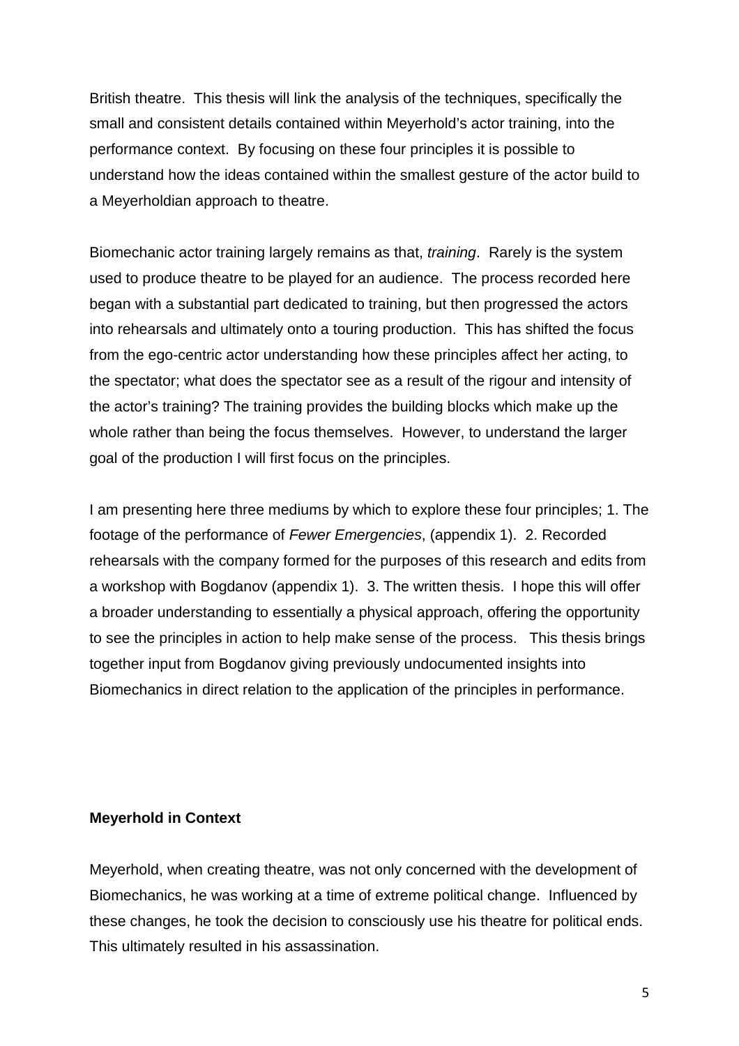British theatre. This thesis will link the analysis of the techniques, specifically the small and consistent details contained within Meyerhold's actor training, into the performance context. By focusing on these four principles it is possible to understand how the ideas contained within the smallest gesture of the actor build to a Meyerholdian approach to theatre.

Biomechanic actor training largely remains as that, *training*. Rarely is the system used to produce theatre to be played for an audience. The process recorded here began with a substantial part dedicated to training, but then progressed the actors into rehearsals and ultimately onto a touring production. This has shifted the focus from the ego-centric actor understanding how these principles affect her acting, to the spectator; what does the spectator see as a result of the rigour and intensity of the actor's training? The training provides the building blocks which make up the whole rather than being the focus themselves. However, to understand the larger goal of the production I will first focus on the principles.

I am presenting here three mediums by which to explore these four principles; 1. The footage of the performance of *Fewer Emergencies*, (appendix 1). 2. Recorded rehearsals with the company formed for the purposes of this research and edits from a workshop with Bogdanov (appendix 1). 3. The written thesis. I hope this will offer a broader understanding to essentially a physical approach, offering the opportunity to see the principles in action to help make sense of the process. This thesis brings together input from Bogdanov giving previously undocumented insights into Biomechanics in direct relation to the application of the principles in performance.

**Meyerhold in Context**

Meyerhold, when creating theatre, was not only concerned with the development of Biomechanics, he was working at a time of extreme political change. Influenced by these changes, he took the decision to consciously use his theatre for political ends. This ultimately resulted in his assassination.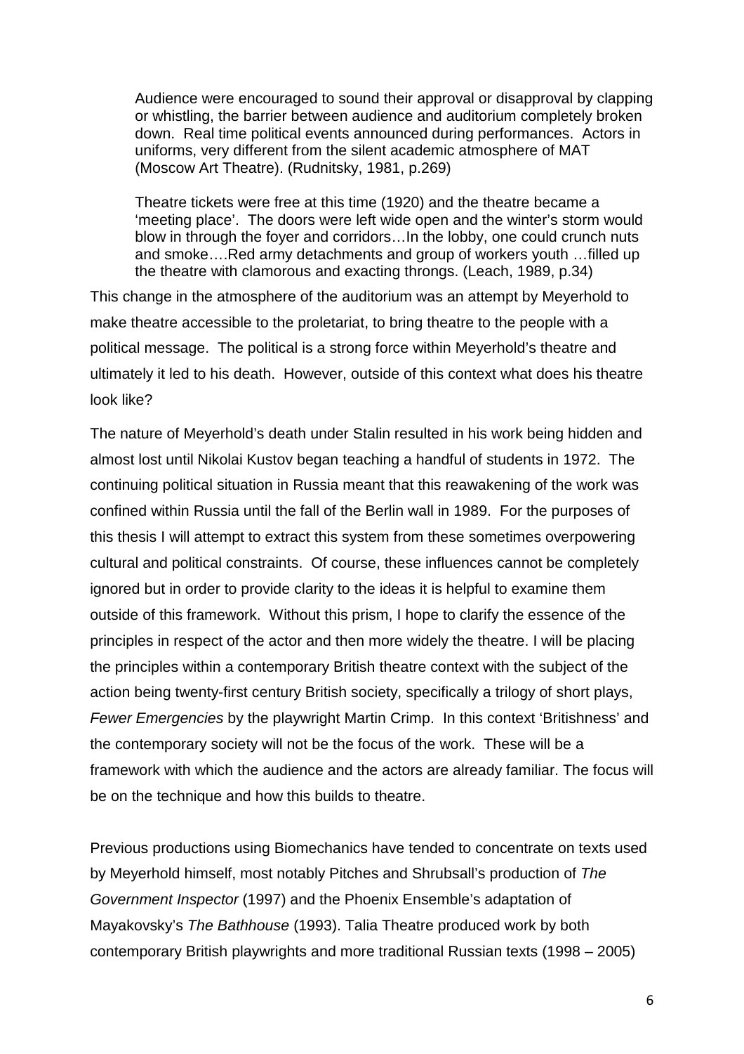> Audience were encouraged to sound their approval or disapproval by clapping or whistling, the barrier between audience and auditorium completely broken down. Real time political events announced during performances. Actors in uniforms, very different from the silent academic atmosphere of MAT (Moscow Art Theatre). (Rudnitsky, 1981, p.269)

> Theatre tickets were free at this time (1920) and the theatre became a 'meeting place'. The doors were left wide open and the winter's storm would blow in through the foyer and corridors…In the lobby, one could crunch nuts and smoke….Red army detachments and group of workers youth …filled up the theatre with clamorous and exacting throngs. (Leach, 1989, p.34)

This change in the atmosphere of the auditorium was an attempt by Meyerhold to make theatre accessible to the proletariat, to bring theatre to the people with a political message. The political is a strong force within Meyerhold's theatre and ultimately it led to his death. However, outside of this context what does his theatre look like?

The nature of Meyerhold's death under Stalin resulted in his work being hidden and almost lost until Nikolai Kustov began teaching a handful of students in 1972. The continuing political situation in Russia meant that this reawakening of the work was confined within Russia until the fall of the Berlin wall in 1989. For the purposes of this thesis I will attempt to extract this system from these sometimes overpowering cultural and political constraints. Of course, these influences cannot be completely ignored but in order to provide clarity to the ideas it is helpful to examine them outside of this framework. Without this prism, I hope to clarify the essence of the principles in respect of the actor and then more widely the theatre. I will be placing the principles within a contemporary British theatre context with the subject of the action being twenty-first century British society, specifically a trilogy of short plays, *Fewer Emergencies* by the playwright Martin Crimp. In this context 'Britishness' and the contemporary society will not be the focus of the work. These will be a framework with which the audience and the actors are already familiar. The focus will be on the technique and how this builds to theatre.

Previous productions using Biomechanics have tended to concentrate on texts used by Meyerhold himself, most notably Pitches and Shrubsall's production of *The Government Inspector* (1997) and the Phoenix Ensemble's adaptation of Mayakovsky's *The Bathhouse* (1993). Talia Theatre produced work by both contemporary British playwrights and more traditional Russian texts (1998 – 2005)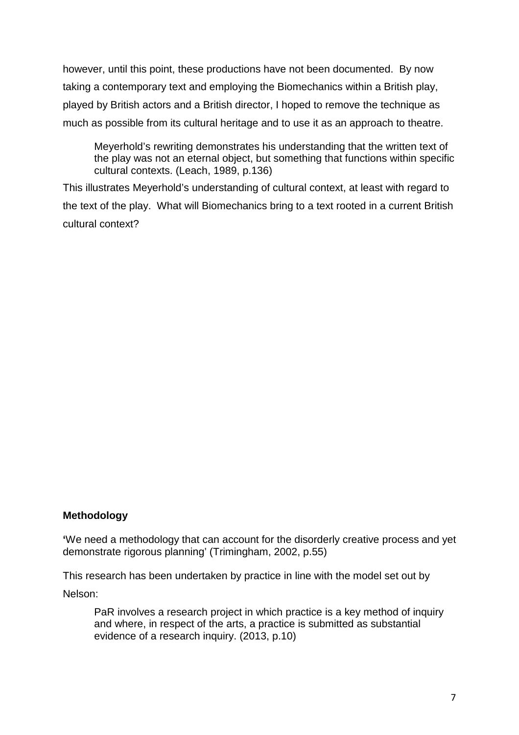however, until this point, these productions have not been documented. By now taking a contemporary text and employing the Biomechanics within a British play, played by British actors and a British director, I hoped to remove the technique as much as possible from its cultural heritage and to use it as an approach to theatre.

> Meyerhold's rewriting demonstrates his understanding that the written text of the play was not an eternal object, but something that functions within specific cultural contexts. (Leach, 1989, p.136)

This illustrates Meyerhold's understanding of cultural context, at least with regard to the text of the play. What will Biomechanics bring to a text rooted in a current British cultural context?

**Methodology**

**'**We need a methodology that can account for the disorderly creative process and yet demonstrate rigorous planning' (Trimingham, 2002, p.55)

This research has been undertaken by practice in line with the model set out by Nelson:

> PaR involves a research project in which practice is a key method of inquiry and where, in respect of the arts, a practice is submitted as substantial evidence of a research inquiry. (2013, p.10)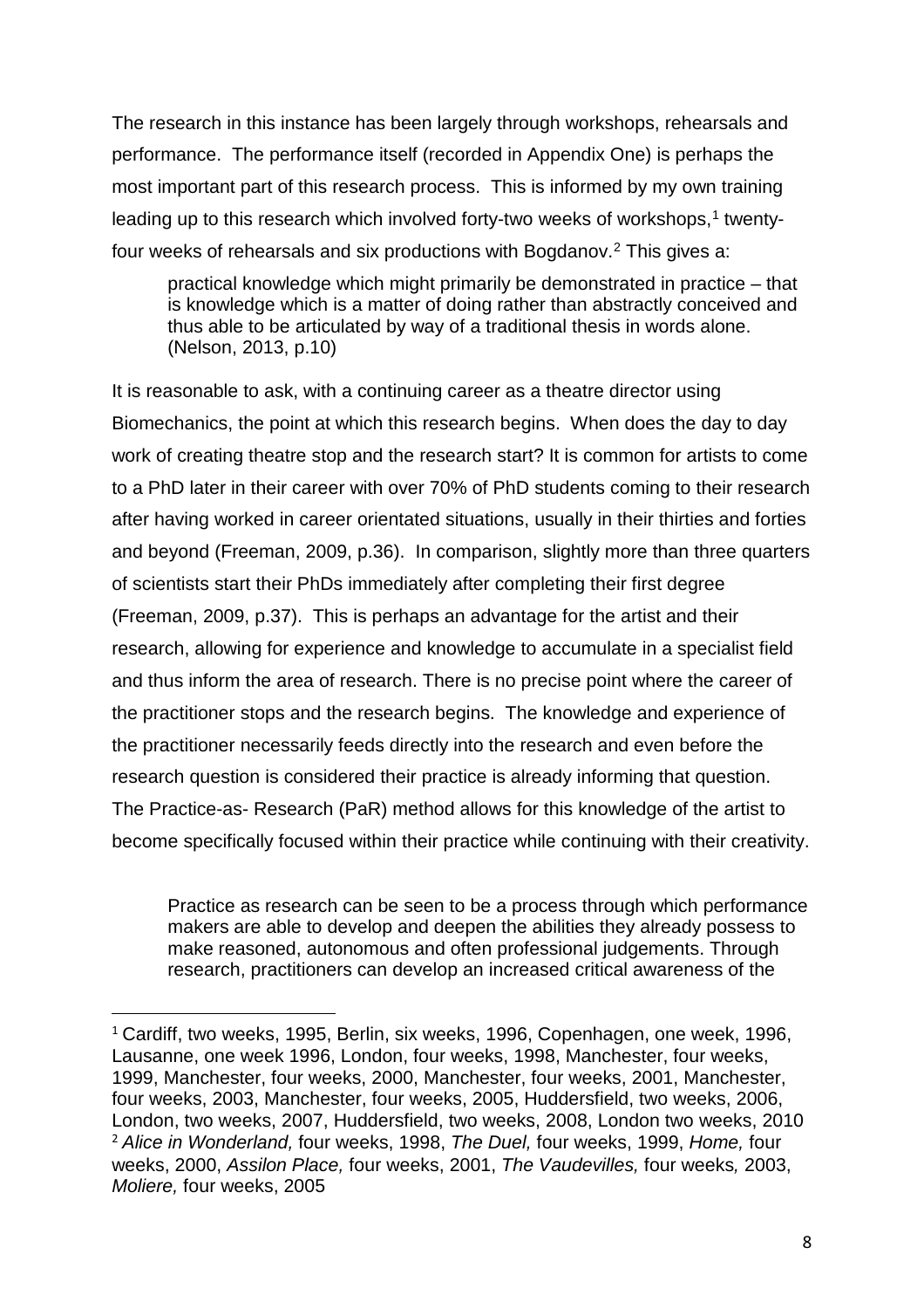The research in this instance has been largely through workshops, rehearsals and performance. The performance itself (recorded in Appendix One) is perhaps the most important part of this research process. This is informed by my own training leading up to this research which involved forty-two weeks of workshops,[1] twenty-four weeks of rehearsals and six productions with Bogdanov.[2] This gives a:

> practical knowledge which might primarily be demonstrated in practice – that is knowledge which is a matter of doing rather than abstractly conceived and thus able to be articulated by way of a traditional thesis in words alone. (Nelson, 2013, p.10)

It is reasonable to ask, with a continuing career as a theatre director using Biomechanics, the point at which this research begins. When does the day to day work of creating theatre stop and the research start? It is common for artists to come to a PhD later in their career with over 70% of PhD students coming to their research after having worked in career orientated situations, usually in their thirties and forties and beyond (Freeman, 2009, p.36). In comparison, slightly more than three quarters of scientists start their PhDs immediately after completing their first degree (Freeman, 2009, p.37). This is perhaps an advantage for the artist and their research, allowing for experience and knowledge to accumulate in a specialist field and thus inform the area of research. There is no precise point where the career of the practitioner stops and the research begins. The knowledge and experience of the practitioner necessarily feeds directly into the research and even before the research question is considered their practice is already informing that question. The Practice-as- Research (PaR) method allows for this knowledge of the artist to become specifically focused within their practice while continuing with their creativity.

> Practice as research can be seen to be a process through which performance makers are able to develop and deepen the abilities they already possess to make reasoned, autonomous and often professional judgements. Through research, practitioners can develop an increased critical awareness of the

---

[1] Cardiff, two weeks, 1995, Berlin, six weeks, 1996, Copenhagen, one week, 1996, Lausanne, one week 1996, London, four weeks, 1998, Manchester, four weeks, 1999, Manchester, four weeks, 2000, Manchester, four weeks, 2001, Manchester, four weeks, 2003, Manchester, four weeks, 2005, Huddersfield, two weeks, 2006, London, two weeks, 2007, Huddersfield, two weeks, 2008, London two weeks, 2010

[2] *Alice in Wonderland,* four weeks, 1998, *The Duel,* four weeks, 1999, *Home,* four weeks, 2000, *Assilon Place,* four weeks, 2001, *The Vaudevilles,* four weeks*,* 2003, *Moliere,* four weeks, 2005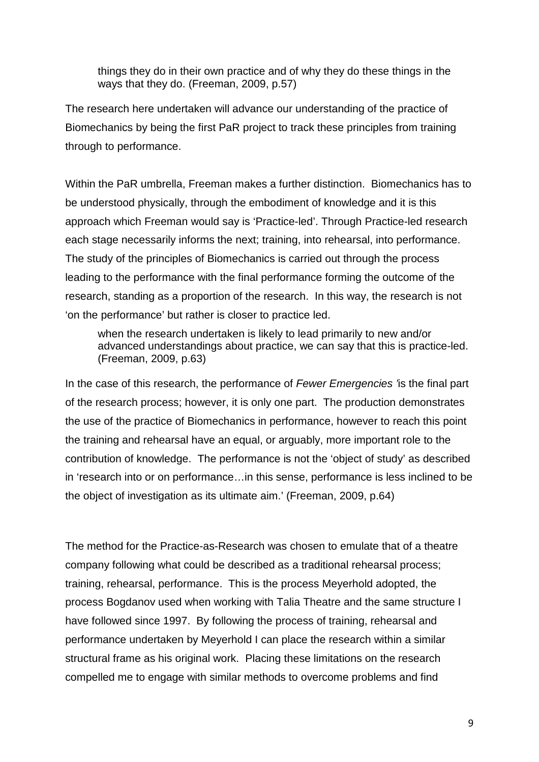> things they do in their own practice and of why they do these things in the ways that they do. (Freeman, 2009, p.57)

The research here undertaken will advance our understanding of the practice of Biomechanics by being the first PaR project to track these principles from training through to performance.

Within the PaR umbrella, Freeman makes a further distinction. Biomechanics has to be understood physically, through the embodiment of knowledge and it is this approach which Freeman would say is 'Practice-led'. Through Practice-led research each stage necessarily informs the next; training, into rehearsal, into performance. The study of the principles of Biomechanics is carried out through the process leading to the performance with the final performance forming the outcome of the research, standing as a proportion of the research. In this way, the research is not 'on the performance' but rather is closer to practice led.

> when the research undertaken is likely to lead primarily to new and/or advanced understandings about practice, we can say that this is practice-led. (Freeman, 2009, p.63)

In the case of this research, the performance of *Fewer Emergencies* 'is the final part of the research process; however, it is only one part. The production demonstrates the use of the practice of Biomechanics in performance, however to reach this point the training and rehearsal have an equal, or arguably, more important role to the contribution of knowledge. The performance is not the 'object of study' as described in 'research into or on performance…in this sense, performance is less inclined to be the object of investigation as its ultimate aim.' (Freeman, 2009, p.64)

The method for the Practice-as-Research was chosen to emulate that of a theatre company following what could be described as a traditional rehearsal process; training, rehearsal, performance. This is the process Meyerhold adopted, the process Bogdanov used when working with Talia Theatre and the same structure I have followed since 1997. By following the process of training, rehearsal and performance undertaken by Meyerhold I can place the research within a similar structural frame as his original work. Placing these limitations on the research compelled me to engage with similar methods to overcome problems and find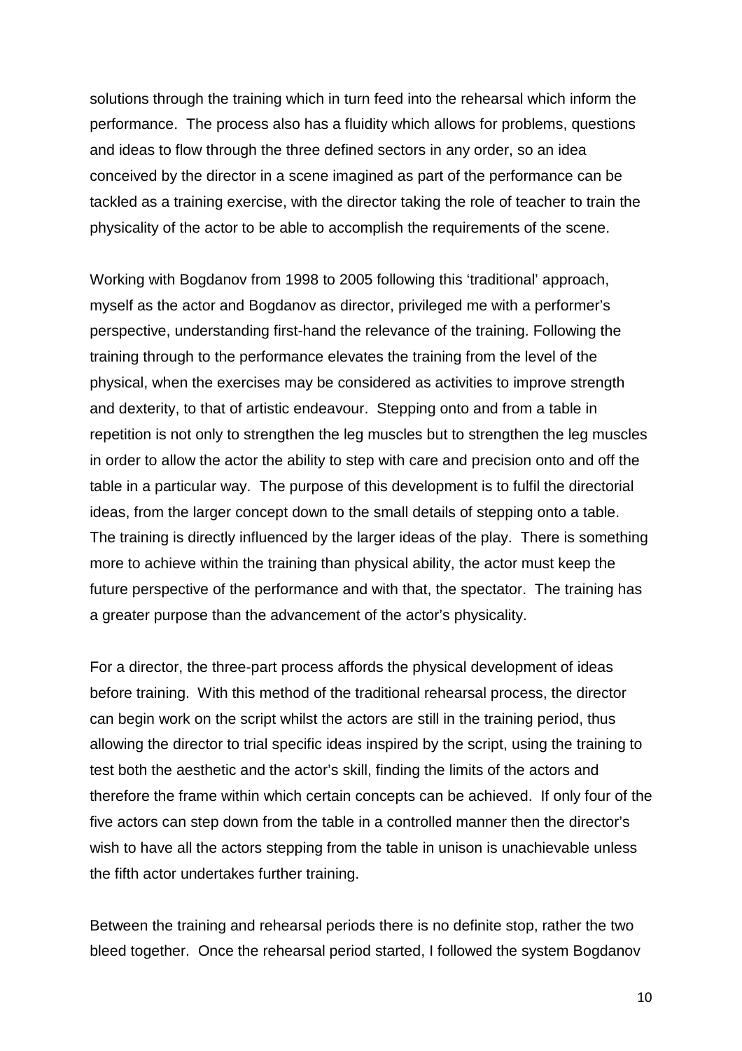solutions through the training which in turn feed into the rehearsal which inform the performance. The process also has a fluidity which allows for problems, questions and ideas to flow through the three defined sectors in any order, so an idea conceived by the director in a scene imagined as part of the performance can be tackled as a training exercise, with the director taking the role of teacher to train the physicality of the actor to be able to accomplish the requirements of the scene.

Working with Bogdanov from 1998 to 2005 following this 'traditional' approach, myself as the actor and Bogdanov as director, privileged me with a performer's perspective, understanding first-hand the relevance of the training. Following the training through to the performance elevates the training from the level of the physical, when the exercises may be considered as activities to improve strength and dexterity, to that of artistic endeavour. Stepping onto and from a table in repetition is not only to strengthen the leg muscles but to strengthen the leg muscles in order to allow the actor the ability to step with care and precision onto and off the table in a particular way. The purpose of this development is to fulfil the directorial ideas, from the larger concept down to the small details of stepping onto a table. The training is directly influenced by the larger ideas of the play. There is something more to achieve within the training than physical ability, the actor must keep the future perspective of the performance and with that, the spectator. The training has a greater purpose than the advancement of the actor's physicality.

For a director, the three-part process affords the physical development of ideas before training. With this method of the traditional rehearsal process, the director can begin work on the script whilst the actors are still in the training period, thus allowing the director to trial specific ideas inspired by the script, using the training to test both the aesthetic and the actor's skill, finding the limits of the actors and therefore the frame within which certain concepts can be achieved. If only four of the five actors can step down from the table in a controlled manner then the director's wish to have all the actors stepping from the table in unison is unachievable unless the fifth actor undertakes further training.

Between the training and rehearsal periods there is no definite stop, rather the two bleed together. Once the rehearsal period started, I followed the system Bogdanov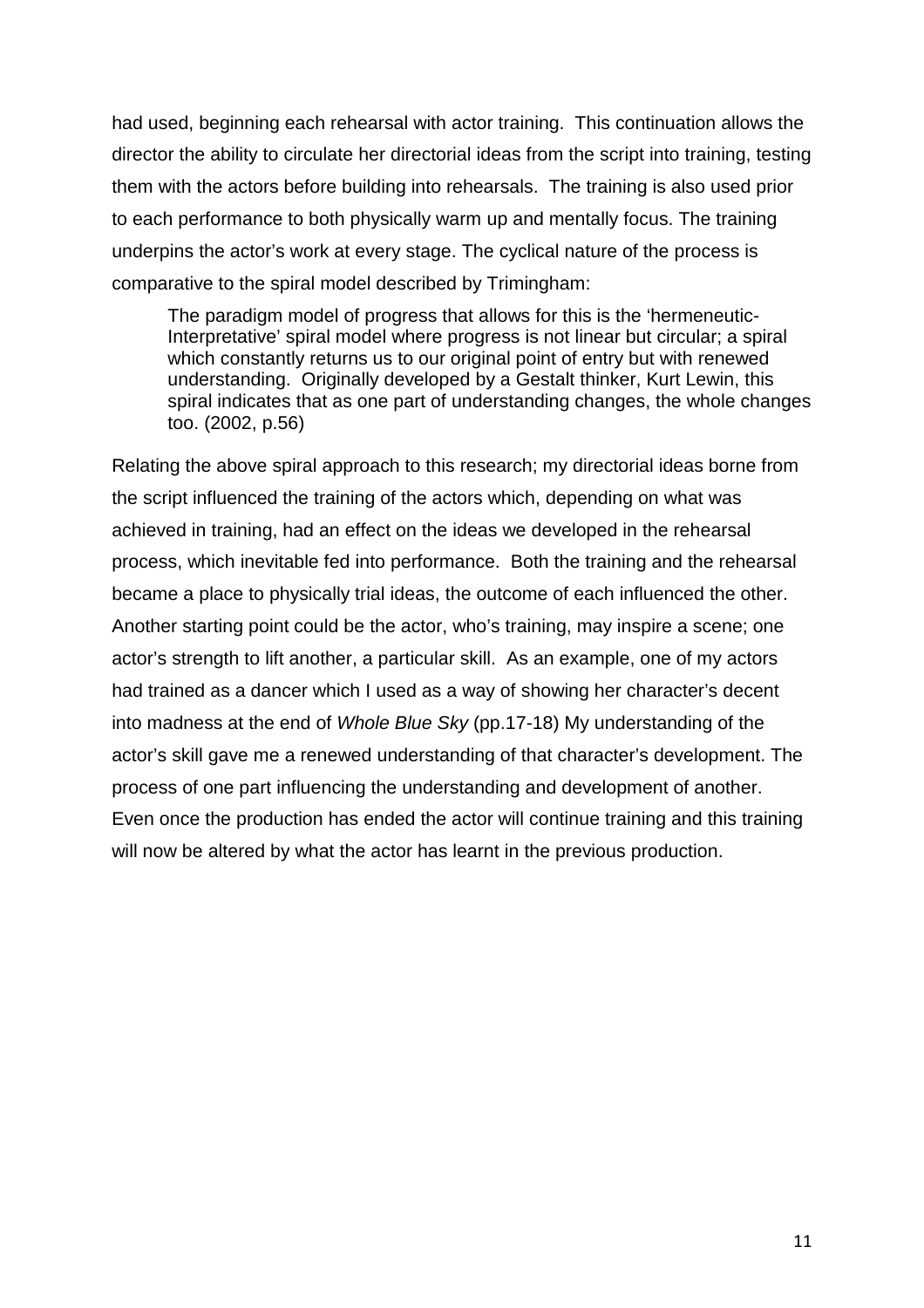had used, beginning each rehearsal with actor training. This continuation allows the director the ability to circulate her directorial ideas from the script into training, testing them with the actors before building into rehearsals. The training is also used prior to each performance to both physically warm up and mentally focus. The training underpins the actor's work at every stage. The cyclical nature of the process is comparative to the spiral model described by Trimingham:

> The paradigm model of progress that allows for this is the 'hermeneutic-Interpretative' spiral model where progress is not linear but circular; a spiral which constantly returns us to our original point of entry but with renewed understanding. Originally developed by a Gestalt thinker, Kurt Lewin, this spiral indicates that as one part of understanding changes, the whole changes too. (2002, p.56)

Relating the above spiral approach to this research; my directorial ideas borne from the script influenced the training of the actors which, depending on what was achieved in training, had an effect on the ideas we developed in the rehearsal process, which inevitable fed into performance. Both the training and the rehearsal became a place to physically trial ideas, the outcome of each influenced the other. Another starting point could be the actor, who's training, may inspire a scene; one actor's strength to lift another, a particular skill. As an example, one of my actors had trained as a dancer which I used as a way of showing her character's decent into madness at the end of *Whole Blue Sky* (pp.17-18) My understanding of the actor's skill gave me a renewed understanding of that character's development. The process of one part influencing the understanding and development of another. Even once the production has ended the actor will continue training and this training will now be altered by what the actor has learnt in the previous production.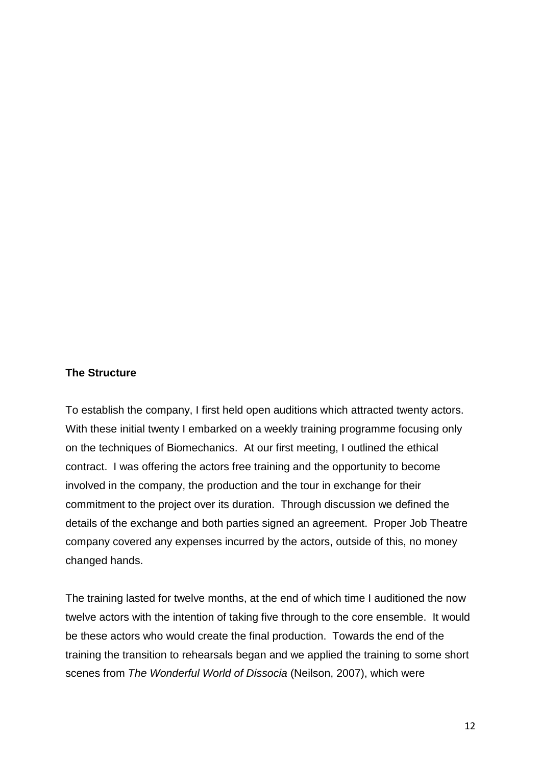**The Structure**

To establish the company, I first held open auditions which attracted twenty actors. With these initial twenty I embarked on a weekly training programme focusing only on the techniques of Biomechanics. At our first meeting, I outlined the ethical contract. I was offering the actors free training and the opportunity to become involved in the company, the production and the tour in exchange for their commitment to the project over its duration. Through discussion we defined the details of the exchange and both parties signed an agreement. Proper Job Theatre company covered any expenses incurred by the actors, outside of this, no money changed hands.

The training lasted for twelve months, at the end of which time I auditioned the now twelve actors with the intention of taking five through to the core ensemble. It would be these actors who would create the final production. Towards the end of the training the transition to rehearsals began and we applied the training to some short scenes from *The Wonderful World of Dissocia* (Neilson, 2007), which were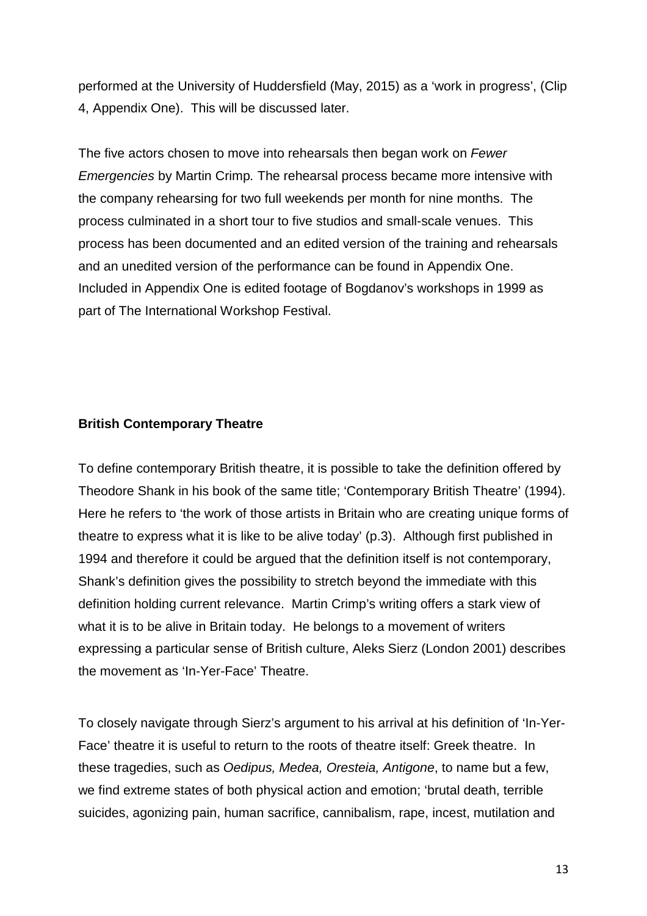performed at the University of Huddersfield (May, 2015) as a 'work in progress', (Clip 4, Appendix One). This will be discussed later.

The five actors chosen to move into rehearsals then began work on *Fewer Emergencies* by Martin Crimp. The rehearsal process became more intensive with the company rehearsing for two full weekends per month for nine months. The process culminated in a short tour to five studios and small-scale venues. This process has been documented and an edited version of the training and rehearsals and an unedited version of the performance can be found in Appendix One. Included in Appendix One is edited footage of Bogdanov's workshops in 1999 as part of The International Workshop Festival.

**British Contemporary Theatre**

To define contemporary British theatre, it is possible to take the definition offered by Theodore Shank in his book of the same title; 'Contemporary British Theatre' (1994). Here he refers to 'the work of those artists in Britain who are creating unique forms of theatre to express what it is like to be alive today' (p.3). Although first published in 1994 and therefore it could be argued that the definition itself is not contemporary, Shank's definition gives the possibility to stretch beyond the immediate with this definition holding current relevance. Martin Crimp's writing offers a stark view of what it is to be alive in Britain today. He belongs to a movement of writers expressing a particular sense of British culture, Aleks Sierz (London 2001) describes the movement as 'In-Yer-Face' Theatre.

To closely navigate through Sierz's argument to his arrival at his definition of 'In-Yer-Face' theatre it is useful to return to the roots of theatre itself: Greek theatre. In these tragedies, such as *Oedipus, Medea, Oresteia, Antigone*, to name but a few, we find extreme states of both physical action and emotion; 'brutal death, terrible suicides, agonizing pain, human sacrifice, cannibalism, rape, incest, mutilation and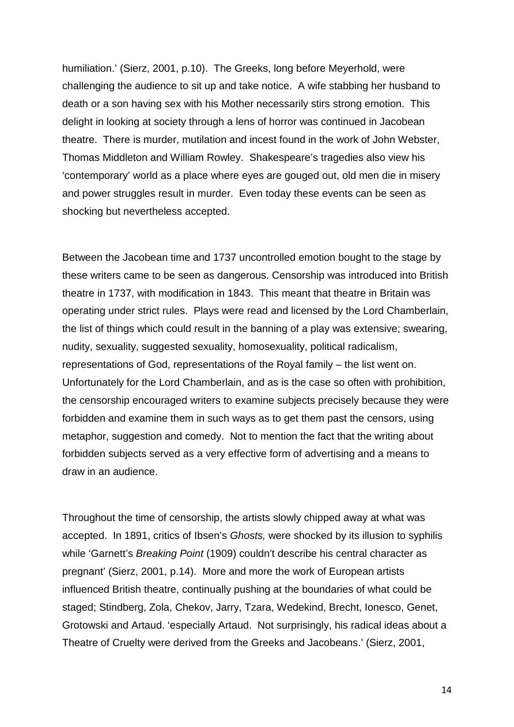humiliation.' (Sierz, 2001, p.10). The Greeks, long before Meyerhold, were challenging the audience to sit up and take notice. A wife stabbing her husband to death or a son having sex with his Mother necessarily stirs strong emotion. This delight in looking at society through a lens of horror was continued in Jacobean theatre. There is murder, mutilation and incest found in the work of John Webster, Thomas Middleton and William Rowley. Shakespeare's tragedies also view his 'contemporary' world as a place where eyes are gouged out, old men die in misery and power struggles result in murder. Even today these events can be seen as shocking but nevertheless accepted.

Between the Jacobean time and 1737 uncontrolled emotion bought to the stage by these writers came to be seen as dangerous. Censorship was introduced into British theatre in 1737, with modification in 1843. This meant that theatre in Britain was operating under strict rules. Plays were read and licensed by the Lord Chamberlain, the list of things which could result in the banning of a play was extensive; swearing, nudity, sexuality, suggested sexuality, homosexuality, political radicalism, representations of God, representations of the Royal family – the list went on. Unfortunately for the Lord Chamberlain, and as is the case so often with prohibition, the censorship encouraged writers to examine subjects precisely because they were forbidden and examine them in such ways as to get them past the censors, using metaphor, suggestion and comedy. Not to mention the fact that the writing about forbidden subjects served as a very effective form of advertising and a means to draw in an audience.

Throughout the time of censorship, the artists slowly chipped away at what was accepted. In 1891, critics of Ibsen's *Ghosts,* were shocked by its illusion to syphilis while 'Garnett's *Breaking Point* (1909) couldn't describe his central character as pregnant' (Sierz, 2001, p.14). More and more the work of European artists influenced British theatre, continually pushing at the boundaries of what could be staged; Stindberg, Zola, Chekov, Jarry, Tzara, Wedekind, Brecht, Ionesco, Genet, Grotowski and Artaud. 'especially Artaud. Not surprisingly, his radical ideas about a Theatre of Cruelty were derived from the Greeks and Jacobeans.' (Sierz, 2001,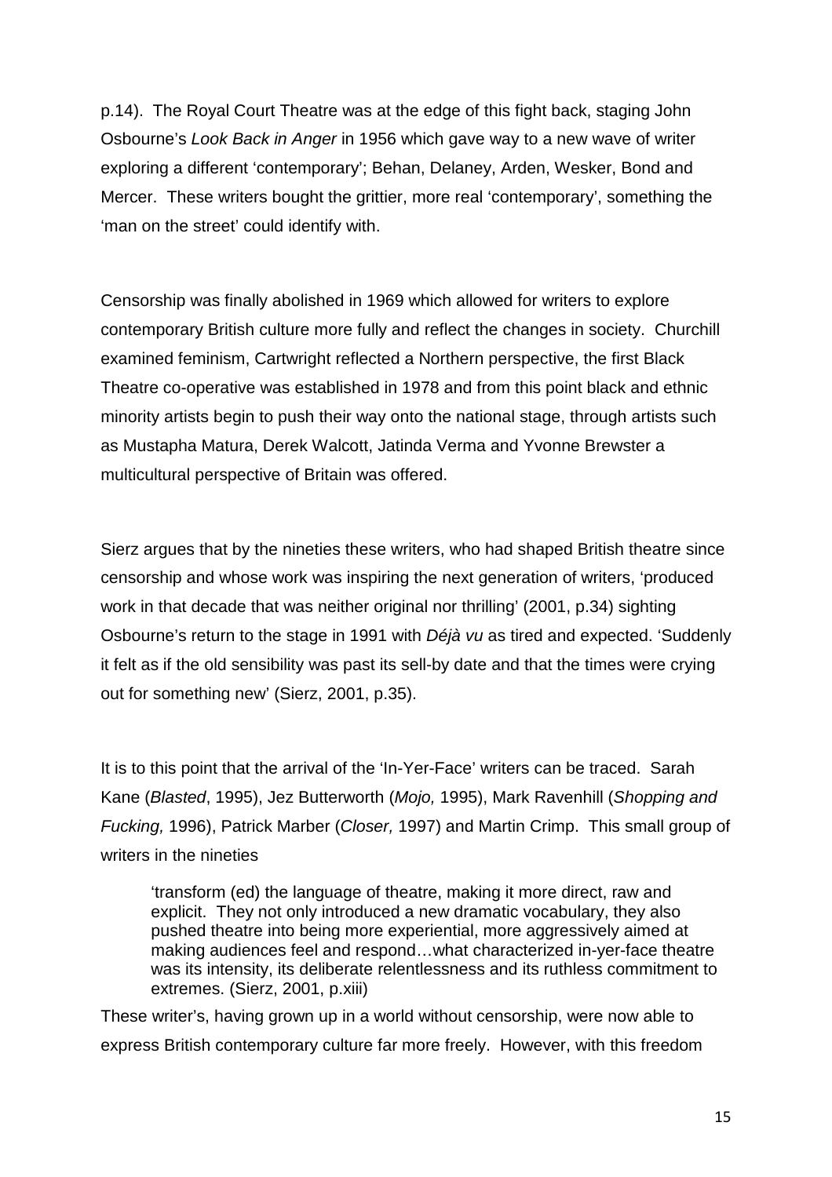p.14). The Royal Court Theatre was at the edge of this fight back, staging John Osbourne's *Look Back in Anger* in 1956 which gave way to a new wave of writer exploring a different 'contemporary'; Behan, Delaney, Arden, Wesker, Bond and Mercer. These writers bought the grittier, more real 'contemporary', something the 'man on the street' could identify with.

Censorship was finally abolished in 1969 which allowed for writers to explore contemporary British culture more fully and reflect the changes in society. Churchill examined feminism, Cartwright reflected a Northern perspective, the first Black Theatre co-operative was established in 1978 and from this point black and ethnic minority artists begin to push their way onto the national stage, through artists such as Mustapha Matura, Derek Walcott, Jatinda Verma and Yvonne Brewster a multicultural perspective of Britain was offered.

Sierz argues that by the nineties these writers, who had shaped British theatre since censorship and whose work was inspiring the next generation of writers, 'produced work in that decade that was neither original nor thrilling' (2001, p.34) sighting Osbourne's return to the stage in 1991 with *Déjà vu* as tired and expected. 'Suddenly it felt as if the old sensibility was past its sell-by date and that the times were crying out for something new' (Sierz, 2001, p.35).

It is to this point that the arrival of the 'In-Yer-Face' writers can be traced. Sarah Kane (*Blasted*, 1995), Jez Butterworth (*Mojo,* 1995), Mark Ravenhill (*Shopping and Fucking,* 1996), Patrick Marber (*Closer,* 1997) and Martin Crimp. This small group of writers in the nineties

> 'transform (ed) the language of theatre, making it more direct, raw and explicit. They not only introduced a new dramatic vocabulary, they also pushed theatre into being more experiential, more aggressively aimed at making audiences feel and respond…what characterized in-yer-face theatre was its intensity, its deliberate relentlessness and its ruthless commitment to extremes. (Sierz, 2001, p.xiii)

These writer's, having grown up in a world without censorship, were now able to express British contemporary culture far more freely. However, with this freedom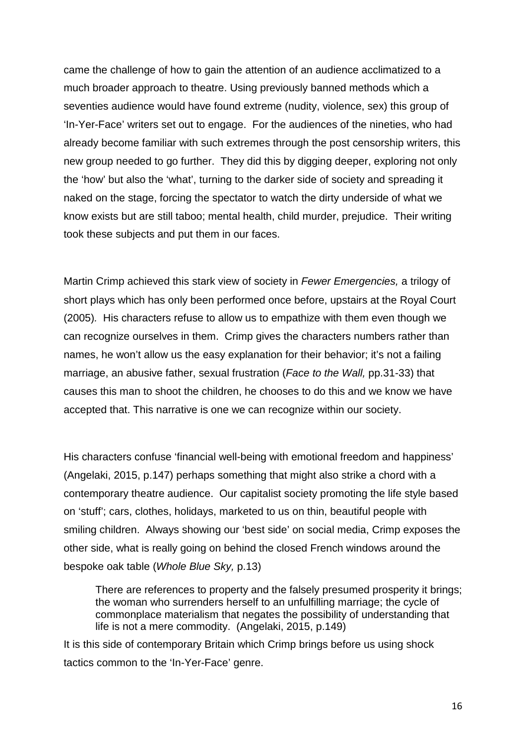came the challenge of how to gain the attention of an audience acclimatized to a much broader approach to theatre. Using previously banned methods which a seventies audience would have found extreme (nudity, violence, sex) this group of 'In-Yer-Face' writers set out to engage. For the audiences of the nineties, who had already become familiar with such extremes through the post censorship writers, this new group needed to go further. They did this by digging deeper, exploring not only the 'how' but also the 'what', turning to the darker side of society and spreading it naked on the stage, forcing the spectator to watch the dirty underside of what we know exists but are still taboo; mental health, child murder, prejudice. Their writing took these subjects and put them in our faces.

Martin Crimp achieved this stark view of society in *Fewer Emergencies,* a trilogy of short plays which has only been performed once before, upstairs at the Royal Court (2005). His characters refuse to allow us to empathize with them even though we can recognize ourselves in them. Crimp gives the characters numbers rather than names, he won't allow us the easy explanation for their behavior; it's not a failing marriage, an abusive father, sexual frustration (*Face to the Wall,* pp.31-33) that causes this man to shoot the children, he chooses to do this and we know we have accepted that. This narrative is one we can recognize within our society.

His characters confuse 'financial well-being with emotional freedom and happiness' (Angelaki, 2015, p.147) perhaps something that might also strike a chord with a contemporary theatre audience. Our capitalist society promoting the life style based on 'stuff'; cars, clothes, holidays, marketed to us on thin, beautiful people with smiling children. Always showing our 'best side' on social media, Crimp exposes the other side, what is really going on behind the closed French windows around the bespoke oak table (*Whole Blue Sky,* p.13)

> There are references to property and the falsely presumed prosperity it brings; the woman who surrenders herself to an unfulfilling marriage; the cycle of commonplace materialism that negates the possibility of understanding that life is not a mere commodity. (Angelaki, 2015, p.149)

It is this side of contemporary Britain which Crimp brings before us using shock tactics common to the 'In-Yer-Face' genre.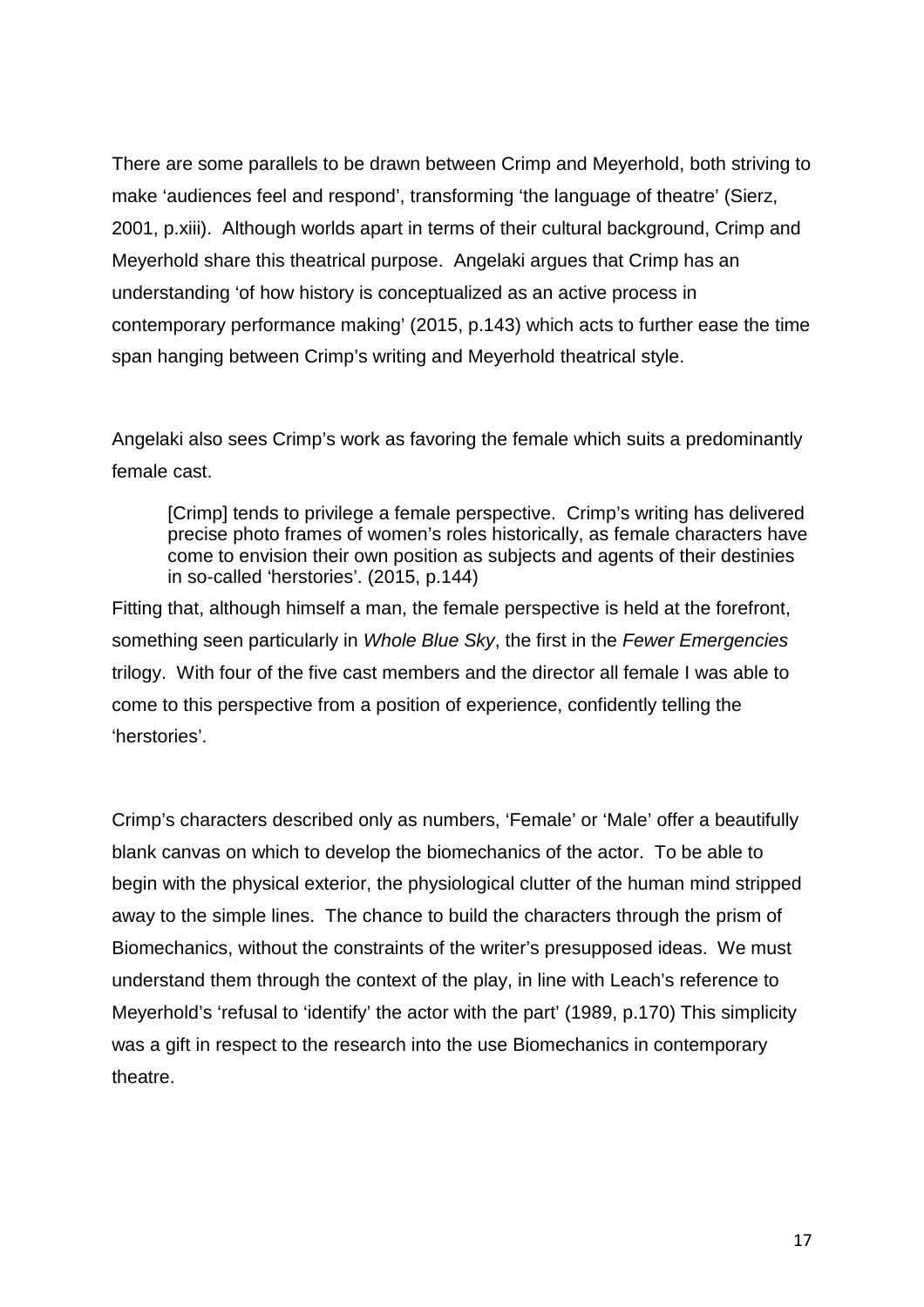There are some parallels to be drawn between Crimp and Meyerhold, both striving to make 'audiences feel and respond', transforming 'the language of theatre' (Sierz, 2001, p.xiii). Although worlds apart in terms of their cultural background, Crimp and Meyerhold share this theatrical purpose. Angelaki argues that Crimp has an understanding 'of how history is conceptualized as an active process in contemporary performance making' (2015, p.143) which acts to further ease the time span hanging between Crimp's writing and Meyerhold theatrical style.

Angelaki also sees Crimp's work as favoring the female which suits a predominantly female cast.

> [Crimp] tends to privilege a female perspective. Crimp's writing has delivered precise photo frames of women's roles historically, as female characters have come to envision their own position as subjects and agents of their destinies in so-called 'herstories'. (2015, p.144)

Fitting that, although himself a man, the female perspective is held at the forefront, something seen particularly in *Whole Blue Sky*, the first in the *Fewer Emergencies* trilogy. With four of the five cast members and the director all female I was able to come to this perspective from a position of experience, confidently telling the 'herstories'.

Crimp's characters described only as numbers, 'Female' or 'Male' offer a beautifully blank canvas on which to develop the biomechanics of the actor. To be able to begin with the physical exterior, the physiological clutter of the human mind stripped away to the simple lines. The chance to build the characters through the prism of Biomechanics, without the constraints of the writer's presupposed ideas. We must understand them through the context of the play, in line with Leach's reference to Meyerhold's 'refusal to 'identify' the actor with the part' (1989, p.170) This simplicity was a gift in respect to the research into the use Biomechanics in contemporary theatre.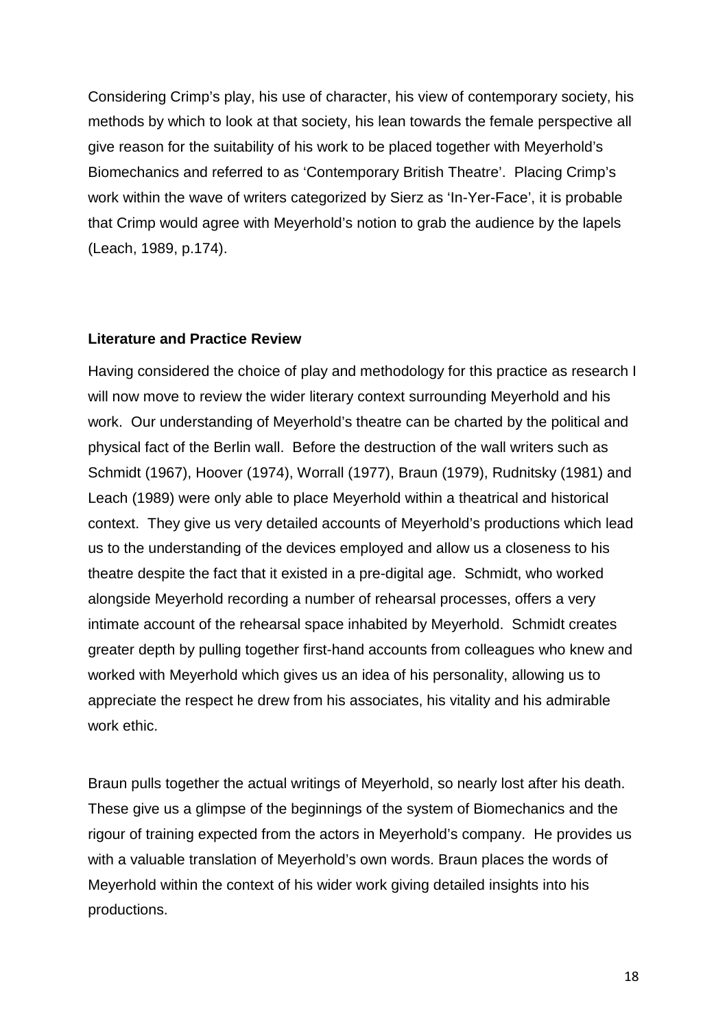Considering Crimp's play, his use of character, his view of contemporary society, his methods by which to look at that society, his lean towards the female perspective all give reason for the suitability of his work to be placed together with Meyerhold's Biomechanics and referred to as 'Contemporary British Theatre'. Placing Crimp's work within the wave of writers categorized by Sierz as 'In-Yer-Face', it is probable that Crimp would agree with Meyerhold's notion to grab the audience by the lapels (Leach, 1989, p.174).

**Literature and Practice Review**

Having considered the choice of play and methodology for this practice as research I will now move to review the wider literary context surrounding Meyerhold and his work. Our understanding of Meyerhold's theatre can be charted by the political and physical fact of the Berlin wall. Before the destruction of the wall writers such as Schmidt (1967), Hoover (1974), Worrall (1977), Braun (1979), Rudnitsky (1981) and Leach (1989) were only able to place Meyerhold within a theatrical and historical context. They give us very detailed accounts of Meyerhold's productions which lead us to the understanding of the devices employed and allow us a closeness to his theatre despite the fact that it existed in a pre-digital age. Schmidt, who worked alongside Meyerhold recording a number of rehearsal processes, offers a very intimate account of the rehearsal space inhabited by Meyerhold. Schmidt creates greater depth by pulling together first-hand accounts from colleagues who knew and worked with Meyerhold which gives us an idea of his personality, allowing us to appreciate the respect he drew from his associates, his vitality and his admirable work ethic.

Braun pulls together the actual writings of Meyerhold, so nearly lost after his death. These give us a glimpse of the beginnings of the system of Biomechanics and the rigour of training expected from the actors in Meyerhold's company. He provides us with a valuable translation of Meyerhold's own words. Braun places the words of Meyerhold within the context of his wider work giving detailed insights into his productions.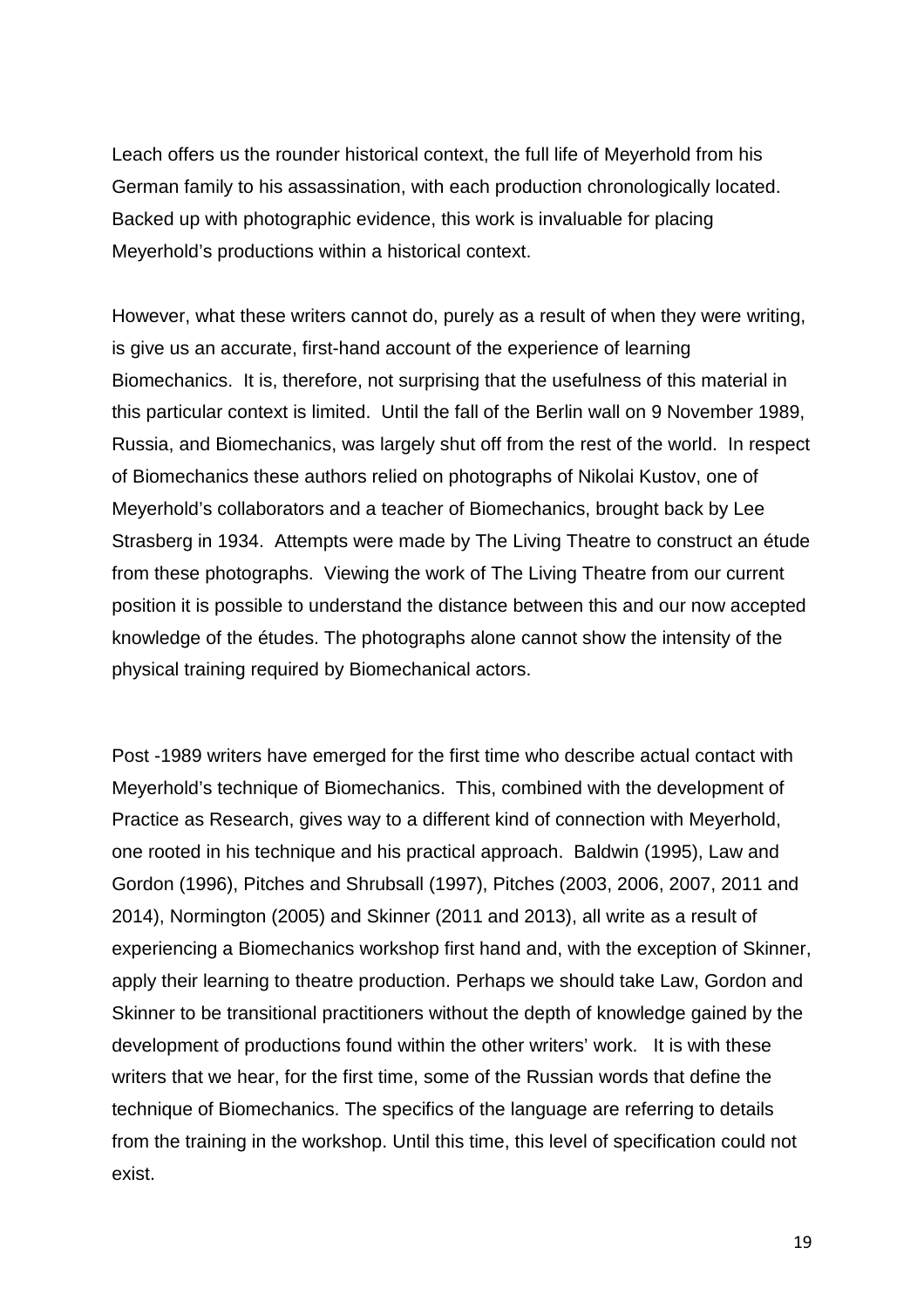Leach offers us the rounder historical context, the full life of Meyerhold from his German family to his assassination, with each production chronologically located. Backed up with photographic evidence, this work is invaluable for placing Meyerhold's productions within a historical context.

However, what these writers cannot do, purely as a result of when they were writing, is give us an accurate, first-hand account of the experience of learning Biomechanics. It is, therefore, not surprising that the usefulness of this material in this particular context is limited. Until the fall of the Berlin wall on 9 November 1989, Russia, and Biomechanics, was largely shut off from the rest of the world. In respect of Biomechanics these authors relied on photographs of Nikolai Kustov, one of Meyerhold's collaborators and a teacher of Biomechanics, brought back by Lee Strasberg in 1934. Attempts were made by The Living Theatre to construct an étude from these photographs. Viewing the work of The Living Theatre from our current position it is possible to understand the distance between this and our now accepted knowledge of the études. The photographs alone cannot show the intensity of the physical training required by Biomechanical actors.

Post -1989 writers have emerged for the first time who describe actual contact with Meyerhold's technique of Biomechanics. This, combined with the development of Practice as Research, gives way to a different kind of connection with Meyerhold, one rooted in his technique and his practical approach. Baldwin (1995), Law and Gordon (1996), Pitches and Shrubsall (1997), Pitches (2003, 2006, 2007, 2011 and 2014), Normington (2005) and Skinner (2011 and 2013), all write as a result of experiencing a Biomechanics workshop first hand and, with the exception of Skinner, apply their learning to theatre production. Perhaps we should take Law, Gordon and Skinner to be transitional practitioners without the depth of knowledge gained by the development of productions found within the other writers' work. It is with these writers that we hear, for the first time, some of the Russian words that define the technique of Biomechanics. The specifics of the language are referring to details from the training in the workshop. Until this time, this level of specification could not exist.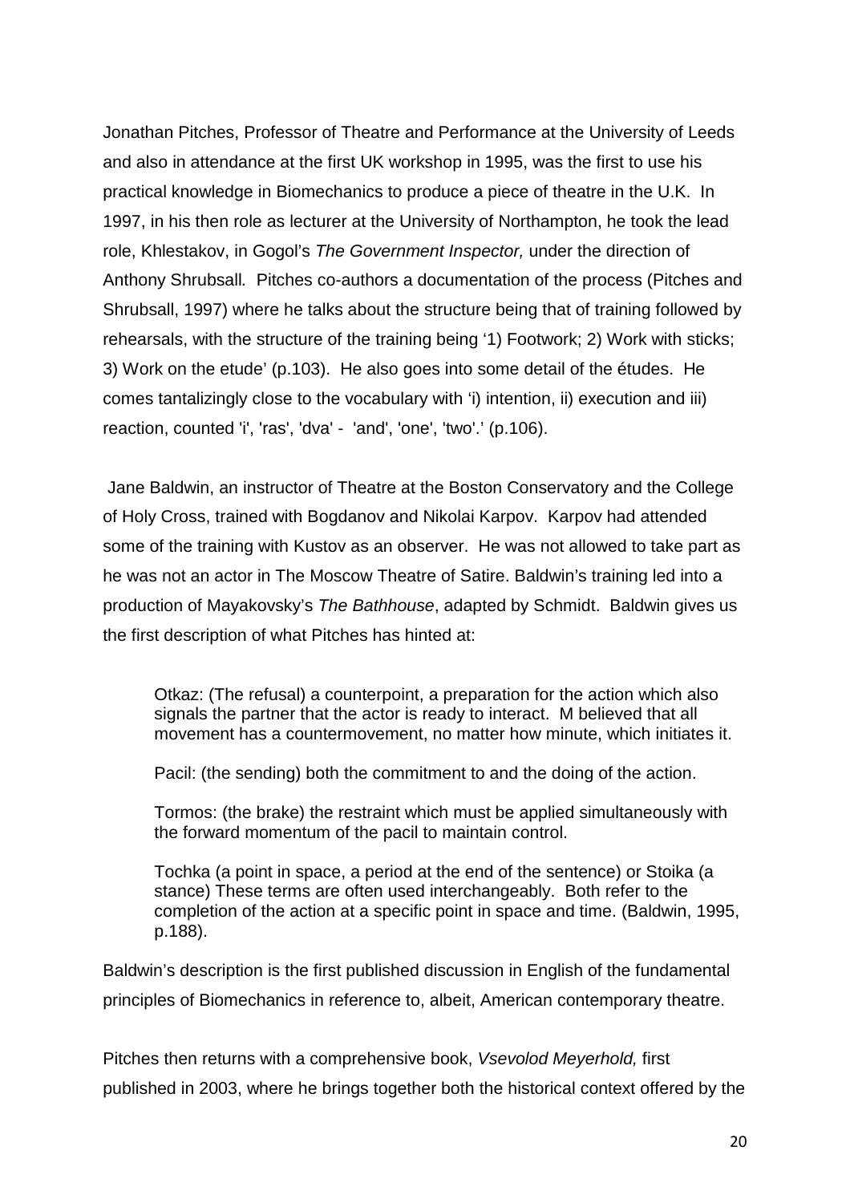Jonathan Pitches, Professor of Theatre and Performance at the University of Leeds and also in attendance at the first UK workshop in 1995, was the first to use his practical knowledge in Biomechanics to produce a piece of theatre in the U.K. In 1997, in his then role as lecturer at the University of Northampton, he took the lead role, Khlestakov, in Gogol's *The Government Inspector,* under the direction of Anthony Shrubsall. Pitches co-authors a documentation of the process (Pitches and Shrubsall, 1997) where he talks about the structure being that of training followed by rehearsals, with the structure of the training being '1) Footwork; 2) Work with sticks; 3) Work on the etude' (p.103). He also goes into some detail of the études. He comes tantalizingly close to the vocabulary with 'i) intention, ii) execution and iii) reaction, counted 'i', 'ras', 'dva' - 'and', 'one', 'two'.' (p.106).

Jane Baldwin, an instructor of Theatre at the Boston Conservatory and the College of Holy Cross, trained with Bogdanov and Nikolai Karpov. Karpov had attended some of the training with Kustov as an observer. He was not allowed to take part as he was not an actor in The Moscow Theatre of Satire. Baldwin's training led into a production of Mayakovsky's *The Bathhouse*, adapted by Schmidt. Baldwin gives us the first description of what Pitches has hinted at:

> Otkaz: (The refusal) a counterpoint, a preparation for the action which also signals the partner that the actor is ready to interact. M believed that all movement has a countermovement, no matter how minute, which initiates it.
>
> Pacil: (the sending) both the commitment to and the doing of the action.
>
> Tormos: (the brake) the restraint which must be applied simultaneously with the forward momentum of the pacil to maintain control.
>
> Tochka (a point in space, a period at the end of the sentence) or Stoika (a stance) These terms are often used interchangeably. Both refer to the completion of the action at a specific point in space and time. (Baldwin, 1995, p.188).

Baldwin's description is the first published discussion in English of the fundamental principles of Biomechanics in reference to, albeit, American contemporary theatre.

Pitches then returns with a comprehensive book, *Vsevolod Meyerhold,* first published in 2003, where he brings together both the historical context offered by the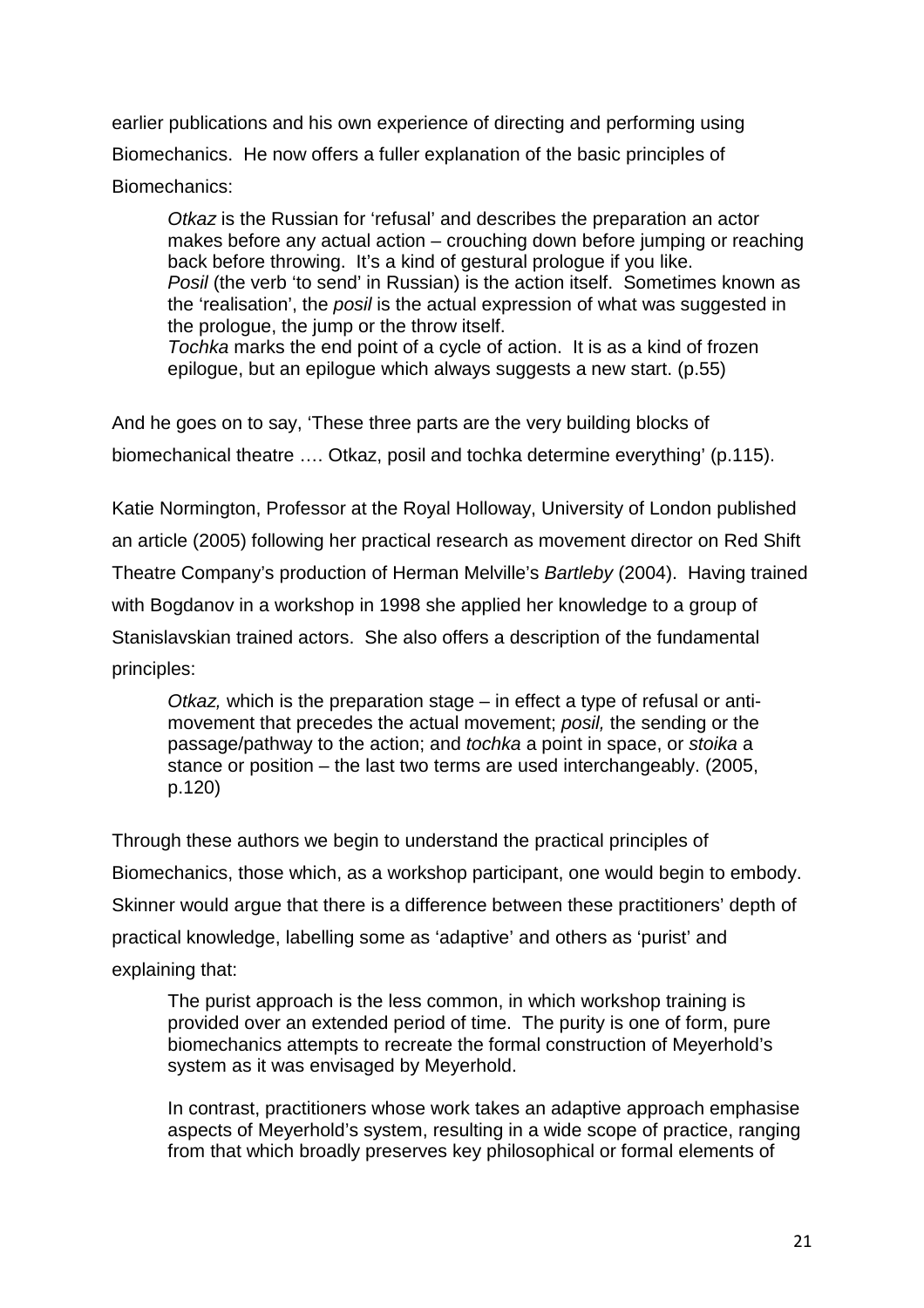earlier publications and his own experience of directing and performing using Biomechanics. He now offers a fuller explanation of the basic principles of Biomechanics:

> *Otkaz* is the Russian for 'refusal' and describes the preparation an actor makes before any actual action – crouching down before jumping or reaching back before throwing. It's a kind of gestural prologue if you like.
> *Posil* (the verb 'to send' in Russian) is the action itself. Sometimes known as the 'realisation', the *posil* is the actual expression of what was suggested in the prologue, the jump or the throw itself.
> *Tochka* marks the end point of a cycle of action. It is as a kind of frozen epilogue, but an epilogue which always suggests a new start. (p.55)

And he goes on to say, 'These three parts are the very building blocks of biomechanical theatre …. Otkaz, posil and tochka determine everything' (p.115).

Katie Normington, Professor at the Royal Holloway, University of London published an article (2005) following her practical research as movement director on Red Shift Theatre Company's production of Herman Melville's *Bartleby* (2004). Having trained with Bogdanov in a workshop in 1998 she applied her knowledge to a group of Stanislavskian trained actors. She also offers a description of the fundamental principles:

> *Otkaz,* which is the preparation stage – in effect a type of refusal or anti-movement that precedes the actual movement; *posil,* the sending or the passage/pathway to the action; and *tochka* a point in space, or *stoika* a stance or position – the last two terms are used interchangeably. (2005, p.120)

Through these authors we begin to understand the practical principles of Biomechanics, those which, as a workshop participant, one would begin to embody. Skinner would argue that there is a difference between these practitioners' depth of practical knowledge, labelling some as 'adaptive' and others as 'purist' and explaining that:

> The purist approach is the less common, in which workshop training is provided over an extended period of time. The purity is one of form, pure biomechanics attempts to recreate the formal construction of Meyerhold's system as it was envisaged by Meyerhold.
>
> In contrast, practitioners whose work takes an adaptive approach emphasise aspects of Meyerhold's system, resulting in a wide scope of practice, ranging from that which broadly preserves key philosophical or formal elements of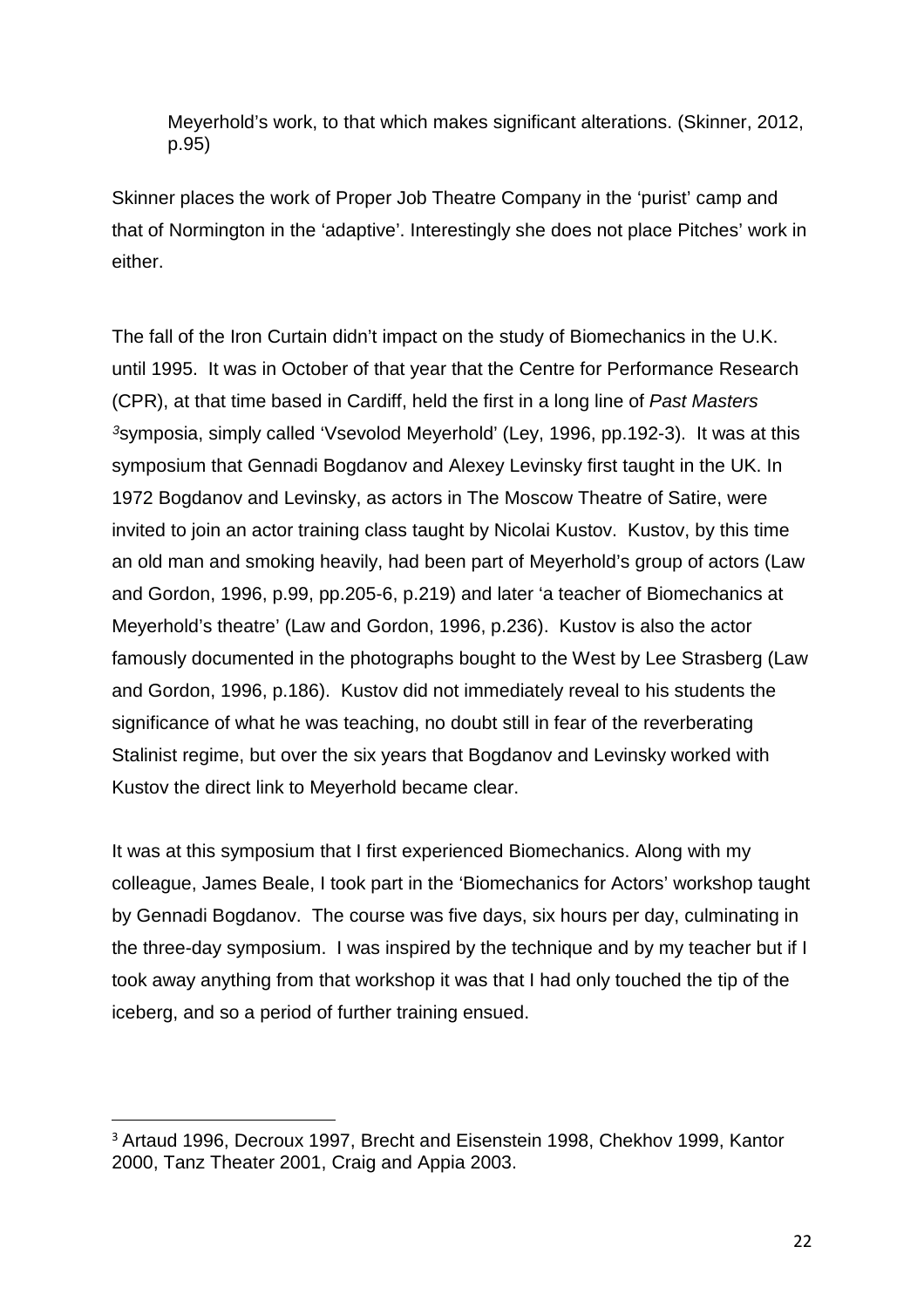> Meyerhold's work, to that which makes significant alterations. (Skinner, 2012, p.95)

Skinner places the work of Proper Job Theatre Company in the 'purist' camp and that of Normington in the 'adaptive'. Interestingly she does not place Pitches' work in either.

The fall of the Iron Curtain didn't impact on the study of Biomechanics in the U.K. until 1995. It was in October of that year that the Centre for Performance Research (CPR), at that time based in Cardiff, held the first in a long line of *Past Masters* [3]symposia, simply called 'Vsevolod Meyerhold' (Ley, 1996, pp.192-3). It was at this symposium that Gennadi Bogdanov and Alexey Levinsky first taught in the UK. In 1972 Bogdanov and Levinsky, as actors in The Moscow Theatre of Satire, were invited to join an actor training class taught by Nicolai Kustov. Kustov, by this time an old man and smoking heavily, had been part of Meyerhold's group of actors (Law and Gordon, 1996, p.99, pp.205-6, p.219) and later 'a teacher of Biomechanics at Meyerhold's theatre' (Law and Gordon, 1996, p.236). Kustov is also the actor famously documented in the photographs bought to the West by Lee Strasberg (Law and Gordon, 1996, p.186). Kustov did not immediately reveal to his students the significance of what he was teaching, no doubt still in fear of the reverberating Stalinist regime, but over the six years that Bogdanov and Levinsky worked with Kustov the direct link to Meyerhold became clear.

It was at this symposium that I first experienced Biomechanics. Along with my colleague, James Beale, I took part in the 'Biomechanics for Actors' workshop taught by Gennadi Bogdanov. The course was five days, six hours per day, culminating in the three-day symposium. I was inspired by the technique and by my teacher but if I took away anything from that workshop it was that I had only touched the tip of the iceberg, and so a period of further training ensued.

[3] Artaud 1996, Decroux 1997, Brecht and Eisenstein 1998, Chekhov 1999, Kantor 2000, Tanz Theater 2001, Craig and Appia 2003.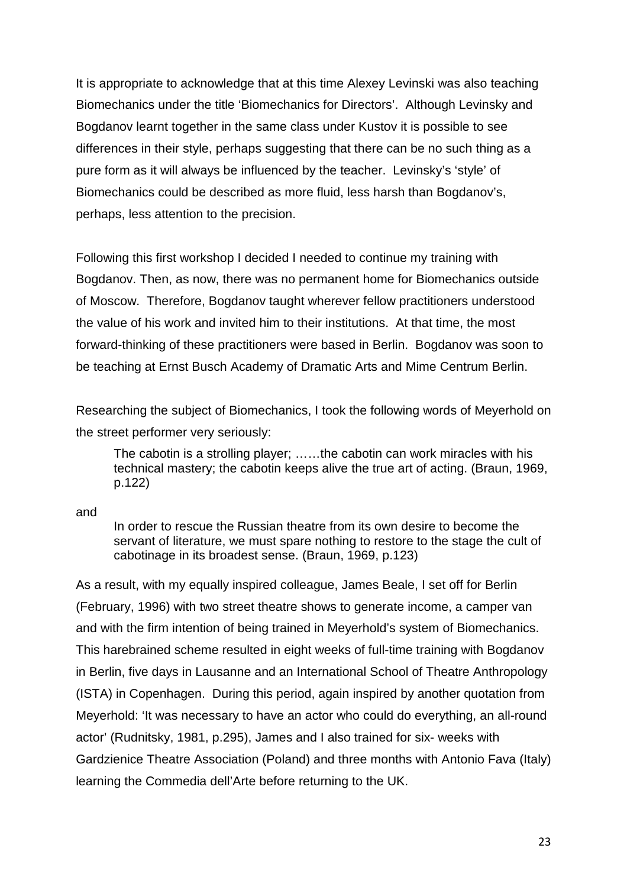It is appropriate to acknowledge that at this time Alexey Levinski was also teaching Biomechanics under the title 'Biomechanics for Directors'. Although Levinsky and Bogdanov learnt together in the same class under Kustov it is possible to see differences in their style, perhaps suggesting that there can be no such thing as a pure form as it will always be influenced by the teacher. Levinsky's 'style' of Biomechanics could be described as more fluid, less harsh than Bogdanov's, perhaps, less attention to the precision.

Following this first workshop I decided I needed to continue my training with Bogdanov. Then, as now, there was no permanent home for Biomechanics outside of Moscow. Therefore, Bogdanov taught wherever fellow practitioners understood the value of his work and invited him to their institutions. At that time, the most forward-thinking of these practitioners were based in Berlin. Bogdanov was soon to be teaching at Ernst Busch Academy of Dramatic Arts and Mime Centrum Berlin.

Researching the subject of Biomechanics, I took the following words of Meyerhold on the street performer very seriously:

> The cabotin is a strolling player; ……the cabotin can work miracles with his technical mastery; the cabotin keeps alive the true art of acting. (Braun, 1969, p.122)

and

> In order to rescue the Russian theatre from its own desire to become the servant of literature, we must spare nothing to restore to the stage the cult of cabotinage in its broadest sense. (Braun, 1969, p.123)

As a result, with my equally inspired colleague, James Beale, I set off for Berlin (February, 1996) with two street theatre shows to generate income, a camper van and with the firm intention of being trained in Meyerhold's system of Biomechanics. This harebrained scheme resulted in eight weeks of full-time training with Bogdanov in Berlin, five days in Lausanne and an International School of Theatre Anthropology (ISTA) in Copenhagen. During this period, again inspired by another quotation from Meyerhold: 'It was necessary to have an actor who could do everything, an all-round actor' (Rudnitsky, 1981, p.295), James and I also trained for six- weeks with Gardzienice Theatre Association (Poland) and three months with Antonio Fava (Italy) learning the Commedia dell'Arte before returning to the UK.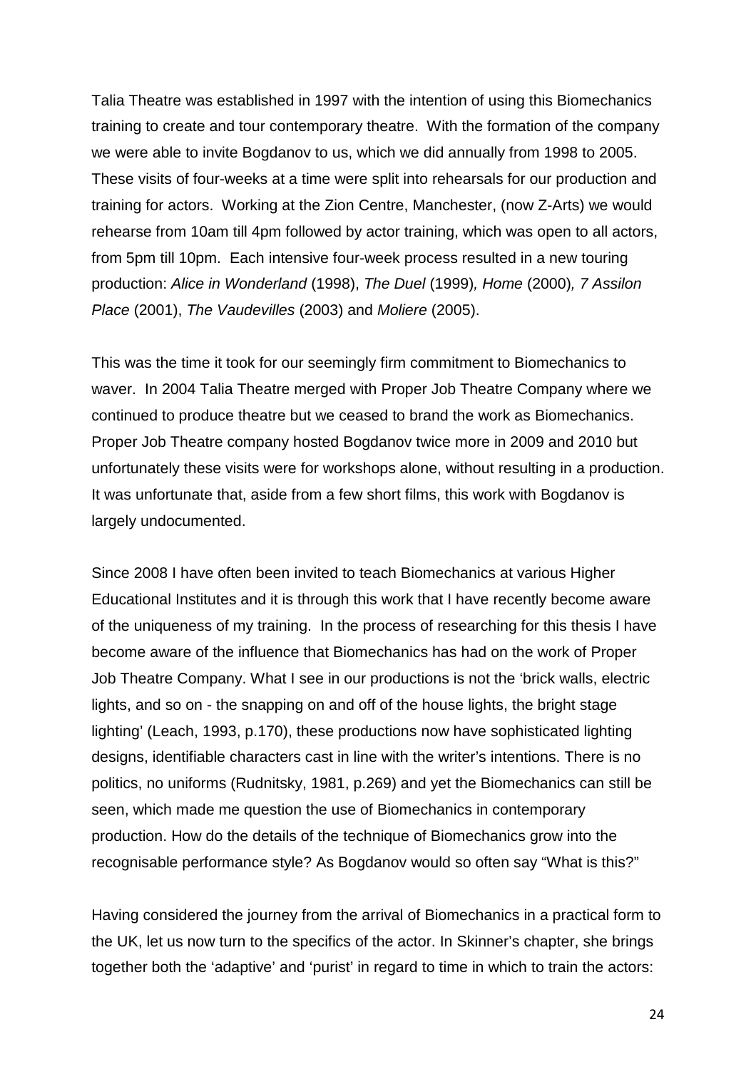Talia Theatre was established in 1997 with the intention of using this Biomechanics training to create and tour contemporary theatre. With the formation of the company we were able to invite Bogdanov to us, which we did annually from 1998 to 2005. These visits of four-weeks at a time were split into rehearsals for our production and training for actors. Working at the Zion Centre, Manchester, (now Z-Arts) we would rehearse from 10am till 4pm followed by actor training, which was open to all actors, from 5pm till 10pm. Each intensive four-week process resulted in a new touring production: *Alice in Wonderland* (1998), *The Duel* (1999), *Home* (2000), *7 Assilon Place* (2001), *The Vaudevilles* (2003) and *Moliere* (2005).

This was the time it took for our seemingly firm commitment to Biomechanics to waver. In 2004 Talia Theatre merged with Proper Job Theatre Company where we continued to produce theatre but we ceased to brand the work as Biomechanics. Proper Job Theatre company hosted Bogdanov twice more in 2009 and 2010 but unfortunately these visits were for workshops alone, without resulting in a production. It was unfortunate that, aside from a few short films, this work with Bogdanov is largely undocumented.

Since 2008 I have often been invited to teach Biomechanics at various Higher Educational Institutes and it is through this work that I have recently become aware of the uniqueness of my training. In the process of researching for this thesis I have become aware of the influence that Biomechanics has had on the work of Proper Job Theatre Company. What I see in our productions is not the 'brick walls, electric lights, and so on - the snapping on and off of the house lights, the bright stage lighting' (Leach, 1993, p.170), these productions now have sophisticated lighting designs, identifiable characters cast in line with the writer's intentions. There is no politics, no uniforms (Rudnitsky, 1981, p.269) and yet the Biomechanics can still be seen, which made me question the use of Biomechanics in contemporary production. How do the details of the technique of Biomechanics grow into the recognisable performance style? As Bogdanov would so often say "What is this?"

Having considered the journey from the arrival of Biomechanics in a practical form to the UK, let us now turn to the specifics of the actor. In Skinner's chapter, she brings together both the 'adaptive' and 'purist' in regard to time in which to train the actors: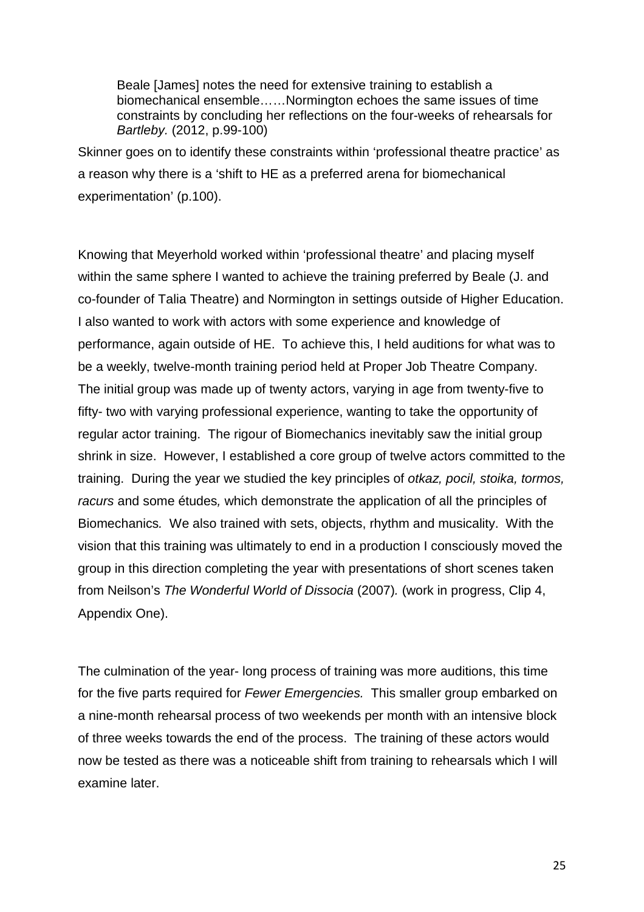> Beale [James] notes the need for extensive training to establish a biomechanical ensemble……Normington echoes the same issues of time constraints by concluding her reflections on the four-weeks of rehearsals for *Bartleby.* (2012, p.99-100)

Skinner goes on to identify these constraints within 'professional theatre practice' as a reason why there is a 'shift to HE as a preferred arena for biomechanical experimentation' (p.100).

Knowing that Meyerhold worked within 'professional theatre' and placing myself within the same sphere I wanted to achieve the training preferred by Beale (J. and co-founder of Talia Theatre) and Normington in settings outside of Higher Education. I also wanted to work with actors with some experience and knowledge of performance, again outside of HE. To achieve this, I held auditions for what was to be a weekly, twelve-month training period held at Proper Job Theatre Company. The initial group was made up of twenty actors, varying in age from twenty-five to fifty- two with varying professional experience, wanting to take the opportunity of regular actor training. The rigour of Biomechanics inevitably saw the initial group shrink in size. However, I established a core group of twelve actors committed to the training. During the year we studied the key principles of *otkaz, pocil, stoika, tormos, racurs* and some études*,* which demonstrate the application of all the principles of Biomechanics*.* We also trained with sets, objects, rhythm and musicality. With the vision that this training was ultimately to end in a production I consciously moved the group in this direction completing the year with presentations of short scenes taken from Neilson's *The Wonderful World of Dissocia* (2007)*.* (work in progress, Clip 4, Appendix One).

The culmination of the year- long process of training was more auditions, this time for the five parts required for *Fewer Emergencies.* This smaller group embarked on a nine-month rehearsal process of two weekends per month with an intensive block of three weeks towards the end of the process. The training of these actors would now be tested as there was a noticeable shift from training to rehearsals which I will examine later.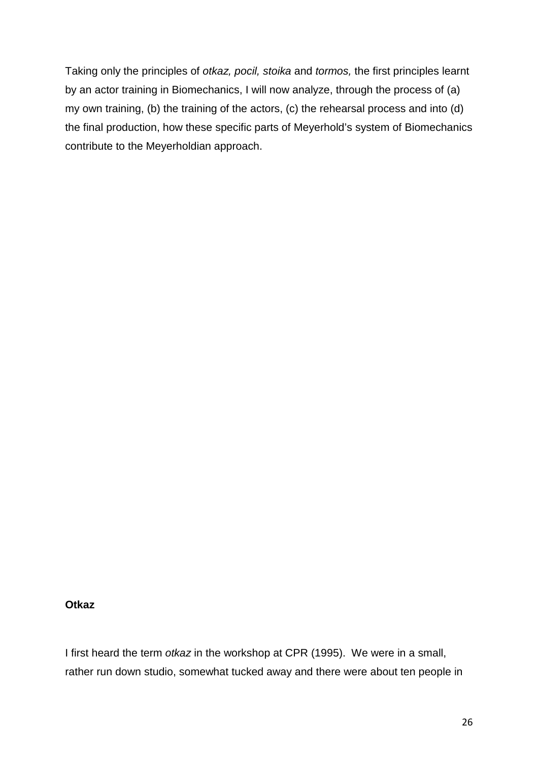Taking only the principles of *otkaz, pocil, stoika* and *tormos,* the first principles learnt by an actor training in Biomechanics, I will now analyze, through the process of (a) my own training, (b) the training of the actors, (c) the rehearsal process and into (d) the final production, how these specific parts of Meyerhold's system of Biomechanics contribute to the Meyerholdian approach.

**Otkaz**

I first heard the term *otkaz* in the workshop at CPR (1995). We were in a small, rather run down studio, somewhat tucked away and there were about ten people in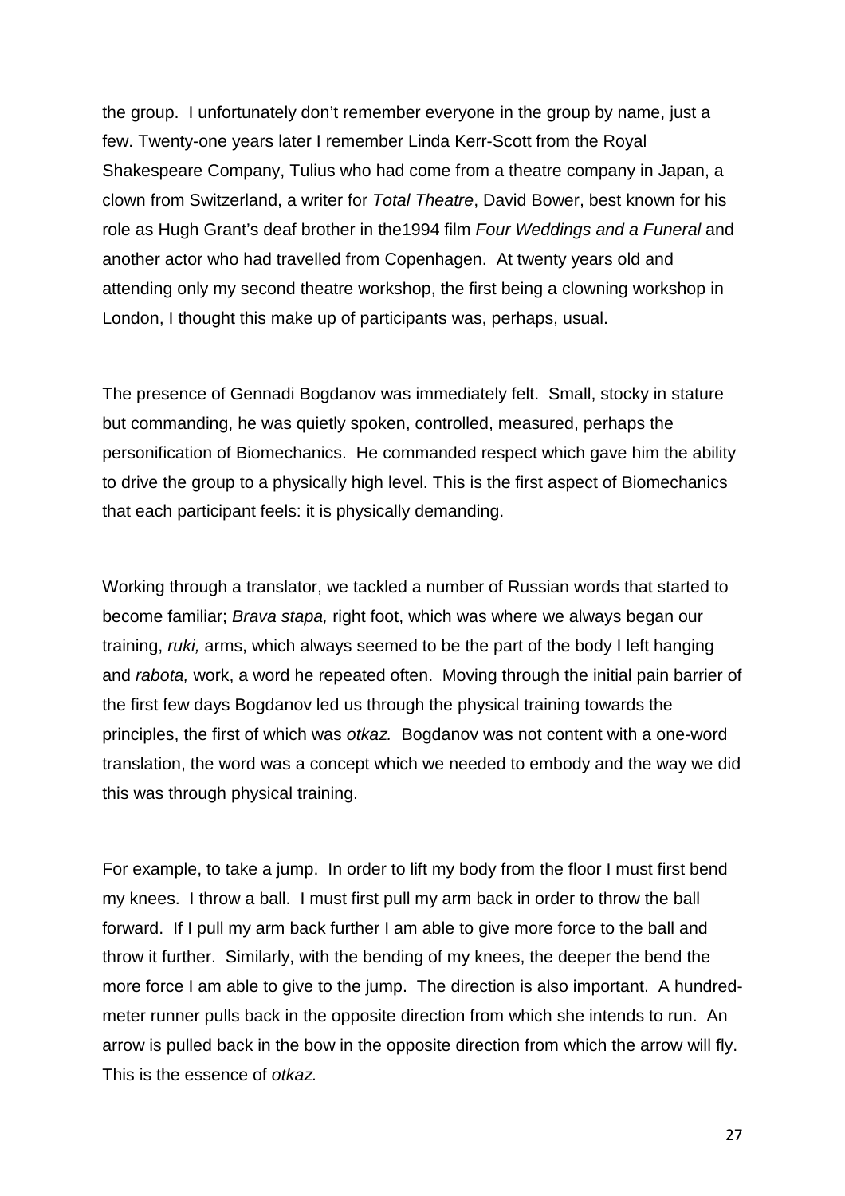the group. I unfortunately don't remember everyone in the group by name, just a few. Twenty-one years later I remember Linda Kerr-Scott from the Royal Shakespeare Company, Tulius who had come from a theatre company in Japan, a clown from Switzerland, a writer for *Total Theatre*, David Bower, best known for his role as Hugh Grant's deaf brother in the1994 film *Four Weddings and a Funeral* and another actor who had travelled from Copenhagen. At twenty years old and attending only my second theatre workshop, the first being a clowning workshop in London, I thought this make up of participants was, perhaps, usual.

The presence of Gennadi Bogdanov was immediately felt. Small, stocky in stature but commanding, he was quietly spoken, controlled, measured, perhaps the personification of Biomechanics. He commanded respect which gave him the ability to drive the group to a physically high level. This is the first aspect of Biomechanics that each participant feels: it is physically demanding.

Working through a translator, we tackled a number of Russian words that started to become familiar; *Brava stapa,* right foot, which was where we always began our training, *ruki,* arms, which always seemed to be the part of the body I left hanging and *rabota,* work, a word he repeated often. Moving through the initial pain barrier of the first few days Bogdanov led us through the physical training towards the principles, the first of which was *otkaz.* Bogdanov was not content with a one-word translation, the word was a concept which we needed to embody and the way we did this was through physical training.

For example, to take a jump. In order to lift my body from the floor I must first bend my knees. I throw a ball. I must first pull my arm back in order to throw the ball forward. If I pull my arm back further I am able to give more force to the ball and throw it further. Similarly, with the bending of my knees, the deeper the bend the more force I am able to give to the jump. The direction is also important. A hundred-meter runner pulls back in the opposite direction from which she intends to run. An arrow is pulled back in the bow in the opposite direction from which the arrow will fly. This is the essence of *otkaz.*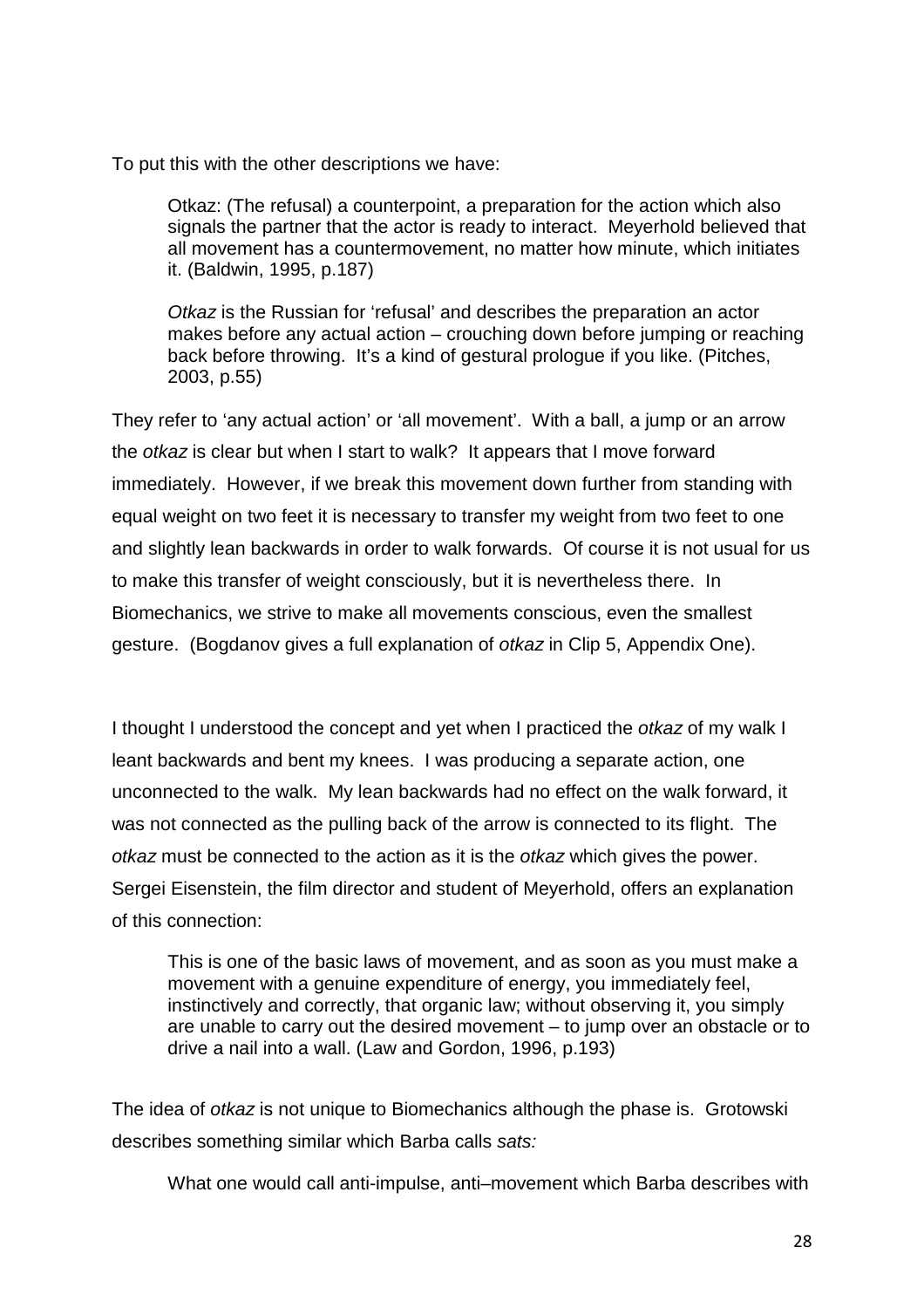To put this with the other descriptions we have:

> Otkaz: (The refusal) a counterpoint, a preparation for the action which also signals the partner that the actor is ready to interact. Meyerhold believed that all movement has a countermovement, no matter how minute, which initiates it. (Baldwin, 1995, p.187)

> *Otkaz* is the Russian for 'refusal' and describes the preparation an actor makes before any actual action – crouching down before jumping or reaching back before throwing. It's a kind of gestural prologue if you like. (Pitches, 2003, p.55)

They refer to 'any actual action' or 'all movement'. With a ball, a jump or an arrow the *otkaz* is clear but when I start to walk? It appears that I move forward immediately. However, if we break this movement down further from standing with equal weight on two feet it is necessary to transfer my weight from two feet to one and slightly lean backwards in order to walk forwards. Of course it is not usual for us to make this transfer of weight consciously, but it is nevertheless there. In Biomechanics, we strive to make all movements conscious, even the smallest gesture. (Bogdanov gives a full explanation of *otkaz* in Clip 5, Appendix One).

I thought I understood the concept and yet when I practiced the *otkaz* of my walk I leant backwards and bent my knees. I was producing a separate action, one unconnected to the walk. My lean backwards had no effect on the walk forward, it was not connected as the pulling back of the arrow is connected to its flight. The *otkaz* must be connected to the action as it is the *otkaz* which gives the power. Sergei Eisenstein, the film director and student of Meyerhold, offers an explanation of this connection:

> This is one of the basic laws of movement, and as soon as you must make a movement with a genuine expenditure of energy, you immediately feel, instinctively and correctly, that organic law; without observing it, you simply are unable to carry out the desired movement – to jump over an obstacle or to drive a nail into a wall. (Law and Gordon, 1996, p.193)

The idea of *otkaz* is not unique to Biomechanics although the phase is. Grotowski describes something similar which Barba calls *sats:*

> What one would call anti-impulse, anti–movement which Barba describes with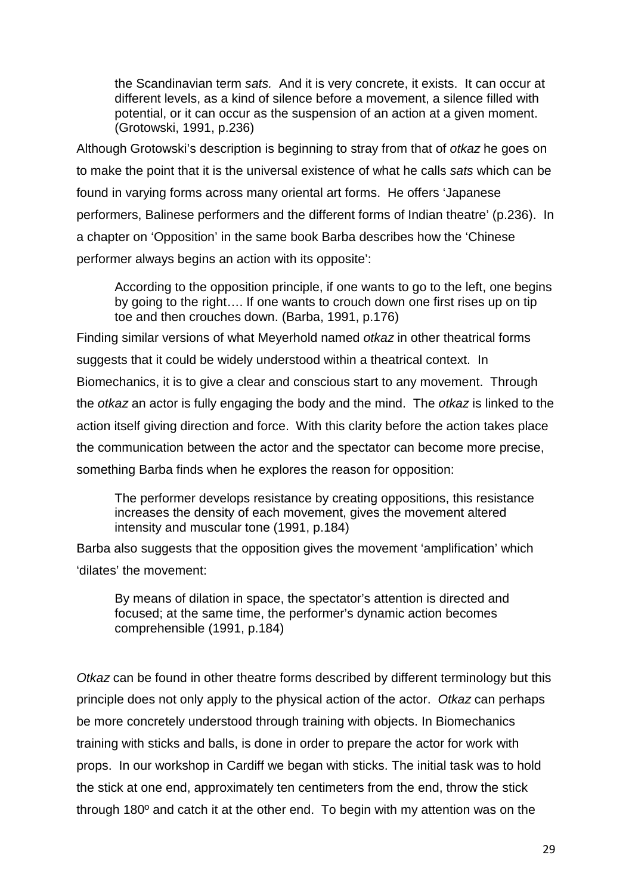> the Scandinavian term *sats.* And it is very concrete, it exists. It can occur at different levels, as a kind of silence before a movement, a silence filled with potential, or it can occur as the suspension of an action at a given moment. (Grotowski, 1991, p.236)

Although Grotowski's description is beginning to stray from that of *otkaz* he goes on to make the point that it is the universal existence of what he calls *sats* which can be found in varying forms across many oriental art forms. He offers 'Japanese performers, Balinese performers and the different forms of Indian theatre' (p.236). In a chapter on 'Opposition' in the same book Barba describes how the 'Chinese performer always begins an action with its opposite':

> According to the opposition principle, if one wants to go to the left, one begins by going to the right…. If one wants to crouch down one first rises up on tip toe and then crouches down. (Barba, 1991, p.176)

Finding similar versions of what Meyerhold named *otkaz* in other theatrical forms suggests that it could be widely understood within a theatrical context. In Biomechanics, it is to give a clear and conscious start to any movement. Through the *otkaz* an actor is fully engaging the body and the mind. The *otkaz* is linked to the action itself giving direction and force. With this clarity before the action takes place the communication between the actor and the spectator can become more precise, something Barba finds when he explores the reason for opposition:

> The performer develops resistance by creating oppositions, this resistance increases the density of each movement, gives the movement altered intensity and muscular tone (1991, p.184)

Barba also suggests that the opposition gives the movement 'amplification' which 'dilates' the movement:

> By means of dilation in space, the spectator's attention is directed and focused; at the same time, the performer's dynamic action becomes comprehensible (1991, p.184)

*Otkaz* can be found in other theatre forms described by different terminology but this principle does not only apply to the physical action of the actor. *Otkaz* can perhaps be more concretely understood through training with objects. In Biomechanics training with sticks and balls, is done in order to prepare the actor for work with props. In our workshop in Cardiff we began with sticks. The initial task was to hold the stick at one end, approximately ten centimeters from the end, throw the stick through 180º and catch it at the other end. To begin with my attention was on the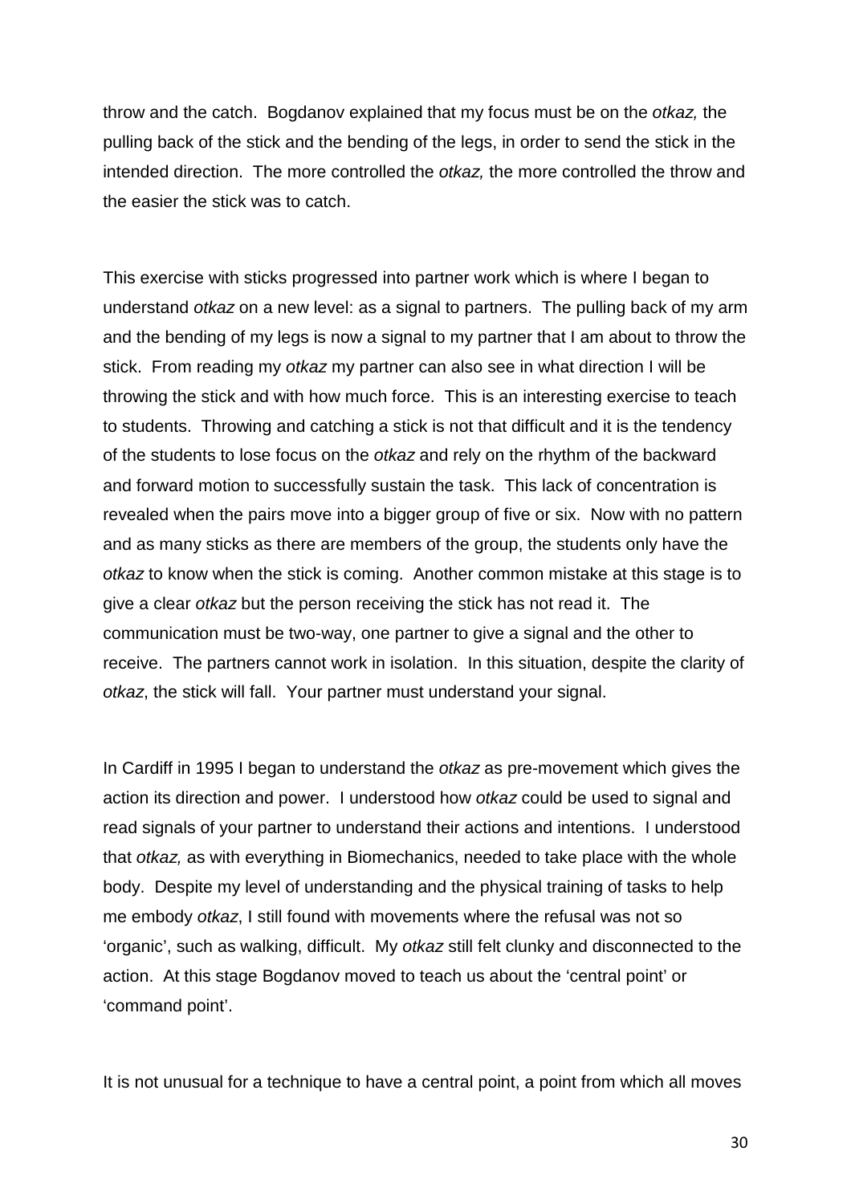throw and the catch. Bogdanov explained that my focus must be on the *otkaz,* the pulling back of the stick and the bending of the legs, in order to send the stick in the intended direction. The more controlled the *otkaz,* the more controlled the throw and the easier the stick was to catch.

This exercise with sticks progressed into partner work which is where I began to understand *otkaz* on a new level: as a signal to partners. The pulling back of my arm and the bending of my legs is now a signal to my partner that I am about to throw the stick. From reading my *otkaz* my partner can also see in what direction I will be throwing the stick and with how much force. This is an interesting exercise to teach to students. Throwing and catching a stick is not that difficult and it is the tendency of the students to lose focus on the *otkaz* and rely on the rhythm of the backward and forward motion to successfully sustain the task. This lack of concentration is revealed when the pairs move into a bigger group of five or six. Now with no pattern and as many sticks as there are members of the group, the students only have the *otkaz* to know when the stick is coming. Another common mistake at this stage is to give a clear *otkaz* but the person receiving the stick has not read it. The communication must be two-way, one partner to give a signal and the other to receive. The partners cannot work in isolation. In this situation, despite the clarity of *otkaz*, the stick will fall. Your partner must understand your signal.

In Cardiff in 1995 I began to understand the *otkaz* as pre-movement which gives the action its direction and power. I understood how *otkaz* could be used to signal and read signals of your partner to understand their actions and intentions. I understood that *otkaz,* as with everything in Biomechanics, needed to take place with the whole body. Despite my level of understanding and the physical training of tasks to help me embody *otkaz*, I still found with movements where the refusal was not so 'organic', such as walking, difficult. My *otkaz* still felt clunky and disconnected to the action. At this stage Bogdanov moved to teach us about the 'central point' or 'command point'.

It is not unusual for a technique to have a central point, a point from which all moves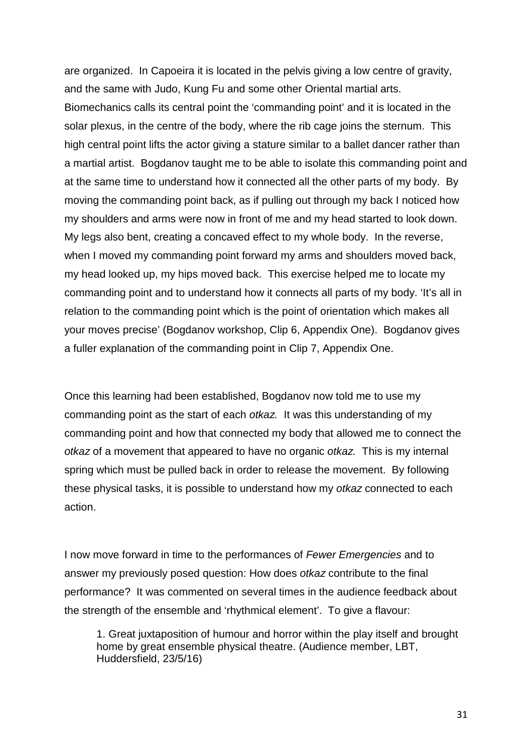are organized. In Capoeira it is located in the pelvis giving a low centre of gravity, and the same with Judo, Kung Fu and some other Oriental martial arts. Biomechanics calls its central point the 'commanding point' and it is located in the solar plexus, in the centre of the body, where the rib cage joins the sternum. This high central point lifts the actor giving a stature similar to a ballet dancer rather than a martial artist. Bogdanov taught me to be able to isolate this commanding point and at the same time to understand how it connected all the other parts of my body. By moving the commanding point back, as if pulling out through my back I noticed how my shoulders and arms were now in front of me and my head started to look down. My legs also bent, creating a concaved effect to my whole body. In the reverse, when I moved my commanding point forward my arms and shoulders moved back, my head looked up, my hips moved back. This exercise helped me to locate my commanding point and to understand how it connects all parts of my body. 'It's all in relation to the commanding point which is the point of orientation which makes all your moves precise' (Bogdanov workshop, Clip 6, Appendix One). Bogdanov gives a fuller explanation of the commanding point in Clip 7, Appendix One.

Once this learning had been established, Bogdanov now told me to use my commanding point as the start of each *otkaz.* It was this understanding of my commanding point and how that connected my body that allowed me to connect the *otkaz* of a movement that appeared to have no organic *otkaz.* This is my internal spring which must be pulled back in order to release the movement. By following these physical tasks, it is possible to understand how my *otkaz* connected to each action.

I now move forward in time to the performances of *Fewer Emergencies* and to answer my previously posed question: How does *otkaz* contribute to the final performance? It was commented on several times in the audience feedback about the strength of the ensemble and 'rhythmical element'. To give a flavour:

> 1. Great juxtaposition of humour and horror within the play itself and brought home by great ensemble physical theatre. (Audience member, LBT, Huddersfield, 23/5/16)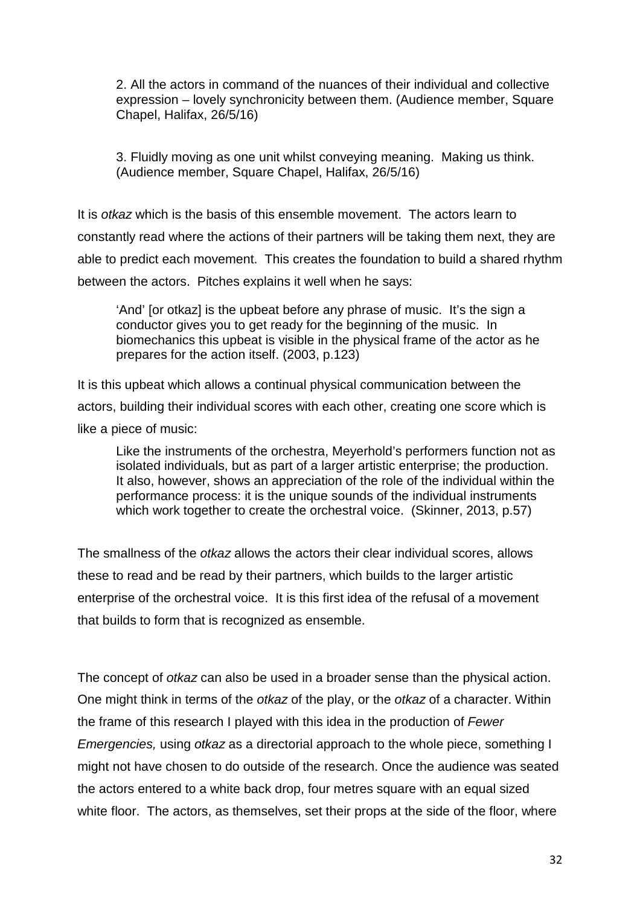> 2. All the actors in command of the nuances of their individual and collective expression – lovely synchronicity between them. (Audience member, Square Chapel, Halifax, 26/5/16)

> 3. Fluidly moving as one unit whilst conveying meaning. Making us think. (Audience member, Square Chapel, Halifax, 26/5/16)

It is *otkaz* which is the basis of this ensemble movement. The actors learn to constantly read where the actions of their partners will be taking them next, they are able to predict each movement. This creates the foundation to build a shared rhythm between the actors. Pitches explains it well when he says:

> 'And' [or otkaz] is the upbeat before any phrase of music. It's the sign a conductor gives you to get ready for the beginning of the music. In biomechanics this upbeat is visible in the physical frame of the actor as he prepares for the action itself. (2003, p.123)

It is this upbeat which allows a continual physical communication between the actors, building their individual scores with each other, creating one score which is like a piece of music:

> Like the instruments of the orchestra, Meyerhold's performers function not as isolated individuals, but as part of a larger artistic enterprise; the production. It also, however, shows an appreciation of the role of the individual within the performance process: it is the unique sounds of the individual instruments which work together to create the orchestral voice. (Skinner, 2013, p.57)

The smallness of the *otkaz* allows the actors their clear individual scores, allows these to read and be read by their partners, which builds to the larger artistic enterprise of the orchestral voice. It is this first idea of the refusal of a movement that builds to form that is recognized as ensemble.

The concept of *otkaz* can also be used in a broader sense than the physical action. One might think in terms of the *otkaz* of the play, or the *otkaz* of a character. Within the frame of this research I played with this idea in the production of *Fewer Emergencies,* using *otkaz* as a directorial approach to the whole piece, something I might not have chosen to do outside of the research. Once the audience was seated the actors entered to a white back drop, four metres square with an equal sized white floor. The actors, as themselves, set their props at the side of the floor, where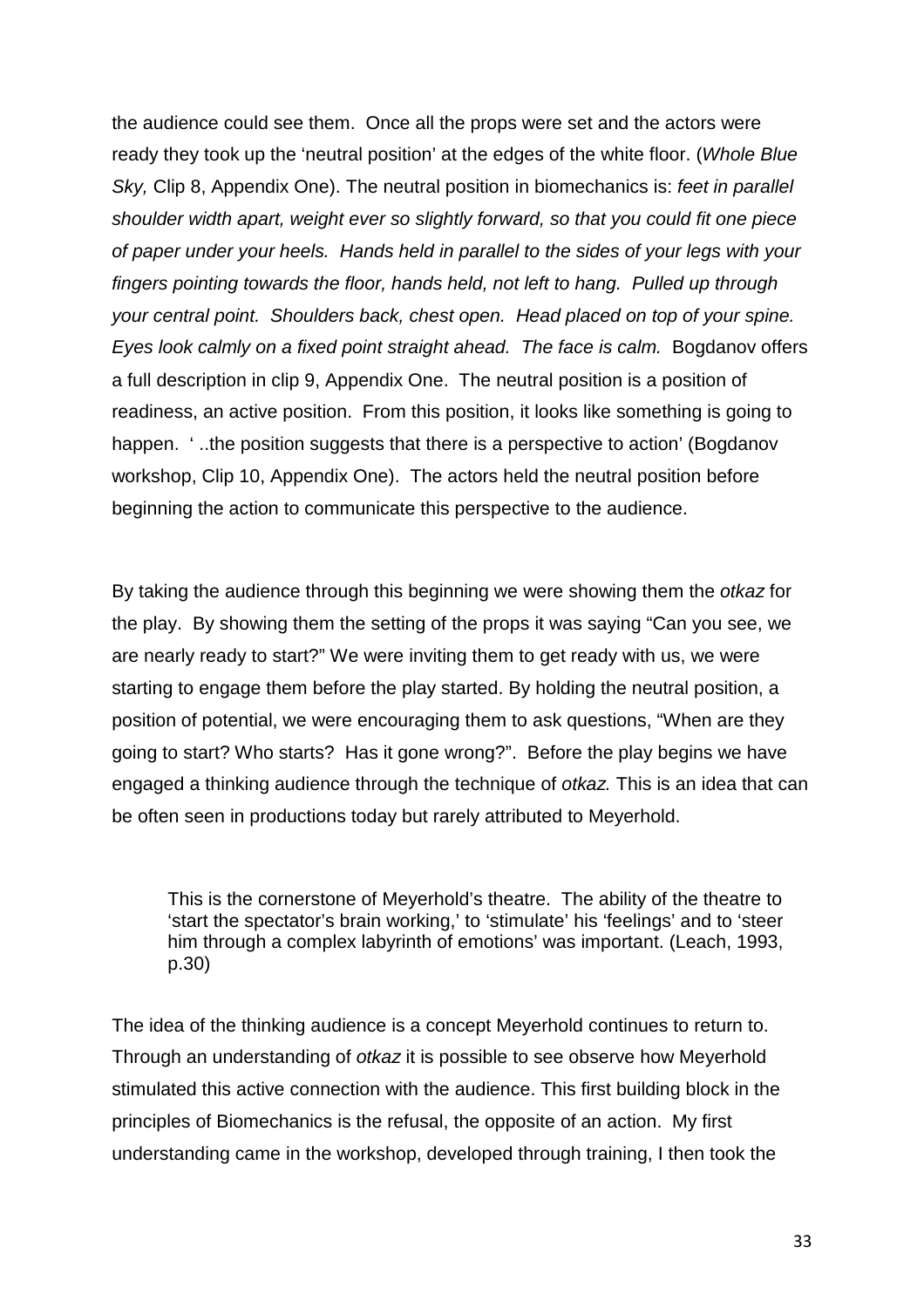the audience could see them. Once all the props were set and the actors were ready they took up the 'neutral position' at the edges of the white floor. (*Whole Blue Sky,* Clip 8, Appendix One). The neutral position in biomechanics is: *feet in parallel shoulder width apart, weight ever so slightly forward, so that you could fit one piece of paper under your heels. Hands held in parallel to the sides of your legs with your fingers pointing towards the floor, hands held, not left to hang. Pulled up through your central point. Shoulders back, chest open. Head placed on top of your spine. Eyes look calmly on a fixed point straight ahead. The face is calm.* Bogdanov offers a full description in clip 9, Appendix One. The neutral position is a position of readiness, an active position. From this position, it looks like something is going to happen. ' ..the position suggests that there is a perspective to action' (Bogdanov workshop, Clip 10, Appendix One). The actors held the neutral position before beginning the action to communicate this perspective to the audience.

By taking the audience through this beginning we were showing them the *otkaz* for the play. By showing them the setting of the props it was saying "Can you see, we are nearly ready to start?" We were inviting them to get ready with us, we were starting to engage them before the play started. By holding the neutral position, a position of potential, we were encouraging them to ask questions, "When are they going to start? Who starts? Has it gone wrong?". Before the play begins we have engaged a thinking audience through the technique of *otkaz.* This is an idea that can be often seen in productions today but rarely attributed to Meyerhold.

> This is the cornerstone of Meyerhold's theatre. The ability of the theatre to 'start the spectator's brain working,' to 'stimulate' his 'feelings' and to 'steer him through a complex labyrinth of emotions' was important. (Leach, 1993, p.30)

The idea of the thinking audience is a concept Meyerhold continues to return to. Through an understanding of *otkaz* it is possible to see observe how Meyerhold stimulated this active connection with the audience. This first building block in the principles of Biomechanics is the refusal, the opposite of an action. My first understanding came in the workshop, developed through training, I then took the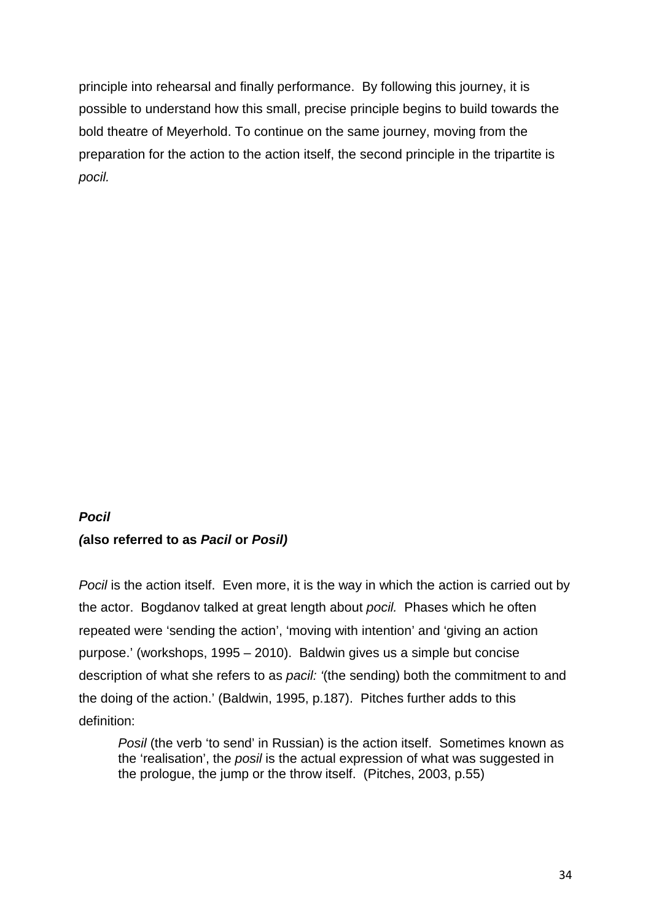principle into rehearsal and finally performance. By following this journey, it is possible to understand how this small, precise principle begins to build towards the bold theatre of Meyerhold. To continue on the same journey, moving from the preparation for the action to the action itself, the second principle in the tripartite is *pocil.*

***Pocil***
**(also referred to as *Pacil* or *Posil)***

*Pocil* is the action itself. Even more, it is the way in which the action is carried out by the actor. Bogdanov talked at great length about *pocil.* Phases which he often repeated were 'sending the action', 'moving with intention' and 'giving an action purpose.' (workshops, 1995 – 2010). Baldwin gives us a simple but concise description of what she refers to as *pacil:* '(the sending) both the commitment to and the doing of the action.' (Baldwin, 1995, p.187). Pitches further adds to this definition:

> *Posil* (the verb 'to send' in Russian) is the action itself. Sometimes known as the 'realisation', the *posil* is the actual expression of what was suggested in the prologue, the jump or the throw itself. (Pitches, 2003, p.55)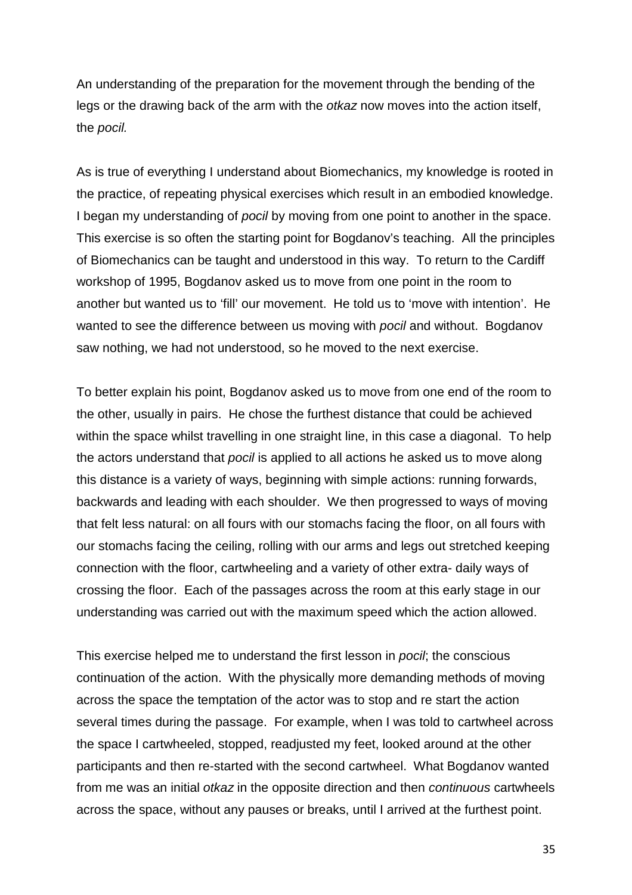An understanding of the preparation for the movement through the bending of the legs or the drawing back of the arm with the *otkaz* now moves into the action itself, the *pocil.*

As is true of everything I understand about Biomechanics, my knowledge is rooted in the practice, of repeating physical exercises which result in an embodied knowledge. I began my understanding of *pocil* by moving from one point to another in the space. This exercise is so often the starting point for Bogdanov's teaching. All the principles of Biomechanics can be taught and understood in this way. To return to the Cardiff workshop of 1995, Bogdanov asked us to move from one point in the room to another but wanted us to 'fill' our movement. He told us to 'move with intention'. He wanted to see the difference between us moving with *pocil* and without. Bogdanov saw nothing, we had not understood, so he moved to the next exercise.

To better explain his point, Bogdanov asked us to move from one end of the room to the other, usually in pairs. He chose the furthest distance that could be achieved within the space whilst travelling in one straight line, in this case a diagonal. To help the actors understand that *pocil* is applied to all actions he asked us to move along this distance is a variety of ways, beginning with simple actions: running forwards, backwards and leading with each shoulder. We then progressed to ways of moving that felt less natural: on all fours with our stomachs facing the floor, on all fours with our stomachs facing the ceiling, rolling with our arms and legs out stretched keeping connection with the floor, cartwheeling and a variety of other extra- daily ways of crossing the floor. Each of the passages across the room at this early stage in our understanding was carried out with the maximum speed which the action allowed.

This exercise helped me to understand the first lesson in *pocil*; the conscious continuation of the action. With the physically more demanding methods of moving across the space the temptation of the actor was to stop and re start the action several times during the passage. For example, when I was told to cartwheel across the space I cartwheeled, stopped, readjusted my feet, looked around at the other participants and then re-started with the second cartwheel. What Bogdanov wanted from me was an initial *otkaz* in the opposite direction and then *continuous* cartwheels across the space, without any pauses or breaks, until I arrived at the furthest point.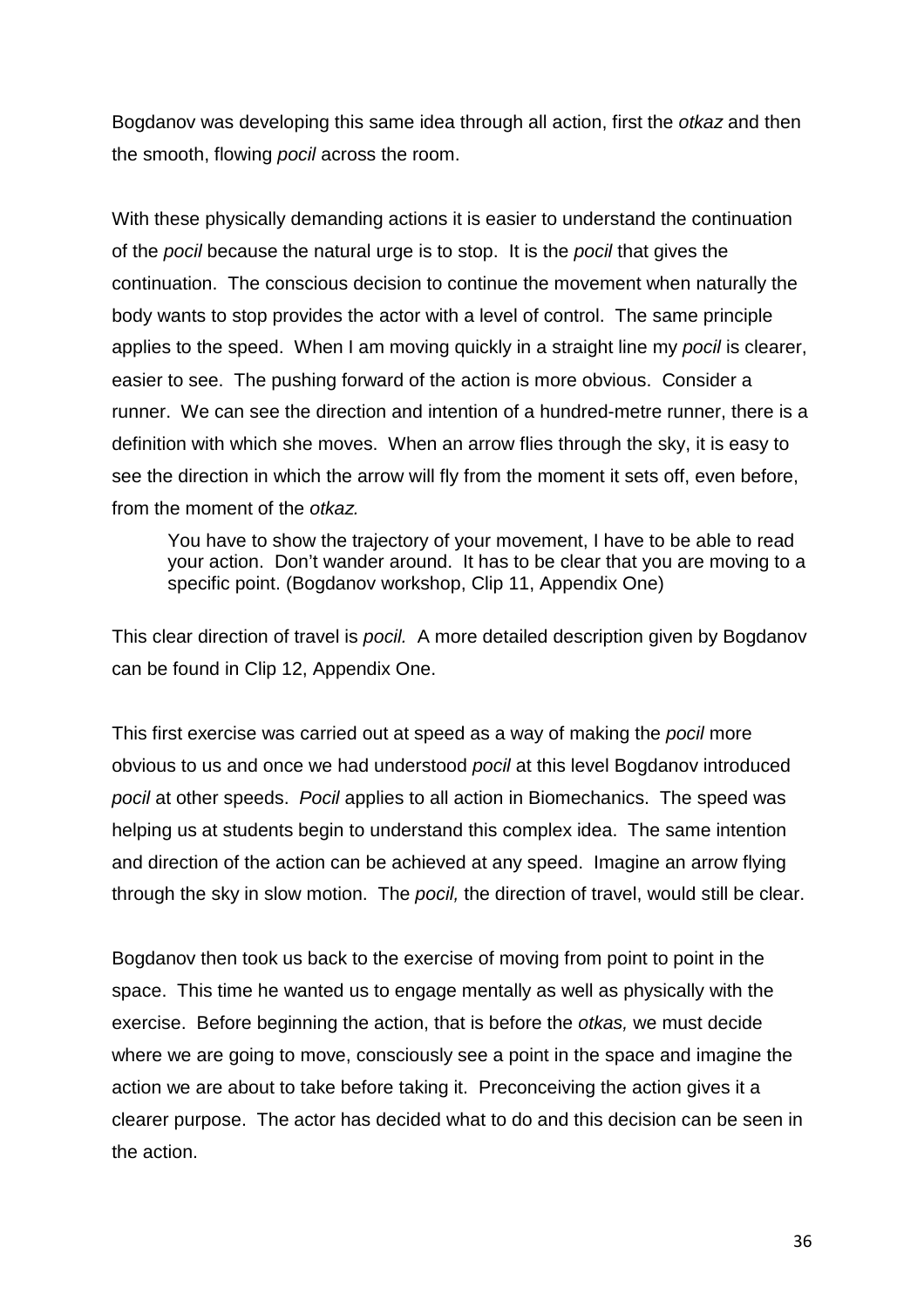Bogdanov was developing this same idea through all action, first the *otkaz* and then the smooth, flowing *pocil* across the room.

With these physically demanding actions it is easier to understand the continuation of the *pocil* because the natural urge is to stop. It is the *pocil* that gives the continuation. The conscious decision to continue the movement when naturally the body wants to stop provides the actor with a level of control. The same principle applies to the speed. When I am moving quickly in a straight line my *pocil* is clearer, easier to see. The pushing forward of the action is more obvious. Consider a runner. We can see the direction and intention of a hundred-metre runner, there is a definition with which she moves. When an arrow flies through the sky, it is easy to see the direction in which the arrow will fly from the moment it sets off, even before, from the moment of the *otkaz.*

> You have to show the trajectory of your movement, I have to be able to read your action. Don't wander around. It has to be clear that you are moving to a specific point. (Bogdanov workshop, Clip 11, Appendix One)

This clear direction of travel is *pocil.* A more detailed description given by Bogdanov can be found in Clip 12, Appendix One.

This first exercise was carried out at speed as a way of making the *pocil* more obvious to us and once we had understood *pocil* at this level Bogdanov introduced *pocil* at other speeds. *Pocil* applies to all action in Biomechanics. The speed was helping us at students begin to understand this complex idea. The same intention and direction of the action can be achieved at any speed. Imagine an arrow flying through the sky in slow motion. The *pocil,* the direction of travel, would still be clear.

Bogdanov then took us back to the exercise of moving from point to point in the space. This time he wanted us to engage mentally as well as physically with the exercise. Before beginning the action, that is before the *otkas,* we must decide where we are going to move, consciously see a point in the space and imagine the action we are about to take before taking it. Preconceiving the action gives it a clearer purpose. The actor has decided what to do and this decision can be seen in the action.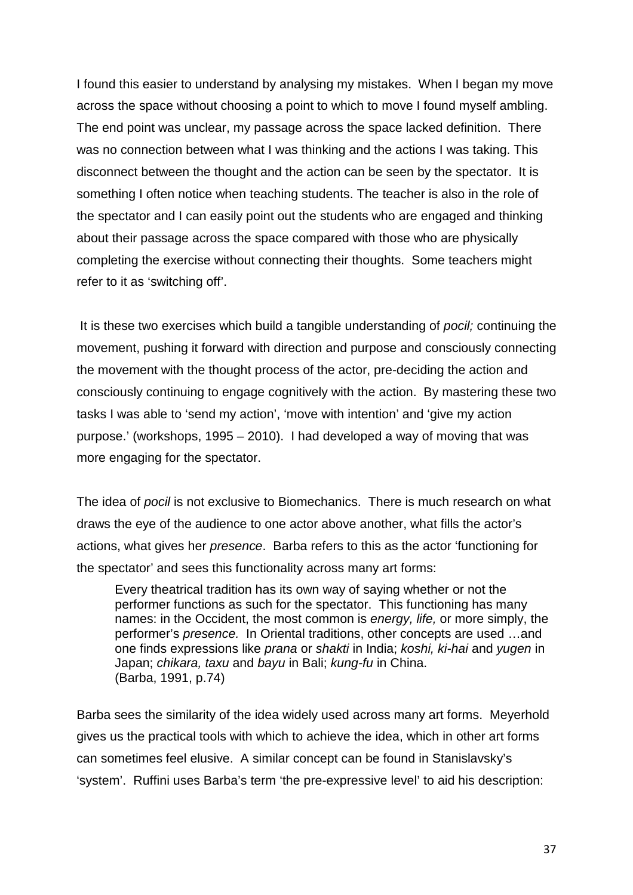I found this easier to understand by analysing my mistakes. When I began my move across the space without choosing a point to which to move I found myself ambling. The end point was unclear, my passage across the space lacked definition. There was no connection between what I was thinking and the actions I was taking. This disconnect between the thought and the action can be seen by the spectator. It is something I often notice when teaching students. The teacher is also in the role of the spectator and I can easily point out the students who are engaged and thinking about their passage across the space compared with those who are physically completing the exercise without connecting their thoughts. Some teachers might refer to it as 'switching off'.

It is these two exercises which build a tangible understanding of *pocil;* continuing the movement, pushing it forward with direction and purpose and consciously connecting the movement with the thought process of the actor, pre-deciding the action and consciously continuing to engage cognitively with the action. By mastering these two tasks I was able to 'send my action', 'move with intention' and 'give my action purpose.' (workshops, 1995 – 2010). I had developed a way of moving that was more engaging for the spectator.

The idea of *pocil* is not exclusive to Biomechanics. There is much research on what draws the eye of the audience to one actor above another, what fills the actor's actions, what gives her *presence*. Barba refers to this as the actor 'functioning for the spectator' and sees this functionality across many art forms:

> Every theatrical tradition has its own way of saying whether or not the performer functions as such for the spectator. This functioning has many names: in the Occident, the most common is *energy, life,* or more simply, the performer's *presence.* In Oriental traditions, other concepts are used …and one finds expressions like *prana* or *shakti* in India; *koshi, ki-hai* and *yugen* in Japan; *chikara, taxu* and *bayu* in Bali; *kung-fu* in China.
> (Barba, 1991, p.74)

Barba sees the similarity of the idea widely used across many art forms. Meyerhold gives us the practical tools with which to achieve the idea, which in other art forms can sometimes feel elusive. A similar concept can be found in Stanislavsky's 'system'. Ruffini uses Barba's term 'the pre-expressive level' to aid his description: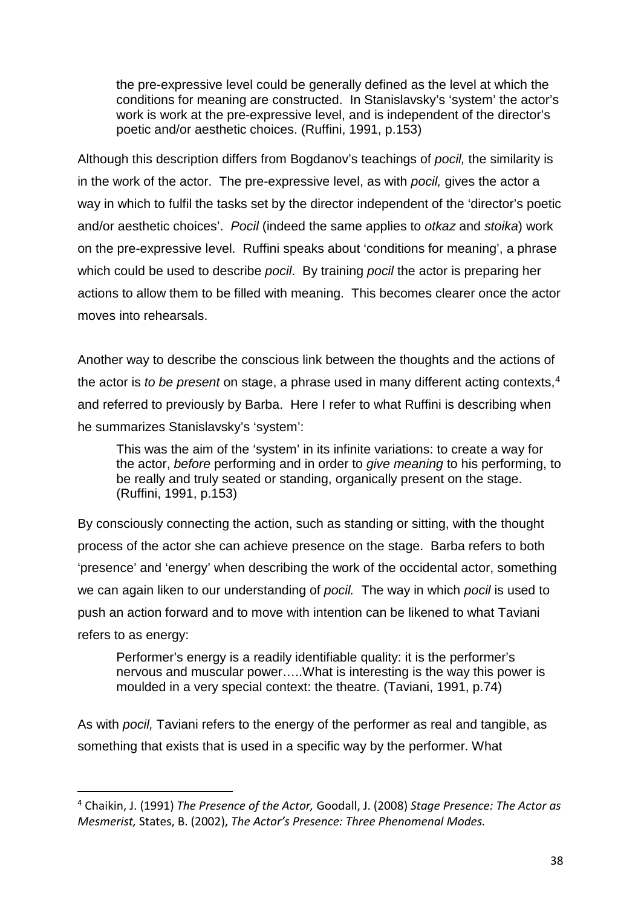> the pre-expressive level could be generally defined as the level at which the conditions for meaning are constructed. In Stanislavsky's 'system' the actor's work is work at the pre-expressive level, and is independent of the director's poetic and/or aesthetic choices. (Ruffini, 1991, p.153)

Although this description differs from Bogdanov's teachings of *pocil,* the similarity is in the work of the actor. The pre-expressive level, as with *pocil,* gives the actor a way in which to fulfil the tasks set by the director independent of the 'director's poetic and/or aesthetic choices'. *Pocil* (indeed the same applies to *otkaz* and *stoika*) work on the pre-expressive level. Ruffini speaks about 'conditions for meaning', a phrase which could be used to describe *pocil*. By training *pocil* the actor is preparing her actions to allow them to be filled with meaning. This becomes clearer once the actor moves into rehearsals.

Another way to describe the conscious link between the thoughts and the actions of the actor is *to be present* on stage, a phrase used in many different acting contexts,[4] and referred to previously by Barba. Here I refer to what Ruffini is describing when he summarizes Stanislavsky's 'system':

> This was the aim of the 'system' in its infinite variations: to create a way for the actor, *before* performing and in order to *give meaning* to his performing, to be really and truly seated or standing, organically present on the stage. (Ruffini, 1991, p.153)

By consciously connecting the action, such as standing or sitting, with the thought process of the actor she can achieve presence on the stage. Barba refers to both 'presence' and 'energy' when describing the work of the occidental actor, something we can again liken to our understanding of *pocil.* The way in which *pocil* is used to push an action forward and to move with intention can be likened to what Taviani refers to as energy:

> Performer's energy is a readily identifiable quality: it is the performer's nervous and muscular power…..What is interesting is the way this power is moulded in a very special context: the theatre. (Taviani, 1991, p.74)

As with *pocil,* Taviani refers to the energy of the performer as real and tangible, as something that exists that is used in a specific way by the performer. What

---

[4] Chaikin, J. (1991) *The Presence of the Actor,* Goodall, J. (2008) *Stage Presence: The Actor as Mesmerist,* States, B. (2002), *The Actor's Presence: Three Phenomenal Modes.*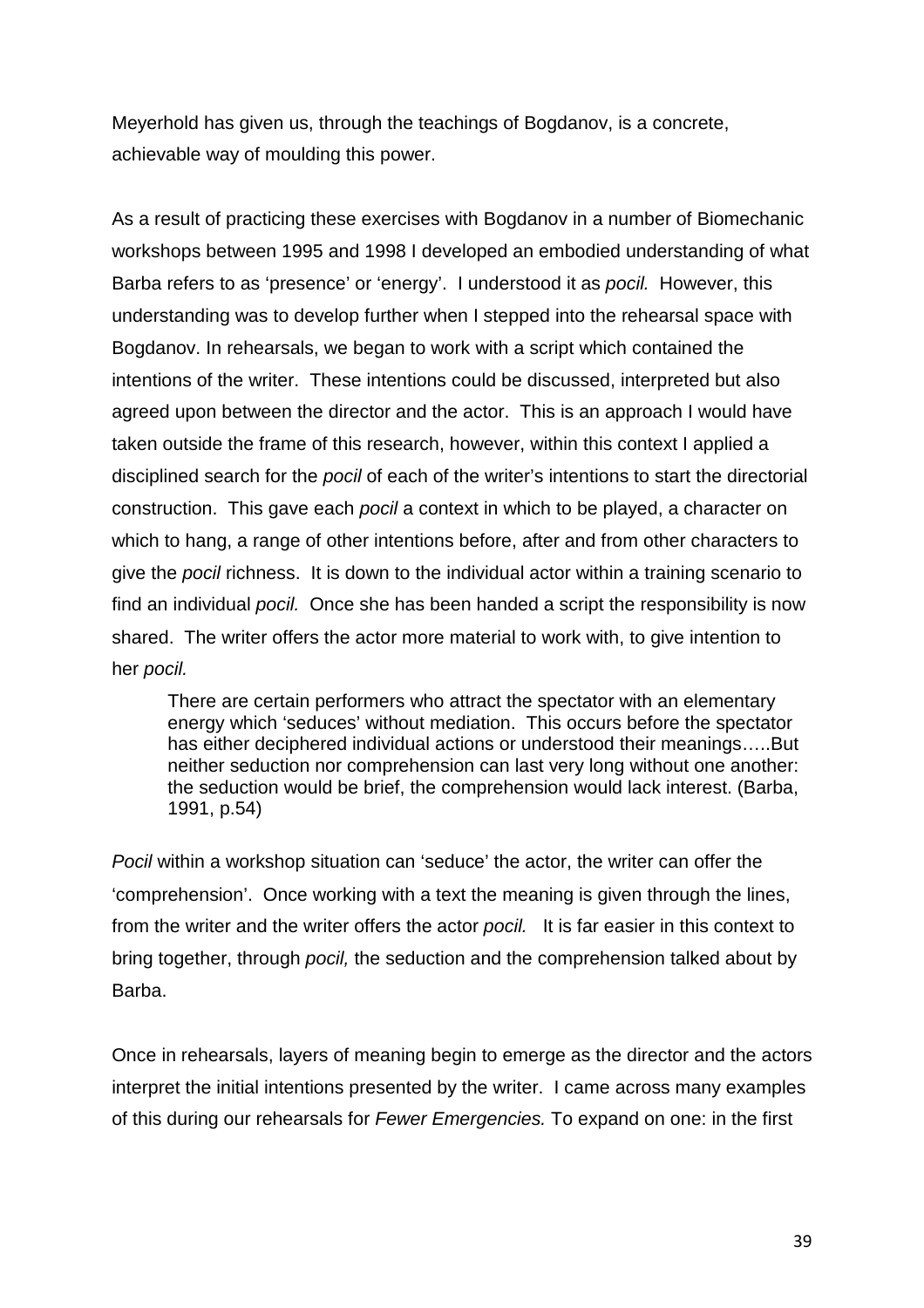Meyerhold has given us, through the teachings of Bogdanov, is a concrete, achievable way of moulding this power.

As a result of practicing these exercises with Bogdanov in a number of Biomechanic workshops between 1995 and 1998 I developed an embodied understanding of what Barba refers to as 'presence' or 'energy'. I understood it as *pocil.* However, this understanding was to develop further when I stepped into the rehearsal space with Bogdanov. In rehearsals, we began to work with a script which contained the intentions of the writer. These intentions could be discussed, interpreted but also agreed upon between the director and the actor. This is an approach I would have taken outside the frame of this research, however, within this context I applied a disciplined search for the *pocil* of each of the writer's intentions to start the directorial construction. This gave each *pocil* a context in which to be played, a character on which to hang, a range of other intentions before, after and from other characters to give the *pocil* richness. It is down to the individual actor within a training scenario to find an individual *pocil.* Once she has been handed a script the responsibility is now shared. The writer offers the actor more material to work with, to give intention to her *pocil.*

> There are certain performers who attract the spectator with an elementary energy which 'seduces' without mediation. This occurs before the spectator has either deciphered individual actions or understood their meanings…..But neither seduction nor comprehension can last very long without one another: the seduction would be brief, the comprehension would lack interest. (Barba, 1991, p.54)

*Pocil* within a workshop situation can 'seduce' the actor, the writer can offer the 'comprehension'. Once working with a text the meaning is given through the lines, from the writer and the writer offers the actor *pocil.* It is far easier in this context to bring together, through *pocil,* the seduction and the comprehension talked about by Barba.

Once in rehearsals, layers of meaning begin to emerge as the director and the actors interpret the initial intentions presented by the writer. I came across many examples of this during our rehearsals for *Fewer Emergencies.* To expand on one: in the first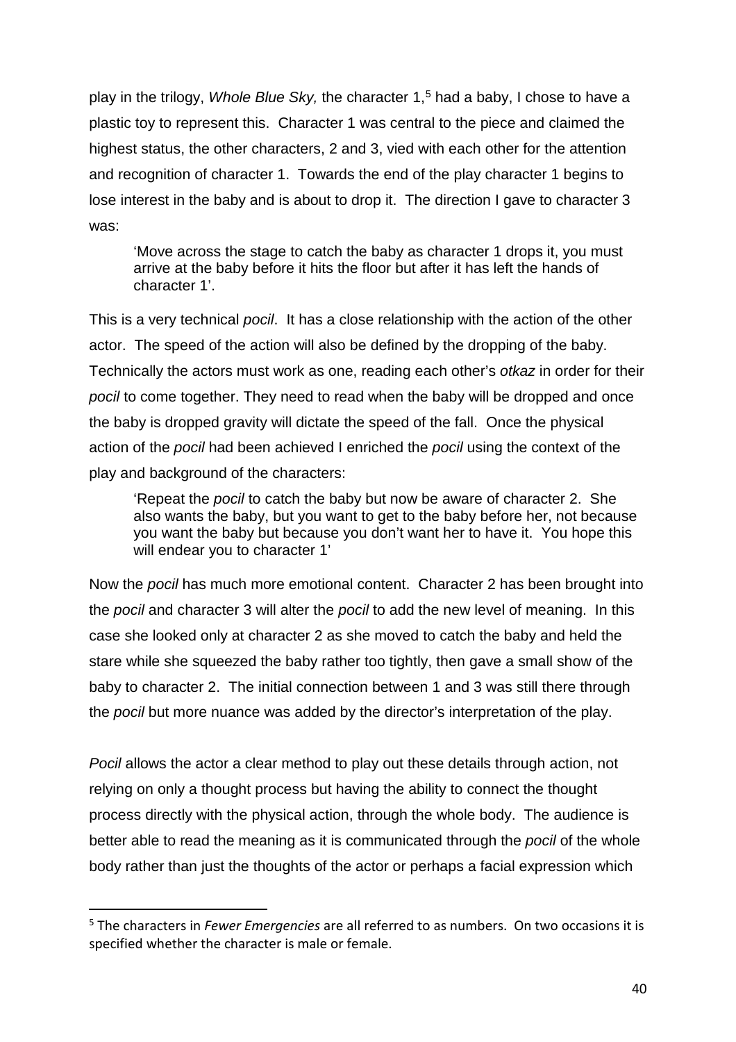play in the trilogy, *Whole Blue Sky,* the character 1,[5] had a baby, I chose to have a plastic toy to represent this. Character 1 was central to the piece and claimed the highest status, the other characters, 2 and 3, vied with each other for the attention and recognition of character 1. Towards the end of the play character 1 begins to lose interest in the baby and is about to drop it. The direction I gave to character 3 was:

> 'Move across the stage to catch the baby as character 1 drops it, you must arrive at the baby before it hits the floor but after it has left the hands of character 1'.

This is a very technical *pocil*. It has a close relationship with the action of the other actor. The speed of the action will also be defined by the dropping of the baby. Technically the actors must work as one, reading each other's *otkaz* in order for their *pocil* to come together. They need to read when the baby will be dropped and once the baby is dropped gravity will dictate the speed of the fall. Once the physical action of the *pocil* had been achieved I enriched the *pocil* using the context of the play and background of the characters:

> 'Repeat the *pocil* to catch the baby but now be aware of character 2. She also wants the baby, but you want to get to the baby before her, not because you want the baby but because you don't want her to have it. You hope this will endear you to character 1'

Now the *pocil* has much more emotional content. Character 2 has been brought into the *pocil* and character 3 will alter the *pocil* to add the new level of meaning. In this case she looked only at character 2 as she moved to catch the baby and held the stare while she squeezed the baby rather too tightly, then gave a small show of the baby to character 2. The initial connection between 1 and 3 was still there through the *pocil* but more nuance was added by the director's interpretation of the play.

*Pocil* allows the actor a clear method to play out these details through action, not relying on only a thought process but having the ability to connect the thought process directly with the physical action, through the whole body. The audience is better able to read the meaning as it is communicated through the *pocil* of the whole body rather than just the thoughts of the actor or perhaps a facial expression which

---

[5] The characters in *Fewer Emergencies* are all referred to as numbers. On two occasions it is specified whether the character is male or female.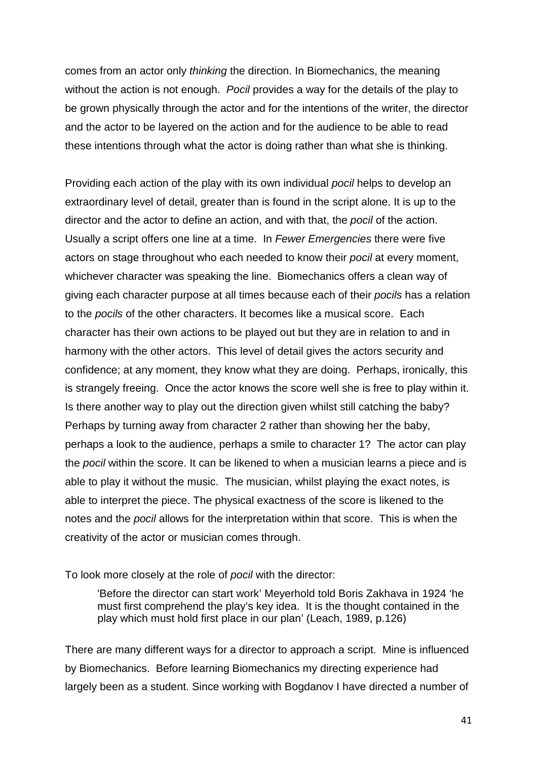comes from an actor only *thinking* the direction. In Biomechanics, the meaning without the action is not enough. *Pocil* provides a way for the details of the play to be grown physically through the actor and for the intentions of the writer, the director and the actor to be layered on the action and for the audience to be able to read these intentions through what the actor is doing rather than what she is thinking.

Providing each action of the play with its own individual *pocil* helps to develop an extraordinary level of detail, greater than is found in the script alone. It is up to the director and the actor to define an action, and with that, the *pocil* of the action. Usually a script offers one line at a time. In *Fewer Emergencies* there were five actors on stage throughout who each needed to know their *pocil* at every moment, whichever character was speaking the line. Biomechanics offers a clean way of giving each character purpose at all times because each of their *pocils* has a relation to the *pocils* of the other characters. It becomes like a musical score. Each character has their own actions to be played out but they are in relation to and in harmony with the other actors. This level of detail gives the actors security and confidence; at any moment, they know what they are doing. Perhaps, ironically, this is strangely freeing. Once the actor knows the score well she is free to play within it. Is there another way to play out the direction given whilst still catching the baby? Perhaps by turning away from character 2 rather than showing her the baby, perhaps a look to the audience, perhaps a smile to character 1? The actor can play the *pocil* within the score. It can be likened to when a musician learns a piece and is able to play it without the music. The musician, whilst playing the exact notes, is able to interpret the piece. The physical exactness of the score is likened to the notes and the *pocil* allows for the interpretation within that score. This is when the creativity of the actor or musician comes through.

To look more closely at the role of *pocil* with the director:

> 'Before the director can start work' Meyerhold told Boris Zakhava in 1924 'he must first comprehend the play's key idea. It is the thought contained in the play which must hold first place in our plan' (Leach, 1989, p.126)

There are many different ways for a director to approach a script. Mine is influenced by Biomechanics. Before learning Biomechanics my directing experience had largely been as a student. Since working with Bogdanov I have directed a number of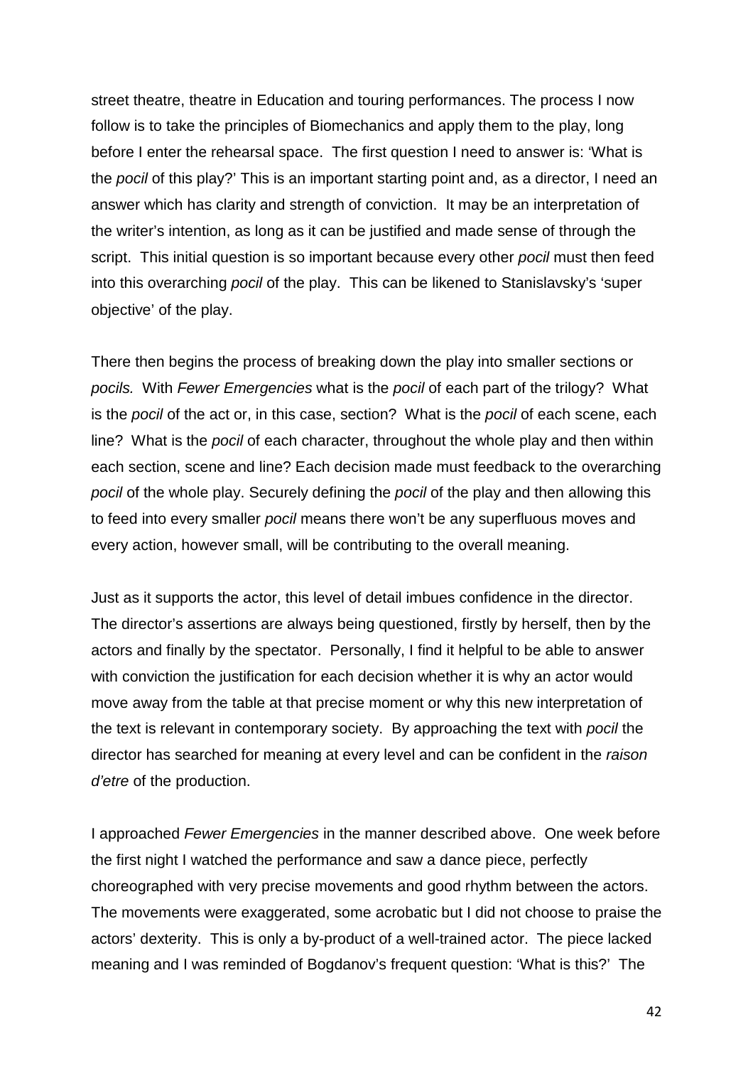street theatre, theatre in Education and touring performances. The process I now follow is to take the principles of Biomechanics and apply them to the play, long before I enter the rehearsal space. The first question I need to answer is: 'What is the *pocil* of this play?' This is an important starting point and, as a director, I need an answer which has clarity and strength of conviction. It may be an interpretation of the writer's intention, as long as it can be justified and made sense of through the script. This initial question is so important because every other *pocil* must then feed into this overarching *pocil* of the play. This can be likened to Stanislavsky's 'super objective' of the play.

There then begins the process of breaking down the play into smaller sections or *pocils.* With *Fewer Emergencies* what is the *pocil* of each part of the trilogy? What is the *pocil* of the act or, in this case, section? What is the *pocil* of each scene, each line? What is the *pocil* of each character, throughout the whole play and then within each section, scene and line? Each decision made must feedback to the overarching *pocil* of the whole play. Securely defining the *pocil* of the play and then allowing this to feed into every smaller *pocil* means there won't be any superfluous moves and every action, however small, will be contributing to the overall meaning.

Just as it supports the actor, this level of detail imbues confidence in the director. The director's assertions are always being questioned, firstly by herself, then by the actors and finally by the spectator. Personally, I find it helpful to be able to answer with conviction the justification for each decision whether it is why an actor would move away from the table at that precise moment or why this new interpretation of the text is relevant in contemporary society. By approaching the text with *pocil* the director has searched for meaning at every level and can be confident in the *raison d'etre* of the production.

I approached *Fewer Emergencies* in the manner described above. One week before the first night I watched the performance and saw a dance piece, perfectly choreographed with very precise movements and good rhythm between the actors. The movements were exaggerated, some acrobatic but I did not choose to praise the actors' dexterity. This is only a by-product of a well-trained actor. The piece lacked meaning and I was reminded of Bogdanov's frequent question: 'What is this?' The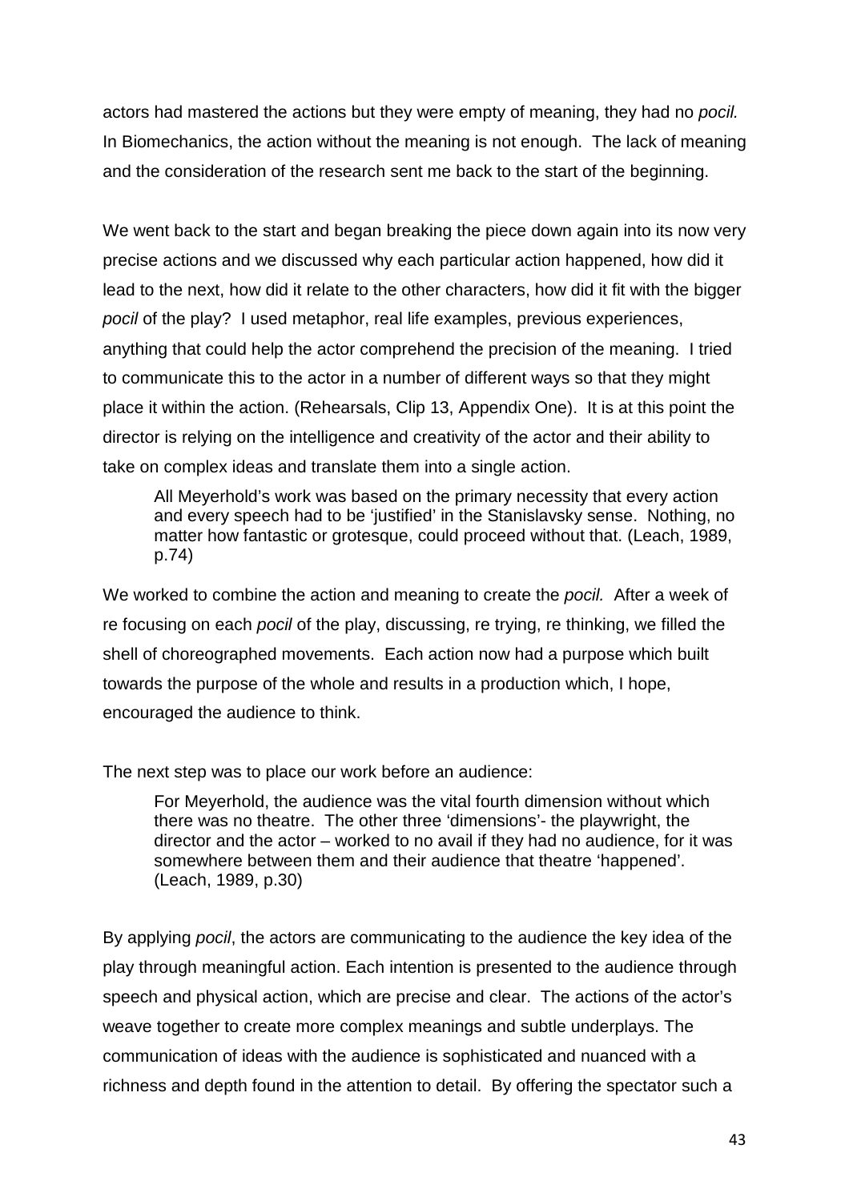actors had mastered the actions but they were empty of meaning, they had no *pocil.* In Biomechanics, the action without the meaning is not enough. The lack of meaning and the consideration of the research sent me back to the start of the beginning.

We went back to the start and began breaking the piece down again into its now very precise actions and we discussed why each particular action happened, how did it lead to the next, how did it relate to the other characters, how did it fit with the bigger *pocil* of the play? I used metaphor, real life examples, previous experiences, anything that could help the actor comprehend the precision of the meaning. I tried to communicate this to the actor in a number of different ways so that they might place it within the action. (Rehearsals, Clip 13, Appendix One). It is at this point the director is relying on the intelligence and creativity of the actor and their ability to take on complex ideas and translate them into a single action.

> All Meyerhold's work was based on the primary necessity that every action and every speech had to be 'justified' in the Stanislavsky sense. Nothing, no matter how fantastic or grotesque, could proceed without that. (Leach, 1989, p.74)

We worked to combine the action and meaning to create the *pocil.* After a week of re focusing on each *pocil* of the play, discussing, re trying, re thinking, we filled the shell of choreographed movements. Each action now had a purpose which built towards the purpose of the whole and results in a production which, I hope, encouraged the audience to think.

The next step was to place our work before an audience:

> For Meyerhold, the audience was the vital fourth dimension without which there was no theatre. The other three 'dimensions'- the playwright, the director and the actor – worked to no avail if they had no audience, for it was somewhere between them and their audience that theatre 'happened'. (Leach, 1989, p.30)

By applying *pocil*, the actors are communicating to the audience the key idea of the play through meaningful action. Each intention is presented to the audience through speech and physical action, which are precise and clear. The actions of the actor's weave together to create more complex meanings and subtle underplays. The communication of ideas with the audience is sophisticated and nuanced with a richness and depth found in the attention to detail. By offering the spectator such a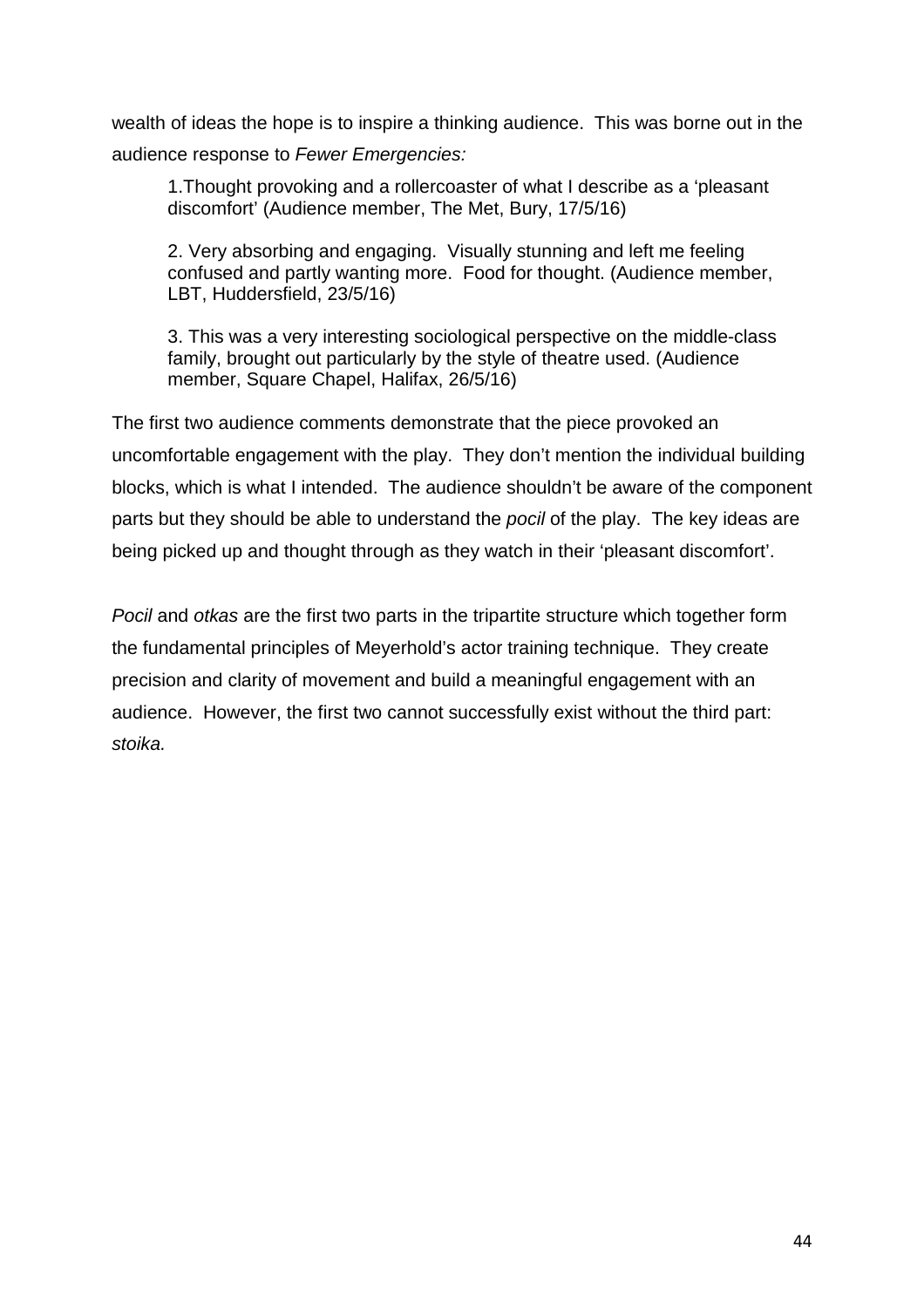wealth of ideas the hope is to inspire a thinking audience. This was borne out in the audience response to *Fewer Emergencies:*

> 1.Thought provoking and a rollercoaster of what I describe as a 'pleasant discomfort' (Audience member, The Met, Bury, 17/5/16)
>
> 2. Very absorbing and engaging. Visually stunning and left me feeling confused and partly wanting more. Food for thought. (Audience member, LBT, Huddersfield, 23/5/16)
>
> 3. This was a very interesting sociological perspective on the middle-class family, brought out particularly by the style of theatre used. (Audience member, Square Chapel, Halifax, 26/5/16)

The first two audience comments demonstrate that the piece provoked an uncomfortable engagement with the play. They don't mention the individual building blocks, which is what I intended. The audience shouldn't be aware of the component parts but they should be able to understand the *pocil* of the play. The key ideas are being picked up and thought through as they watch in their 'pleasant discomfort'.

*Pocil* and *otkas* are the first two parts in the tripartite structure which together form the fundamental principles of Meyerhold's actor training technique. They create precision and clarity of movement and build a meaningful engagement with an audience. However, the first two cannot successfully exist without the third part: *stoika.*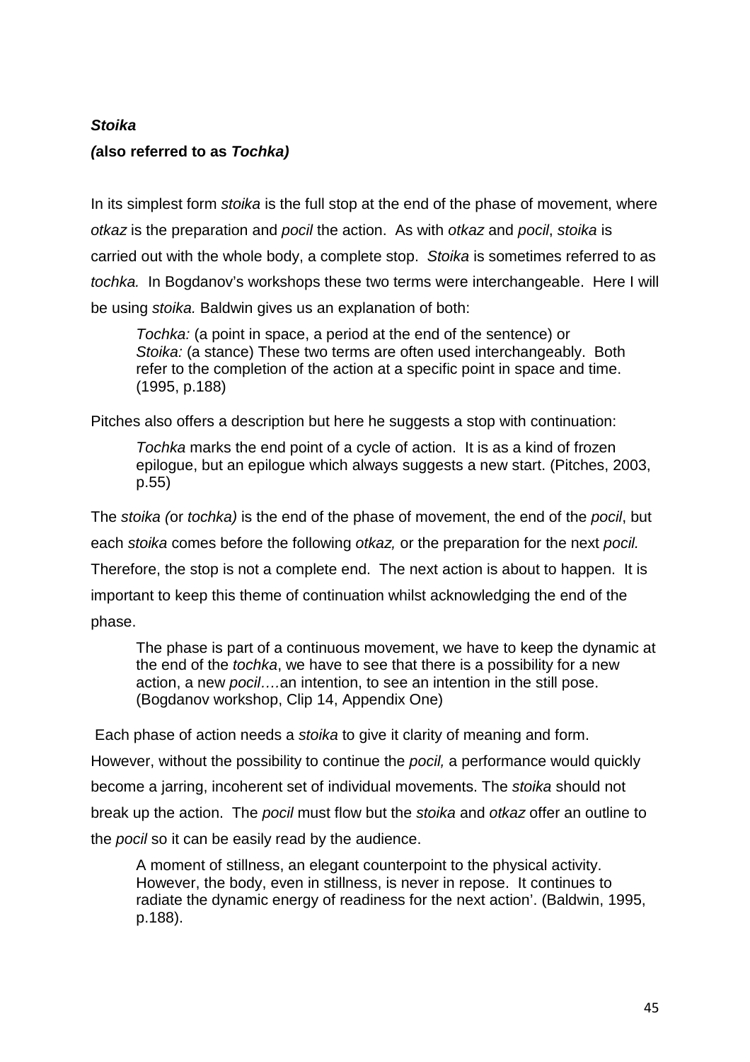***Stoika***

***(*also referred to as *Tochka)***

In its simplest form *stoika* is the full stop at the end of the phase of movement, where *otkaz* is the preparation and *pocil* the action. As with *otkaz* and *pocil*, *stoika* is carried out with the whole body, a complete stop. *Stoika* is sometimes referred to as *tochka.* In Bogdanov's workshops these two terms were interchangeable. Here I will be using *stoika.* Baldwin gives us an explanation of both:

> *Tochka:* (a point in space, a period at the end of the sentence) or *Stoika:* (a stance) These two terms are often used interchangeably. Both refer to the completion of the action at a specific point in space and time. (1995, p.188)

Pitches also offers a description but here he suggests a stop with continuation:

> *Tochka* marks the end point of a cycle of action. It is as a kind of frozen epilogue, but an epilogue which always suggests a new start. (Pitches, 2003, p.55)

The *stoika (*or *tochka)* is the end of the phase of movement, the end of the *pocil*, but each *stoika* comes before the following *otkaz,* or the preparation for the next *pocil.* Therefore, the stop is not a complete end. The next action is about to happen. It is important to keep this theme of continuation whilst acknowledging the end of the phase.

> The phase is part of a continuous movement, we have to keep the dynamic at the end of the *tochka*, we have to see that there is a possibility for a new action, a new *pocil….*an intention, to see an intention in the still pose. (Bogdanov workshop, Clip 14, Appendix One)

Each phase of action needs a *stoika* to give it clarity of meaning and form. However, without the possibility to continue the *pocil,* a performance would quickly become a jarring, incoherent set of individual movements. The *stoika* should not break up the action. The *pocil* must flow but the *stoika* and *otkaz* offer an outline to the *pocil* so it can be easily read by the audience.

> A moment of stillness, an elegant counterpoint to the physical activity. However, the body, even in stillness, is never in repose. It continues to radiate the dynamic energy of readiness for the next action'. (Baldwin, 1995, p.188).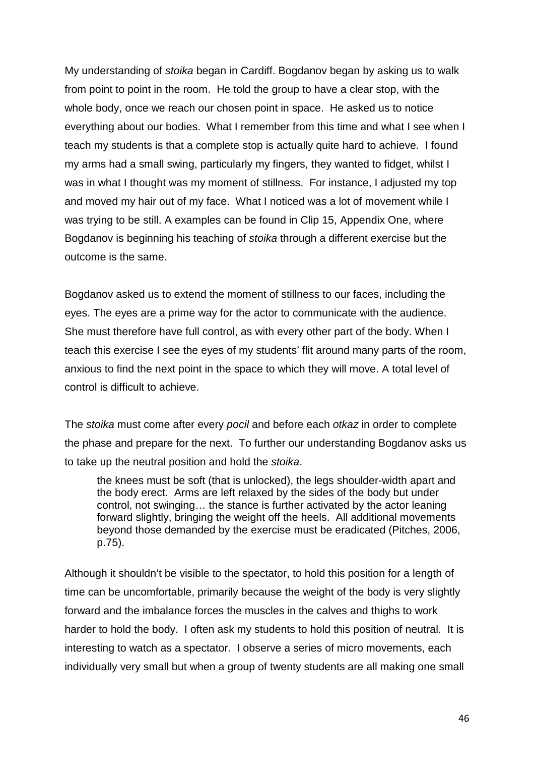My understanding of *stoika* began in Cardiff. Bogdanov began by asking us to walk from point to point in the room. He told the group to have a clear stop, with the whole body, once we reach our chosen point in space. He asked us to notice everything about our bodies. What I remember from this time and what I see when I teach my students is that a complete stop is actually quite hard to achieve. I found my arms had a small swing, particularly my fingers, they wanted to fidget, whilst I was in what I thought was my moment of stillness. For instance, I adjusted my top and moved my hair out of my face. What I noticed was a lot of movement while I was trying to be still. A examples can be found in Clip 15, Appendix One, where Bogdanov is beginning his teaching of *stoika* through a different exercise but the outcome is the same.

Bogdanov asked us to extend the moment of stillness to our faces, including the eyes. The eyes are a prime way for the actor to communicate with the audience. She must therefore have full control, as with every other part of the body. When I teach this exercise I see the eyes of my students' flit around many parts of the room, anxious to find the next point in the space to which they will move. A total level of control is difficult to achieve.

The *stoika* must come after every *pocil* and before each *otkaz* in order to complete the phase and prepare for the next. To further our understanding Bogdanov asks us to take up the neutral position and hold the *stoika*.

> the knees must be soft (that is unlocked), the legs shoulder-width apart and the body erect. Arms are left relaxed by the sides of the body but under control, not swinging… the stance is further activated by the actor leaning forward slightly, bringing the weight off the heels. All additional movements beyond those demanded by the exercise must be eradicated (Pitches, 2006, p.75).

Although it shouldn't be visible to the spectator, to hold this position for a length of time can be uncomfortable, primarily because the weight of the body is very slightly forward and the imbalance forces the muscles in the calves and thighs to work harder to hold the body. I often ask my students to hold this position of neutral. It is interesting to watch as a spectator. I observe a series of micro movements, each individually very small but when a group of twenty students are all making one small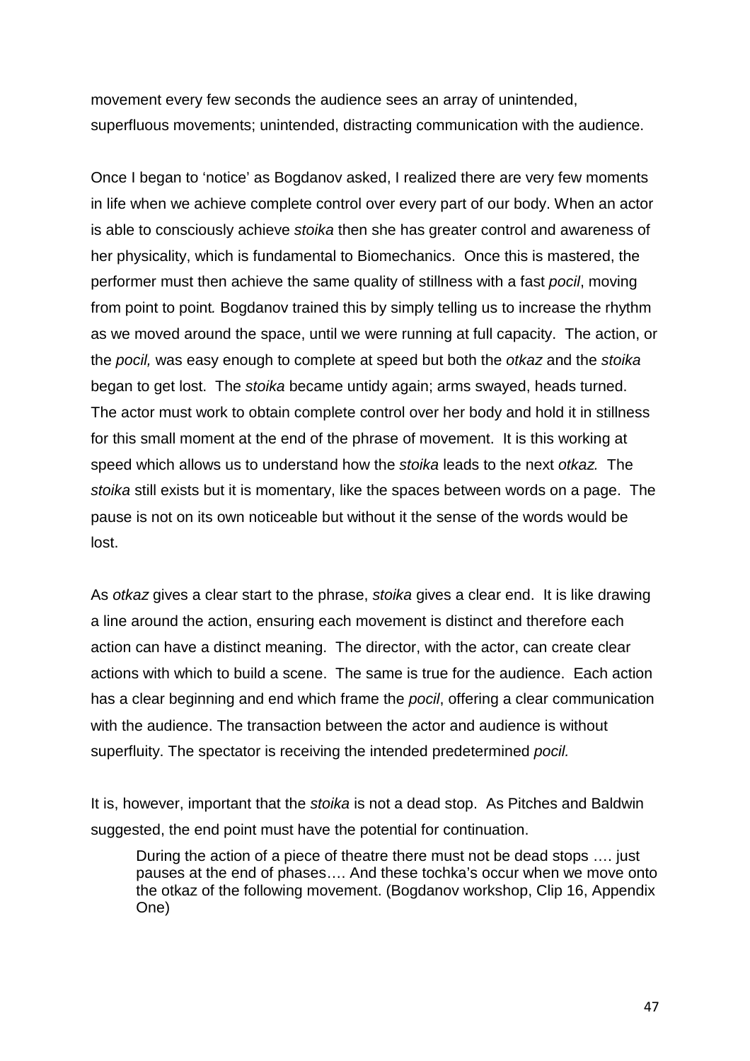movement every few seconds the audience sees an array of unintended, superfluous movements; unintended, distracting communication with the audience.

Once I began to 'notice' as Bogdanov asked, I realized there are very few moments in life when we achieve complete control over every part of our body. When an actor is able to consciously achieve *stoika* then she has greater control and awareness of her physicality, which is fundamental to Biomechanics. Once this is mastered, the performer must then achieve the same quality of stillness with a fast *pocil*, moving from point to point*.* Bogdanov trained this by simply telling us to increase the rhythm as we moved around the space, until we were running at full capacity. The action, or the *pocil,* was easy enough to complete at speed but both the *otkaz* and the *stoika* began to get lost. The *stoika* became untidy again; arms swayed, heads turned. The actor must work to obtain complete control over her body and hold it in stillness for this small moment at the end of the phrase of movement. It is this working at speed which allows us to understand how the *stoika* leads to the next *otkaz.* The *stoika* still exists but it is momentary, like the spaces between words on a page. The pause is not on its own noticeable but without it the sense of the words would be lost.

As *otkaz* gives a clear start to the phrase, *stoika* gives a clear end. It is like drawing a line around the action, ensuring each movement is distinct and therefore each action can have a distinct meaning. The director, with the actor, can create clear actions with which to build a scene. The same is true for the audience. Each action has a clear beginning and end which frame the *pocil*, offering a clear communication with the audience. The transaction between the actor and audience is without superfluity. The spectator is receiving the intended predetermined *pocil.*

It is, however, important that the *stoika* is not a dead stop. As Pitches and Baldwin suggested, the end point must have the potential for continuation.

> During the action of a piece of theatre there must not be dead stops …. just pauses at the end of phases…. And these tochka's occur when we move onto the otkaz of the following movement. (Bogdanov workshop, Clip 16, Appendix One)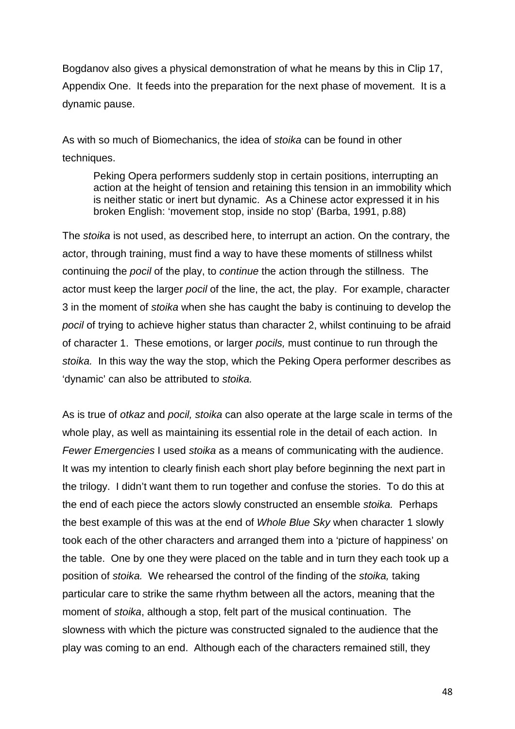Bogdanov also gives a physical demonstration of what he means by this in Clip 17, Appendix One. It feeds into the preparation for the next phase of movement. It is a dynamic pause.

As with so much of Biomechanics, the idea of *stoika* can be found in other techniques.

> Peking Opera performers suddenly stop in certain positions, interrupting an action at the height of tension and retaining this tension in an immobility which is neither static or inert but dynamic. As a Chinese actor expressed it in his broken English: 'movement stop, inside no stop' (Barba, 1991, p.88)

The *stoika* is not used, as described here, to interrupt an action. On the contrary, the actor, through training, must find a way to have these moments of stillness whilst continuing the *pocil* of the play, to *continue* the action through the stillness. The actor must keep the larger *pocil* of the line, the act, the play. For example, character 3 in the moment of *stoika* when she has caught the baby is continuing to develop the *pocil* of trying to achieve higher status than character 2, whilst continuing to be afraid of character 1. These emotions, or larger *pocils,* must continue to run through the *stoika.* In this way the way the stop, which the Peking Opera performer describes as 'dynamic' can also be attributed to *stoika.*

As is true of *otkaz* and *pocil, stoika* can also operate at the large scale in terms of the whole play, as well as maintaining its essential role in the detail of each action. In *Fewer Emergencies* I used *stoika* as a means of communicating with the audience. It was my intention to clearly finish each short play before beginning the next part in the trilogy. I didn't want them to run together and confuse the stories. To do this at the end of each piece the actors slowly constructed an ensemble *stoika.* Perhaps the best example of this was at the end of *Whole Blue Sky* when character 1 slowly took each of the other characters and arranged them into a 'picture of happiness' on the table. One by one they were placed on the table and in turn they each took up a position of *stoika.* We rehearsed the control of the finding of the *stoika,* taking particular care to strike the same rhythm between all the actors, meaning that the moment of *stoika*, although a stop, felt part of the musical continuation. The slowness with which the picture was constructed signaled to the audience that the play was coming to an end. Although each of the characters remained still, they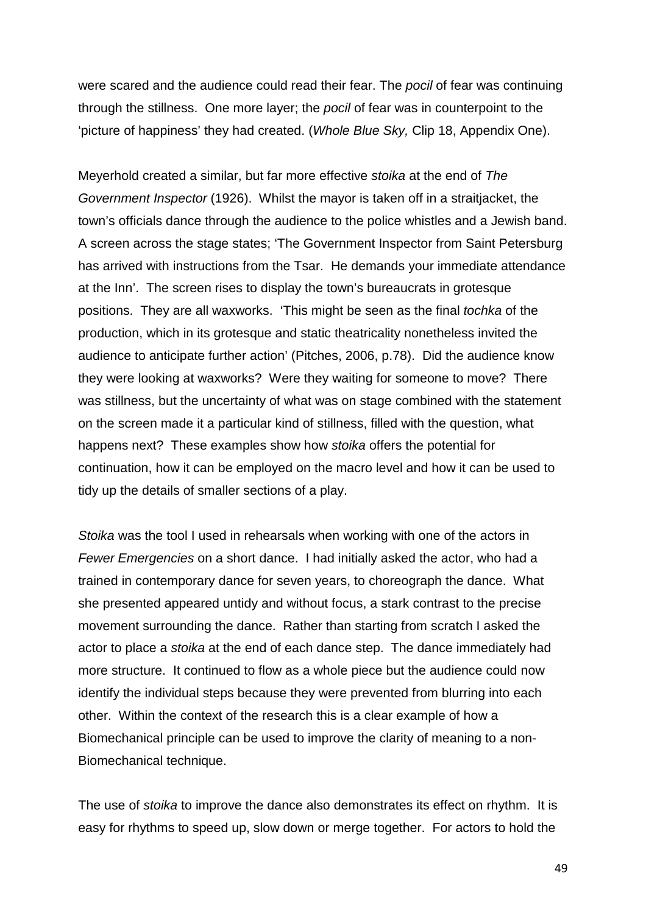were scared and the audience could read their fear. The *pocil* of fear was continuing through the stillness. One more layer; the *pocil* of fear was in counterpoint to the 'picture of happiness' they had created. (*Whole Blue Sky,* Clip 18, Appendix One).

Meyerhold created a similar, but far more effective *stoika* at the end of *The Government Inspector* (1926). Whilst the mayor is taken off in a straitjacket, the town's officials dance through the audience to the police whistles and a Jewish band. A screen across the stage states; 'The Government Inspector from Saint Petersburg has arrived with instructions from the Tsar. He demands your immediate attendance at the Inn'. The screen rises to display the town's bureaucrats in grotesque positions. They are all waxworks. 'This might be seen as the final *tochka* of the production, which in its grotesque and static theatricality nonetheless invited the audience to anticipate further action' (Pitches, 2006, p.78). Did the audience know they were looking at waxworks? Were they waiting for someone to move? There was stillness, but the uncertainty of what was on stage combined with the statement on the screen made it a particular kind of stillness, filled with the question, what happens next? These examples show how *stoika* offers the potential for continuation, how it can be employed on the macro level and how it can be used to tidy up the details of smaller sections of a play.

*Stoika* was the tool I used in rehearsals when working with one of the actors in *Fewer Emergencies* on a short dance. I had initially asked the actor, who had a trained in contemporary dance for seven years, to choreograph the dance. What she presented appeared untidy and without focus, a stark contrast to the precise movement surrounding the dance. Rather than starting from scratch I asked the actor to place a *stoika* at the end of each dance step. The dance immediately had more structure. It continued to flow as a whole piece but the audience could now identify the individual steps because they were prevented from blurring into each other. Within the context of the research this is a clear example of how a Biomechanical principle can be used to improve the clarity of meaning to a non-Biomechanical technique.

The use of *stoika* to improve the dance also demonstrates its effect on rhythm. It is easy for rhythms to speed up, slow down or merge together. For actors to hold the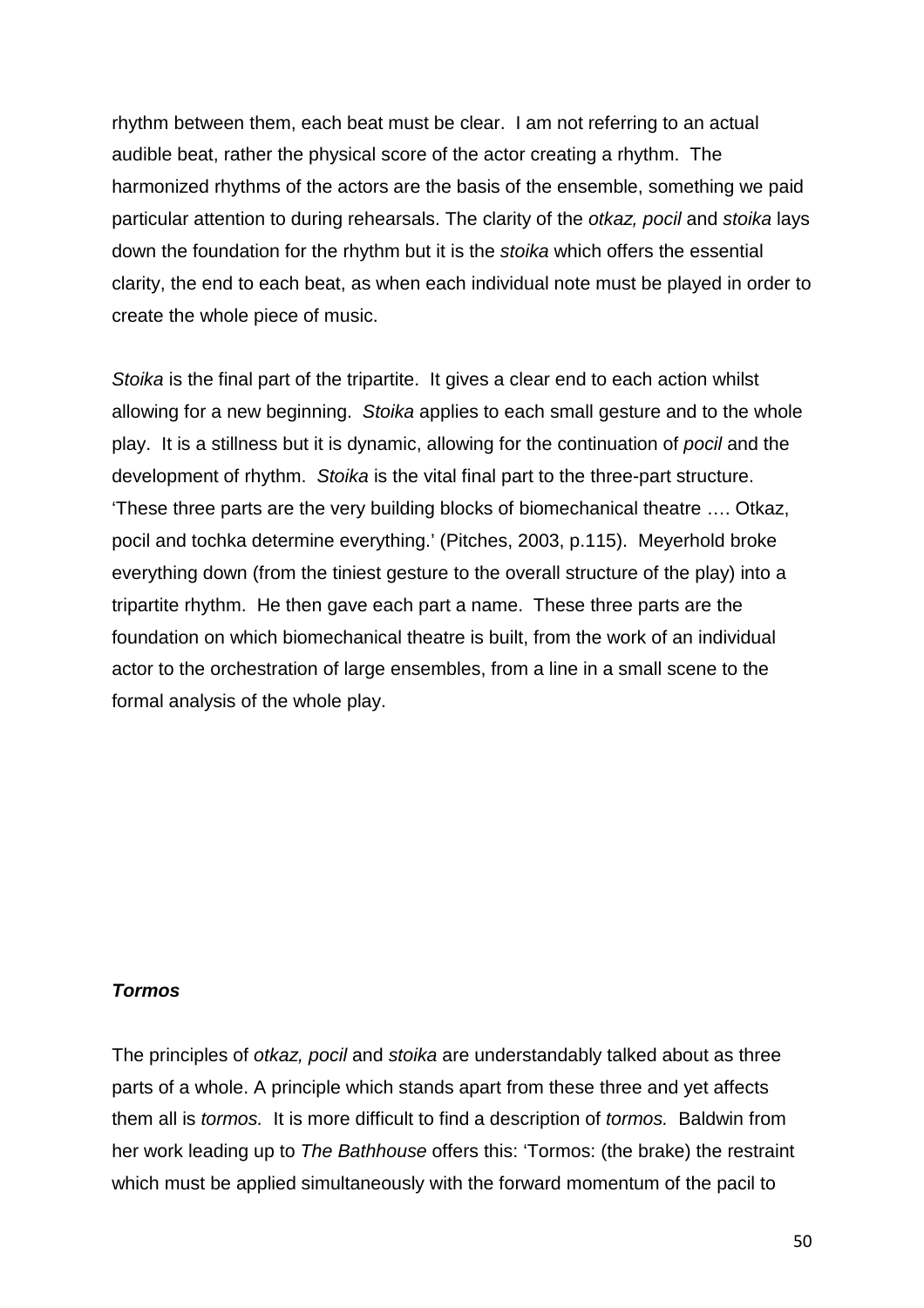rhythm between them, each beat must be clear. I am not referring to an actual audible beat, rather the physical score of the actor creating a rhythm. The harmonized rhythms of the actors are the basis of the ensemble, something we paid particular attention to during rehearsals. The clarity of the *otkaz, pocil* and *stoika* lays down the foundation for the rhythm but it is the *stoika* which offers the essential clarity, the end to each beat, as when each individual note must be played in order to create the whole piece of music.

*Stoika* is the final part of the tripartite. It gives a clear end to each action whilst allowing for a new beginning. *Stoika* applies to each small gesture and to the whole play. It is a stillness but it is dynamic, allowing for the continuation of *pocil* and the development of rhythm. *Stoika* is the vital final part to the three-part structure. 'These three parts are the very building blocks of biomechanical theatre …. Otkaz, pocil and tochka determine everything.' (Pitches, 2003, p.115). Meyerhold broke everything down (from the tiniest gesture to the overall structure of the play) into a tripartite rhythm. He then gave each part a name. These three parts are the foundation on which biomechanical theatre is built, from the work of an individual actor to the orchestration of large ensembles, from a line in a small scene to the formal analysis of the whole play.

### ***Tormos***

The principles of *otkaz, pocil* and *stoika* are understandably talked about as three parts of a whole. A principle which stands apart from these three and yet affects them all is *tormos.* It is more difficult to find a description of *tormos.* Baldwin from her work leading up to *The Bathhouse* offers this: 'Tormos: (the brake) the restraint which must be applied simultaneously with the forward momentum of the pacil to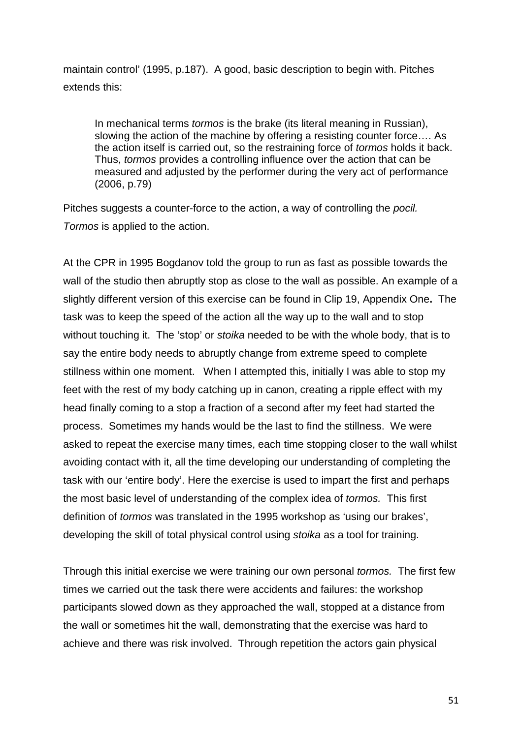maintain control' (1995, p.187). A good, basic description to begin with. Pitches extends this:

> In mechanical terms *tormos* is the brake (its literal meaning in Russian), slowing the action of the machine by offering a resisting counter force…. As the action itself is carried out, so the restraining force of *tormos* holds it back. Thus, *tormos* provides a controlling influence over the action that can be measured and adjusted by the performer during the very act of performance (2006, p.79)

Pitches suggests a counter-force to the action, a way of controlling the *pocil. Tormos* is applied to the action.

At the CPR in 1995 Bogdanov told the group to run as fast as possible towards the wall of the studio then abruptly stop as close to the wall as possible. An example of a slightly different version of this exercise can be found in Clip 19, Appendix One**.** The task was to keep the speed of the action all the way up to the wall and to stop without touching it. The 'stop' or *stoika* needed to be with the whole body, that is to say the entire body needs to abruptly change from extreme speed to complete stillness within one moment. When I attempted this, initially I was able to stop my feet with the rest of my body catching up in canon, creating a ripple effect with my head finally coming to a stop a fraction of a second after my feet had started the process. Sometimes my hands would be the last to find the stillness. We were asked to repeat the exercise many times, each time stopping closer to the wall whilst avoiding contact with it, all the time developing our understanding of completing the task with our 'entire body'. Here the exercise is used to impart the first and perhaps the most basic level of understanding of the complex idea of *tormos.* This first definition of *tormos* was translated in the 1995 workshop as 'using our brakes', developing the skill of total physical control using *stoika* as a tool for training.

Through this initial exercise we were training our own personal *tormos.* The first few times we carried out the task there were accidents and failures: the workshop participants slowed down as they approached the wall, stopped at a distance from the wall or sometimes hit the wall, demonstrating that the exercise was hard to achieve and there was risk involved. Through repetition the actors gain physical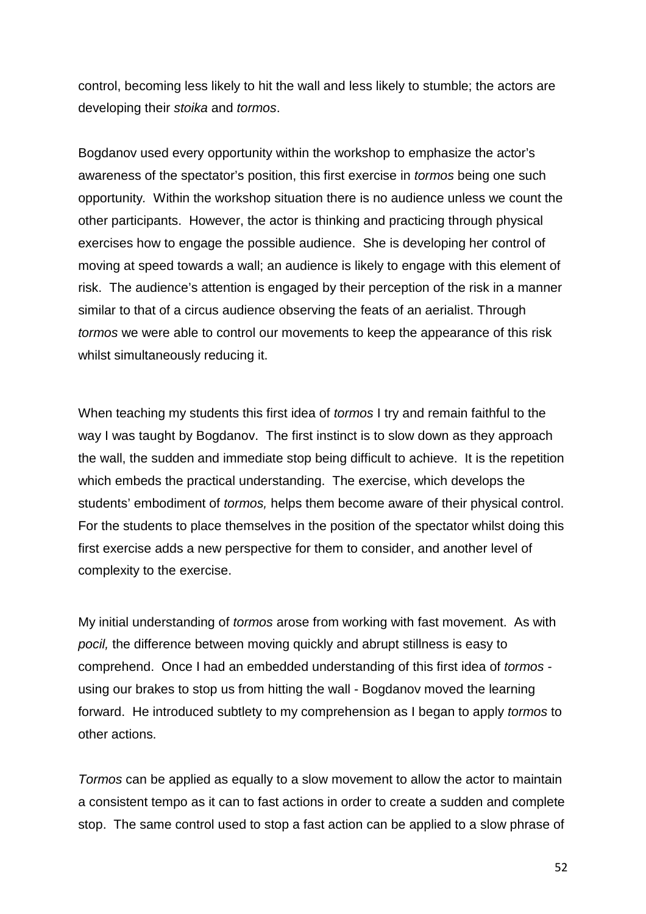control, becoming less likely to hit the wall and less likely to stumble; the actors are developing their *stoika* and *tormos*.

Bogdanov used every opportunity within the workshop to emphasize the actor's awareness of the spectator's position, this first exercise in *tormos* being one such opportunity. Within the workshop situation there is no audience unless we count the other participants. However, the actor is thinking and practicing through physical exercises how to engage the possible audience. She is developing her control of moving at speed towards a wall; an audience is likely to engage with this element of risk. The audience's attention is engaged by their perception of the risk in a manner similar to that of a circus audience observing the feats of an aerialist. Through *tormos* we were able to control our movements to keep the appearance of this risk whilst simultaneously reducing it.

When teaching my students this first idea of *tormos* I try and remain faithful to the way I was taught by Bogdanov. The first instinct is to slow down as they approach the wall, the sudden and immediate stop being difficult to achieve. It is the repetition which embeds the practical understanding. The exercise, which develops the students' embodiment of *tormos,* helps them become aware of their physical control. For the students to place themselves in the position of the spectator whilst doing this first exercise adds a new perspective for them to consider, and another level of complexity to the exercise.

My initial understanding of *tormos* arose from working with fast movement. As with *pocil,* the difference between moving quickly and abrupt stillness is easy to comprehend. Once I had an embedded understanding of this first idea of *tormos* - using our brakes to stop us from hitting the wall - Bogdanov moved the learning forward. He introduced subtlety to my comprehension as I began to apply *tormos* to other actions.

*Tormos* can be applied as equally to a slow movement to allow the actor to maintain a consistent tempo as it can to fast actions in order to create a sudden and complete stop. The same control used to stop a fast action can be applied to a slow phrase of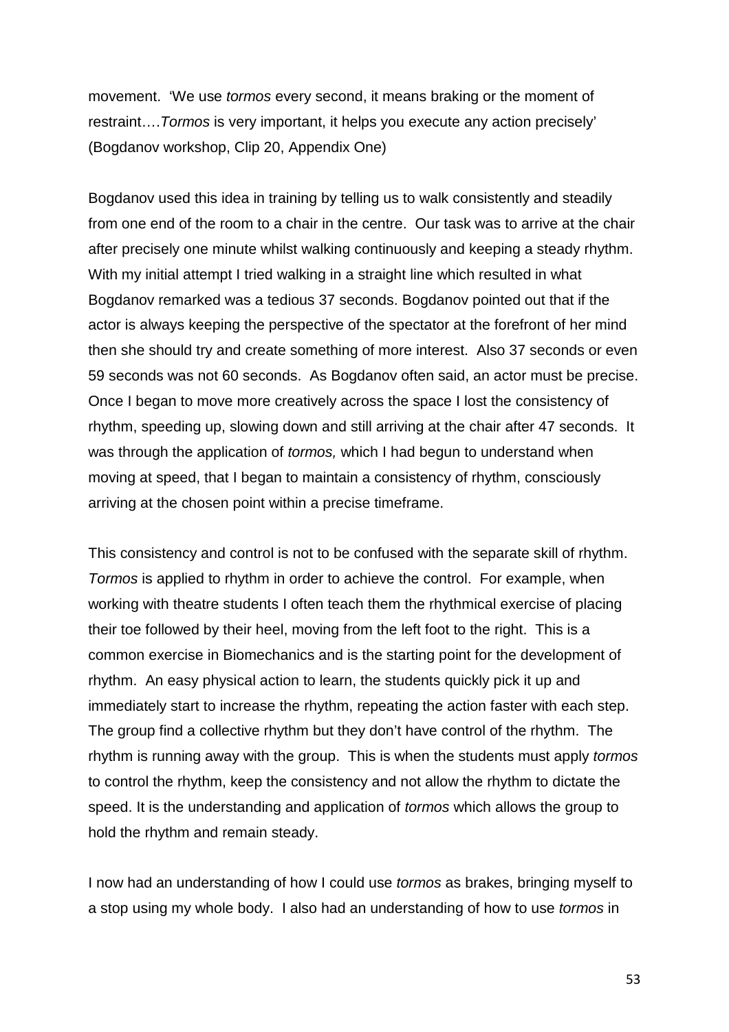movement. 'We use *tormos* every second, it means braking or the moment of restraint….*Tormos* is very important, it helps you execute any action precisely' (Bogdanov workshop, Clip 20, Appendix One)

Bogdanov used this idea in training by telling us to walk consistently and steadily from one end of the room to a chair in the centre. Our task was to arrive at the chair after precisely one minute whilst walking continuously and keeping a steady rhythm. With my initial attempt I tried walking in a straight line which resulted in what Bogdanov remarked was a tedious 37 seconds. Bogdanov pointed out that if the actor is always keeping the perspective of the spectator at the forefront of her mind then she should try and create something of more interest. Also 37 seconds or even 59 seconds was not 60 seconds. As Bogdanov often said, an actor must be precise. Once I began to move more creatively across the space I lost the consistency of rhythm, speeding up, slowing down and still arriving at the chair after 47 seconds. It was through the application of *tormos,* which I had begun to understand when moving at speed, that I began to maintain a consistency of rhythm, consciously arriving at the chosen point within a precise timeframe.

This consistency and control is not to be confused with the separate skill of rhythm. *Tormos* is applied to rhythm in order to achieve the control. For example, when working with theatre students I often teach them the rhythmical exercise of placing their toe followed by their heel, moving from the left foot to the right. This is a common exercise in Biomechanics and is the starting point for the development of rhythm. An easy physical action to learn, the students quickly pick it up and immediately start to increase the rhythm, repeating the action faster with each step. The group find a collective rhythm but they don't have control of the rhythm. The rhythm is running away with the group. This is when the students must apply *tormos* to control the rhythm, keep the consistency and not allow the rhythm to dictate the speed. It is the understanding and application of *tormos* which allows the group to hold the rhythm and remain steady.

I now had an understanding of how I could use *tormos* as brakes, bringing myself to a stop using my whole body. I also had an understanding of how to use *tormos* in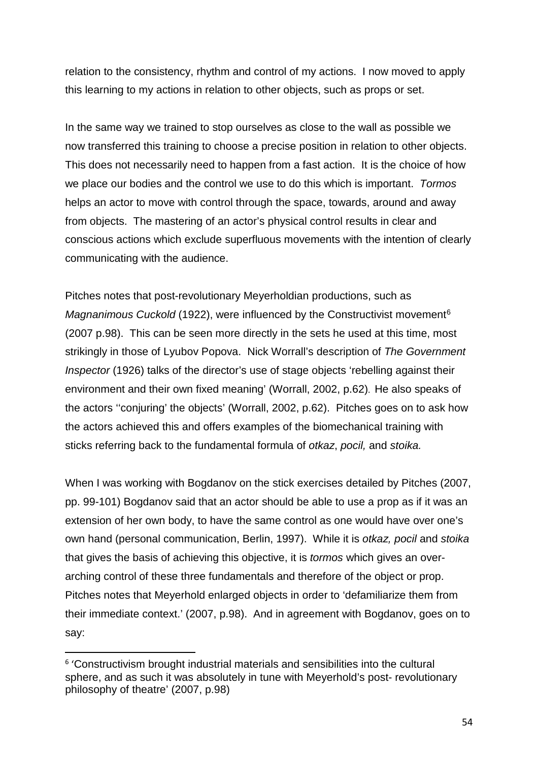relation to the consistency, rhythm and control of my actions. I now moved to apply this learning to my actions in relation to other objects, such as props or set.

In the same way we trained to stop ourselves as close to the wall as possible we now transferred this training to choose a precise position in relation to other objects. This does not necessarily need to happen from a fast action. It is the choice of how we place our bodies and the control we use to do this which is important. *Tormos* helps an actor to move with control through the space, towards, around and away from objects. The mastering of an actor's physical control results in clear and conscious actions which exclude superfluous movements with the intention of clearly communicating with the audience.

Pitches notes that post-revolutionary Meyerholdian productions, such as *Magnanimous Cuckold* (1922), were influenced by the Constructivist movement[6] (2007 p.98). This can be seen more directly in the sets he used at this time, most strikingly in those of Lyubov Popova. Nick Worrall's description of *The Government Inspector* (1926) talks of the director's use of stage objects 'rebelling against their environment and their own fixed meaning' (Worrall, 2002, p.62). He also speaks of the actors ''conjuring' the objects' (Worrall, 2002, p.62). Pitches goes on to ask how the actors achieved this and offers examples of the biomechanical training with sticks referring back to the fundamental formula of *otkaz*, *pocil,* and *stoika.*

When I was working with Bogdanov on the stick exercises detailed by Pitches (2007, pp. 99-101) Bogdanov said that an actor should be able to use a prop as if it was an extension of her own body, to have the same control as one would have over one's own hand (personal communication, Berlin, 1997). While it is *otkaz, pocil* and *stoika* that gives the basis of achieving this objective, it is *tormos* which gives an over-arching control of these three fundamentals and therefore of the object or prop. Pitches notes that Meyerhold enlarged objects in order to 'defamiliarize them from their immediate context.' (2007, p.98). And in agreement with Bogdanov, goes on to say:

[6] 'Constructivism brought industrial materials and sensibilities into the cultural sphere, and as such it was absolutely in tune with Meyerhold's post- revolutionary philosophy of theatre' (2007, p.98)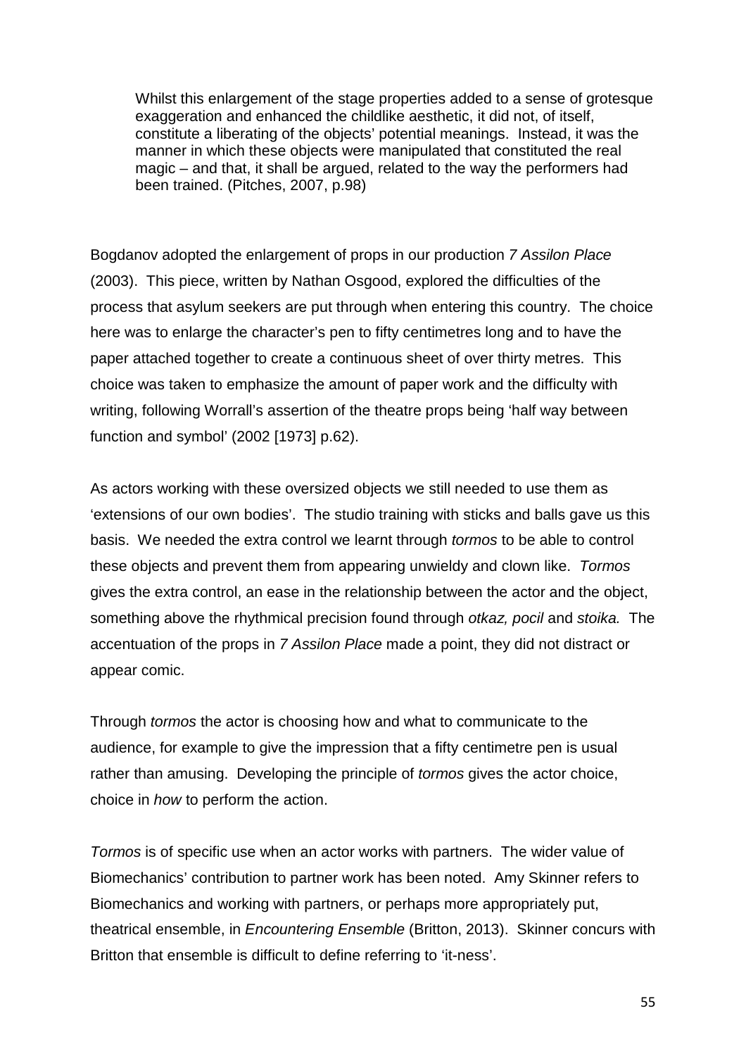> Whilst this enlargement of the stage properties added to a sense of grotesque exaggeration and enhanced the childlike aesthetic, it did not, of itself, constitute a liberating of the objects' potential meanings. Instead, it was the manner in which these objects were manipulated that constituted the real magic – and that, it shall be argued, related to the way the performers had been trained. (Pitches, 2007, p.98)

Bogdanov adopted the enlargement of props in our production *7 Assilon Place* (2003). This piece, written by Nathan Osgood, explored the difficulties of the process that asylum seekers are put through when entering this country. The choice here was to enlarge the character's pen to fifty centimetres long and to have the paper attached together to create a continuous sheet of over thirty metres. This choice was taken to emphasize the amount of paper work and the difficulty with writing, following Worrall's assertion of the theatre props being 'half way between function and symbol' (2002 [1973] p.62).

As actors working with these oversized objects we still needed to use them as 'extensions of our own bodies'. The studio training with sticks and balls gave us this basis. We needed the extra control we learnt through *tormos* to be able to control these objects and prevent them from appearing unwieldy and clown like. *Tormos* gives the extra control, an ease in the relationship between the actor and the object, something above the rhythmical precision found through *otkaz, pocil* and *stoika.* The accentuation of the props in *7 Assilon Place* made a point, they did not distract or appear comic.

Through *tormos* the actor is choosing how and what to communicate to the audience, for example to give the impression that a fifty centimetre pen is usual rather than amusing. Developing the principle of *tormos* gives the actor choice, choice in *how* to perform the action.

*Tormos* is of specific use when an actor works with partners. The wider value of Biomechanics' contribution to partner work has been noted. Amy Skinner refers to Biomechanics and working with partners, or perhaps more appropriately put, theatrical ensemble, in *Encountering Ensemble* (Britton, 2013). Skinner concurs with Britton that ensemble is difficult to define referring to 'it-ness'.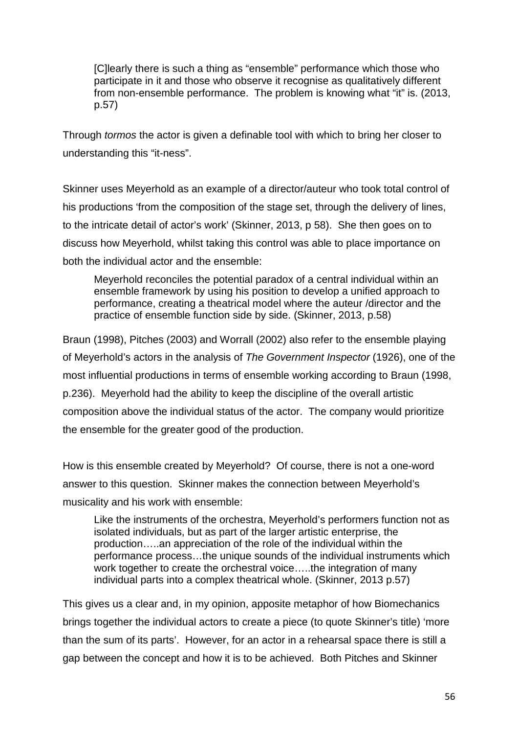> [C]learly there is such a thing as "ensemble" performance which those who participate in it and those who observe it recognise as qualitatively different from non-ensemble performance. The problem is knowing what "it" is. (2013, p.57)

Through *tormos* the actor is given a definable tool with which to bring her closer to understanding this "it-ness".

Skinner uses Meyerhold as an example of a director/auteur who took total control of his productions 'from the composition of the stage set, through the delivery of lines, to the intricate detail of actor's work' (Skinner, 2013, p 58). She then goes on to discuss how Meyerhold, whilst taking this control was able to place importance on both the individual actor and the ensemble:

> Meyerhold reconciles the potential paradox of a central individual within an ensemble framework by using his position to develop a unified approach to performance, creating a theatrical model where the auteur /director and the practice of ensemble function side by side. (Skinner, 2013, p.58)

Braun (1998), Pitches (2003) and Worrall (2002) also refer to the ensemble playing of Meyerhold's actors in the analysis of *The Government Inspector* (1926), one of the most influential productions in terms of ensemble working according to Braun (1998, p.236). Meyerhold had the ability to keep the discipline of the overall artistic composition above the individual status of the actor. The company would prioritize the ensemble for the greater good of the production.

How is this ensemble created by Meyerhold? Of course, there is not a one-word answer to this question. Skinner makes the connection between Meyerhold's musicality and his work with ensemble:

> Like the instruments of the orchestra, Meyerhold's performers function not as isolated individuals, but as part of the larger artistic enterprise, the production…..an appreciation of the role of the individual within the performance process…the unique sounds of the individual instruments which work together to create the orchestral voice…..the integration of many individual parts into a complex theatrical whole. (Skinner, 2013 p.57)

This gives us a clear and, in my opinion, apposite metaphor of how Biomechanics brings together the individual actors to create a piece (to quote Skinner's title) 'more than the sum of its parts'. However, for an actor in a rehearsal space there is still a gap between the concept and how it is to be achieved. Both Pitches and Skinner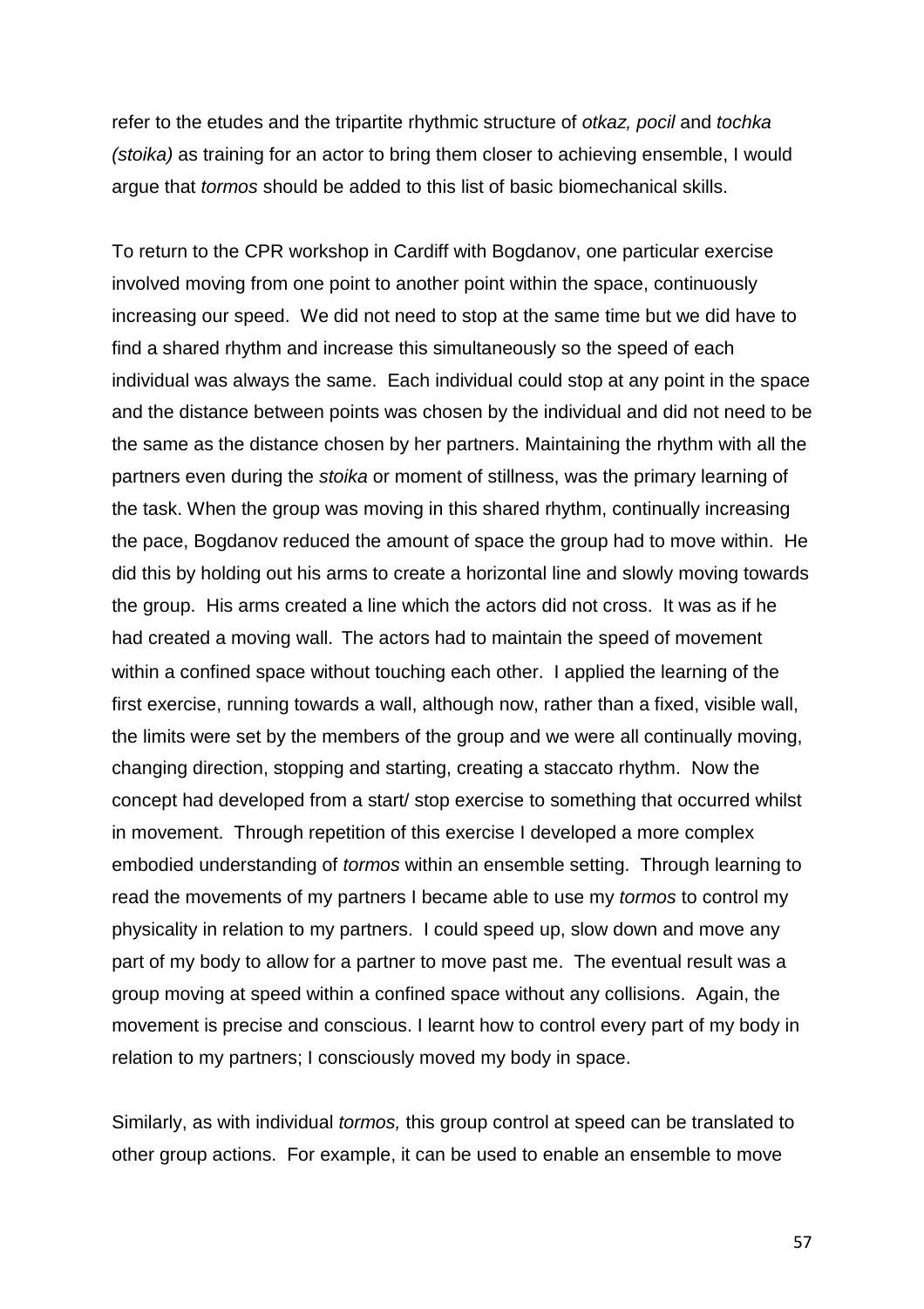refer to the etudes and the tripartite rhythmic structure of *otkaz, pocil* and *tochka (stoika)* as training for an actor to bring them closer to achieving ensemble, I would argue that *tormos* should be added to this list of basic biomechanical skills.

To return to the CPR workshop in Cardiff with Bogdanov, one particular exercise involved moving from one point to another point within the space, continuously increasing our speed. We did not need to stop at the same time but we did have to find a shared rhythm and increase this simultaneously so the speed of each individual was always the same. Each individual could stop at any point in the space and the distance between points was chosen by the individual and did not need to be the same as the distance chosen by her partners. Maintaining the rhythm with all the partners even during the *stoika* or moment of stillness, was the primary learning of the task. When the group was moving in this shared rhythm, continually increasing the pace, Bogdanov reduced the amount of space the group had to move within. He did this by holding out his arms to create a horizontal line and slowly moving towards the group. His arms created a line which the actors did not cross. It was as if he had created a moving wall. The actors had to maintain the speed of movement within a confined space without touching each other. I applied the learning of the first exercise, running towards a wall, although now, rather than a fixed, visible wall, the limits were set by the members of the group and we were all continually moving, changing direction, stopping and starting, creating a staccato rhythm. Now the concept had developed from a start/ stop exercise to something that occurred whilst in movement. Through repetition of this exercise I developed a more complex embodied understanding of *tormos* within an ensemble setting. Through learning to read the movements of my partners I became able to use my *tormos* to control my physicality in relation to my partners. I could speed up, slow down and move any part of my body to allow for a partner to move past me. The eventual result was a group moving at speed within a confined space without any collisions. Again, the movement is precise and conscious. I learnt how to control every part of my body in relation to my partners; I consciously moved my body in space.

Similarly, as with individual *tormos,* this group control at speed can be translated to other group actions. For example, it can be used to enable an ensemble to move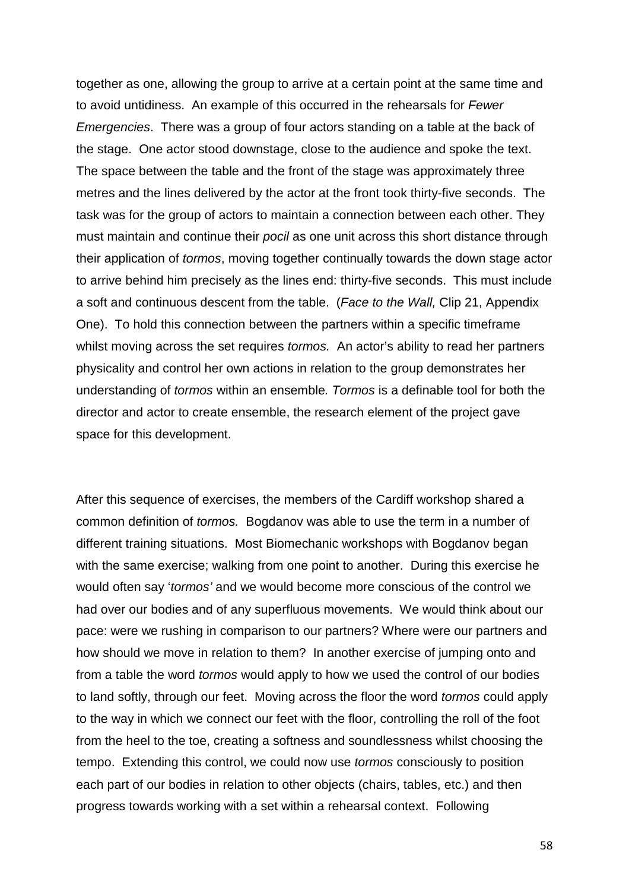together as one, allowing the group to arrive at a certain point at the same time and to avoid untidiness. An example of this occurred in the rehearsals for *Fewer Emergencies*. There was a group of four actors standing on a table at the back of the stage. One actor stood downstage, close to the audience and spoke the text. The space between the table and the front of the stage was approximately three metres and the lines delivered by the actor at the front took thirty-five seconds. The task was for the group of actors to maintain a connection between each other. They must maintain and continue their *pocil* as one unit across this short distance through their application of *tormos*, moving together continually towards the down stage actor to arrive behind him precisely as the lines end: thirty-five seconds. This must include a soft and continuous descent from the table. (*Face to the Wall,* Clip 21, Appendix One). To hold this connection between the partners within a specific timeframe whilst moving across the set requires *tormos.* An actor's ability to read her partners physicality and control her own actions in relation to the group demonstrates her understanding of *tormos* within an ensemble*. Tormos* is a definable tool for both the director and actor to create ensemble, the research element of the project gave space for this development.

After this sequence of exercises, the members of the Cardiff workshop shared a common definition of *tormos.* Bogdanov was able to use the term in a number of different training situations. Most Biomechanic workshops with Bogdanov began with the same exercise; walking from one point to another. During this exercise he would often say '*tormos'* and we would become more conscious of the control we had over our bodies and of any superfluous movements. We would think about our pace: were we rushing in comparison to our partners? Where were our partners and how should we move in relation to them? In another exercise of jumping onto and from a table the word *tormos* would apply to how we used the control of our bodies to land softly, through our feet. Moving across the floor the word *tormos* could apply to the way in which we connect our feet with the floor, controlling the roll of the foot from the heel to the toe, creating a softness and soundlessness whilst choosing the tempo. Extending this control, we could now use *tormos* consciously to position each part of our bodies in relation to other objects (chairs, tables, etc.) and then progress towards working with a set within a rehearsal context. Following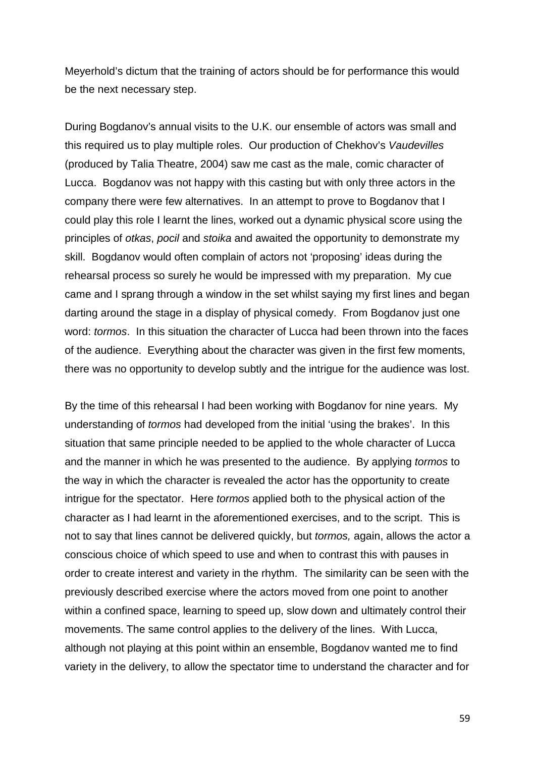Meyerhold's dictum that the training of actors should be for performance this would be the next necessary step.

During Bogdanov's annual visits to the U.K. our ensemble of actors was small and this required us to play multiple roles. Our production of Chekhov's *Vaudevilles* (produced by Talia Theatre, 2004) saw me cast as the male, comic character of Lucca. Bogdanov was not happy with this casting but with only three actors in the company there were few alternatives. In an attempt to prove to Bogdanov that I could play this role I learnt the lines, worked out a dynamic physical score using the principles of *otkas*, *pocil* and *stoika* and awaited the opportunity to demonstrate my skill. Bogdanov would often complain of actors not 'proposing' ideas during the rehearsal process so surely he would be impressed with my preparation. My cue came and I sprang through a window in the set whilst saying my first lines and began darting around the stage in a display of physical comedy. From Bogdanov just one word: *tormos*. In this situation the character of Lucca had been thrown into the faces of the audience. Everything about the character was given in the first few moments, there was no opportunity to develop subtly and the intrigue for the audience was lost.

By the time of this rehearsal I had been working with Bogdanov for nine years. My understanding of *tormos* had developed from the initial 'using the brakes'. In this situation that same principle needed to be applied to the whole character of Lucca and the manner in which he was presented to the audience. By applying *tormos* to the way in which the character is revealed the actor has the opportunity to create intrigue for the spectator. Here *tormos* applied both to the physical action of the character as I had learnt in the aforementioned exercises, and to the script. This is not to say that lines cannot be delivered quickly, but *tormos,* again, allows the actor a conscious choice of which speed to use and when to contrast this with pauses in order to create interest and variety in the rhythm. The similarity can be seen with the previously described exercise where the actors moved from one point to another within a confined space, learning to speed up, slow down and ultimately control their movements. The same control applies to the delivery of the lines. With Lucca, although not playing at this point within an ensemble, Bogdanov wanted me to find variety in the delivery, to allow the spectator time to understand the character and for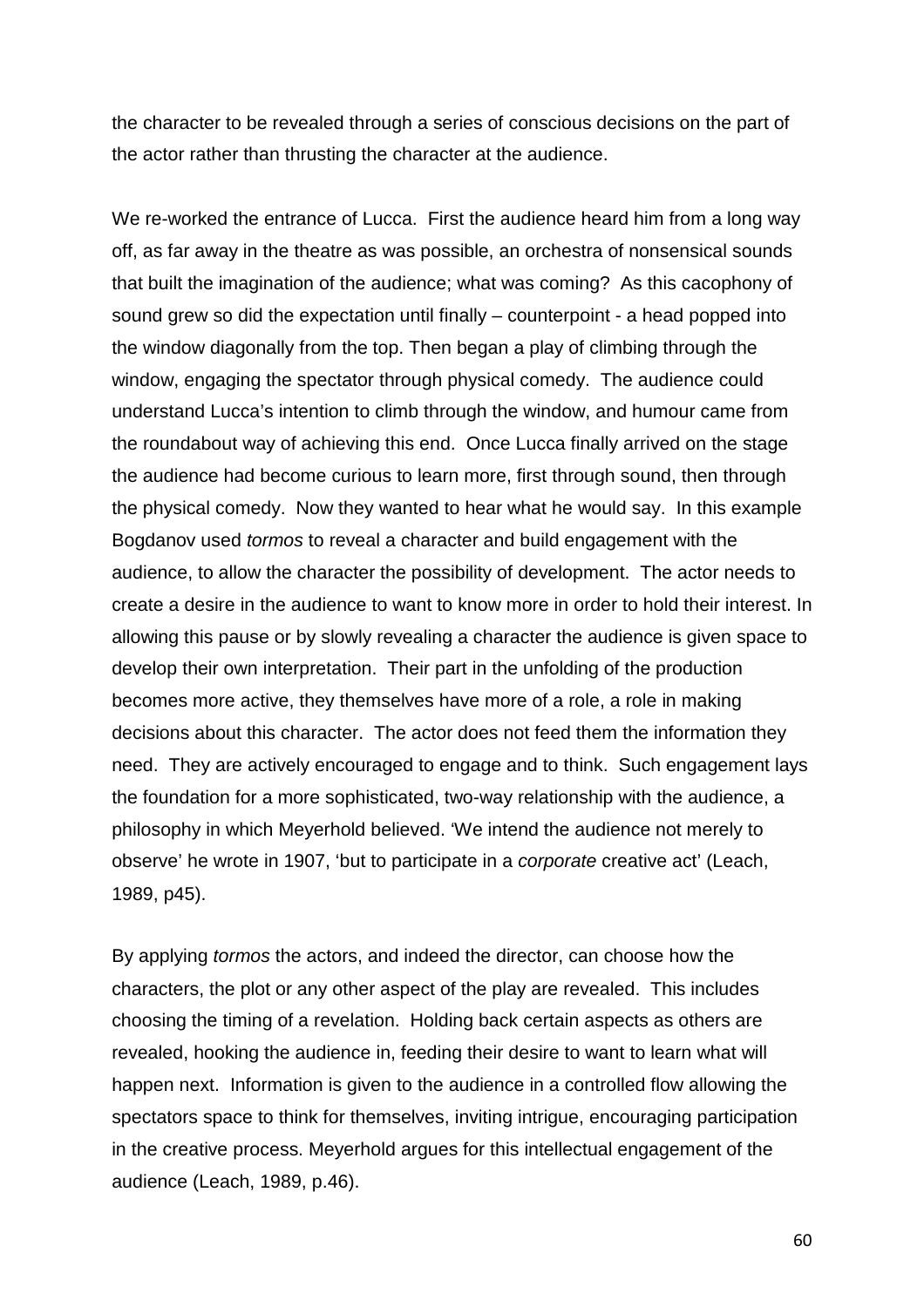the character to be revealed through a series of conscious decisions on the part of the actor rather than thrusting the character at the audience.

We re-worked the entrance of Lucca. First the audience heard him from a long way off, as far away in the theatre as was possible, an orchestra of nonsensical sounds that built the imagination of the audience; what was coming? As this cacophony of sound grew so did the expectation until finally – counterpoint - a head popped into the window diagonally from the top. Then began a play of climbing through the window, engaging the spectator through physical comedy. The audience could understand Lucca's intention to climb through the window, and humour came from the roundabout way of achieving this end. Once Lucca finally arrived on the stage the audience had become curious to learn more, first through sound, then through the physical comedy. Now they wanted to hear what he would say. In this example Bogdanov used *tormos* to reveal a character and build engagement with the audience, to allow the character the possibility of development. The actor needs to create a desire in the audience to want to know more in order to hold their interest. In allowing this pause or by slowly revealing a character the audience is given space to develop their own interpretation. Their part in the unfolding of the production becomes more active, they themselves have more of a role, a role in making decisions about this character. The actor does not feed them the information they need. They are actively encouraged to engage and to think. Such engagement lays the foundation for a more sophisticated, two-way relationship with the audience, a philosophy in which Meyerhold believed. 'We intend the audience not merely to observe' he wrote in 1907, 'but to participate in a *corporate* creative act' (Leach, 1989, p45).

By applying *tormos* the actors, and indeed the director, can choose how the characters, the plot or any other aspect of the play are revealed. This includes choosing the timing of a revelation. Holding back certain aspects as others are revealed, hooking the audience in, feeding their desire to want to learn what will happen next. Information is given to the audience in a controlled flow allowing the spectators space to think for themselves, inviting intrigue, encouraging participation in the creative process. Meyerhold argues for this intellectual engagement of the audience (Leach, 1989, p.46).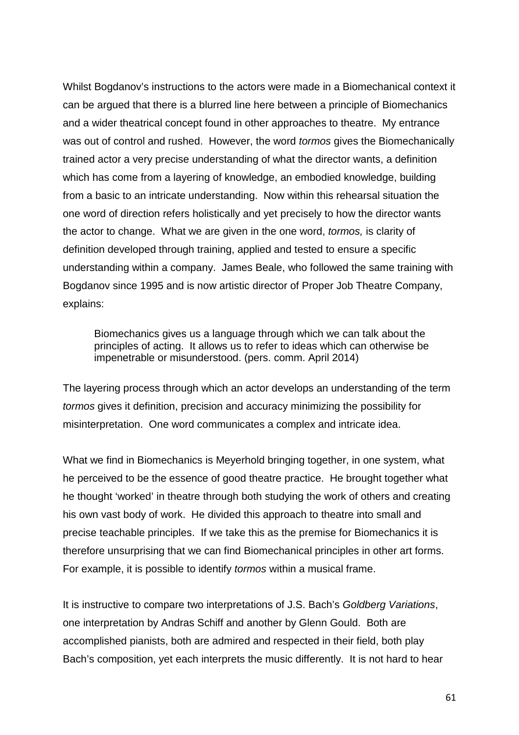Whilst Bogdanov's instructions to the actors were made in a Biomechanical context it can be argued that there is a blurred line here between a principle of Biomechanics and a wider theatrical concept found in other approaches to theatre. My entrance was out of control and rushed. However, the word *tormos* gives the Biomechanically trained actor a very precise understanding of what the director wants, a definition which has come from a layering of knowledge, an embodied knowledge, building from a basic to an intricate understanding. Now within this rehearsal situation the one word of direction refers holistically and yet precisely to how the director wants the actor to change. What we are given in the one word, *tormos,* is clarity of definition developed through training, applied and tested to ensure a specific understanding within a company. James Beale, who followed the same training with Bogdanov since 1995 and is now artistic director of Proper Job Theatre Company, explains:

> Biomechanics gives us a language through which we can talk about the principles of acting. It allows us to refer to ideas which can otherwise be impenetrable or misunderstood. (pers. comm. April 2014)

The layering process through which an actor develops an understanding of the term *tormos* gives it definition, precision and accuracy minimizing the possibility for misinterpretation. One word communicates a complex and intricate idea.

What we find in Biomechanics is Meyerhold bringing together, in one system, what he perceived to be the essence of good theatre practice. He brought together what he thought 'worked' in theatre through both studying the work of others and creating his own vast body of work. He divided this approach to theatre into small and precise teachable principles. If we take this as the premise for Biomechanics it is therefore unsurprising that we can find Biomechanical principles in other art forms. For example, it is possible to identify *tormos* within a musical frame.

It is instructive to compare two interpretations of J.S. Bach's *Goldberg Variations*, one interpretation by Andras Schiff and another by Glenn Gould. Both are accomplished pianists, both are admired and respected in their field, both play Bach's composition, yet each interprets the music differently. It is not hard to hear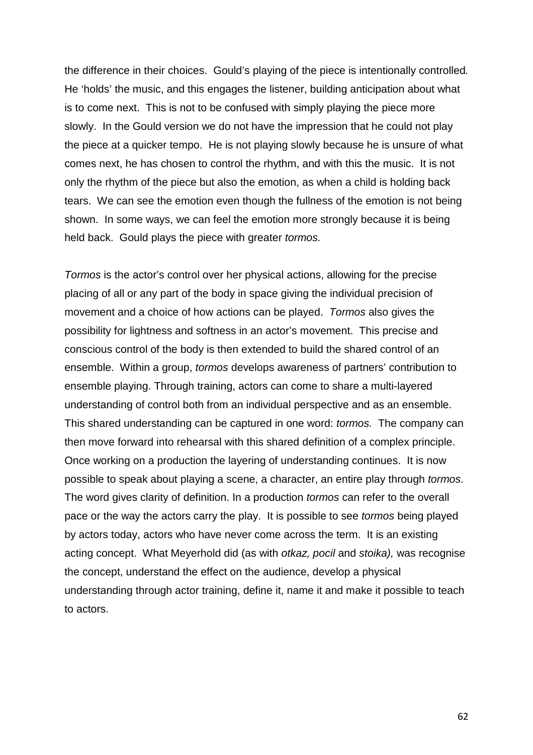the difference in their choices. Gould's playing of the piece is intentionally controlled. He 'holds' the music, and this engages the listener, building anticipation about what is to come next. This is not to be confused with simply playing the piece more slowly. In the Gould version we do not have the impression that he could not play the piece at a quicker tempo. He is not playing slowly because he is unsure of what comes next, he has chosen to control the rhythm, and with this the music. It is not only the rhythm of the piece but also the emotion, as when a child is holding back tears. We can see the emotion even though the fullness of the emotion is not being shown. In some ways, we can feel the emotion more strongly because it is being held back. Gould plays the piece with greater *tormos.*

*Tormos* is the actor's control over her physical actions, allowing for the precise placing of all or any part of the body in space giving the individual precision of movement and a choice of how actions can be played. *Tormos* also gives the possibility for lightness and softness in an actor's movement. This precise and conscious control of the body is then extended to build the shared control of an ensemble. Within a group, *tormos* develops awareness of partners' contribution to ensemble playing. Through training, actors can come to share a multi-layered understanding of control both from an individual perspective and as an ensemble. This shared understanding can be captured in one word: *tormos.* The company can then move forward into rehearsal with this shared definition of a complex principle. Once working on a production the layering of understanding continues. It is now possible to speak about playing a scene, a character, an entire play through *tormos*. The word gives clarity of definition. In a production *tormos* can refer to the overall pace or the way the actors carry the play. It is possible to see *tormos* being played by actors today, actors who have never come across the term. It is an existing acting concept. What Meyerhold did (as with *otkaz, pocil* and *stoika),* was recognise the concept, understand the effect on the audience, develop a physical understanding through actor training, define it, name it and make it possible to teach to actors.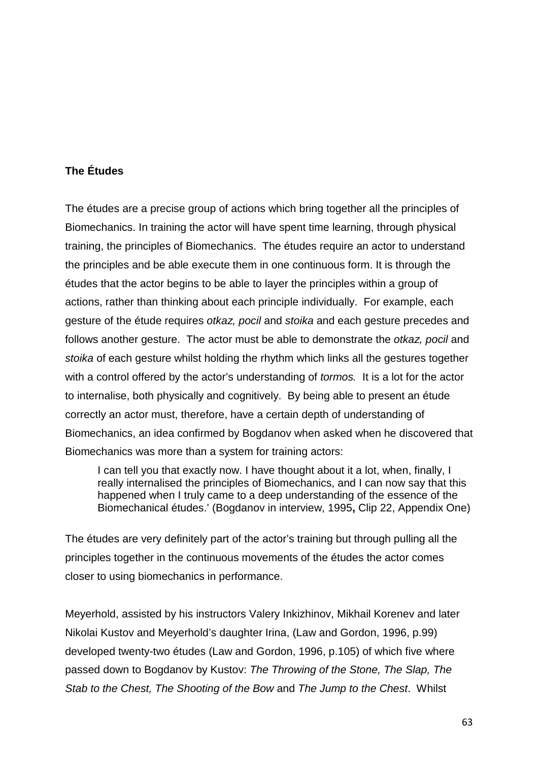**The Études**

The études are a precise group of actions which bring together all the principles of Biomechanics. In training the actor will have spent time learning, through physical training, the principles of Biomechanics. The études require an actor to understand the principles and be able execute them in one continuous form. It is through the études that the actor begins to be able to layer the principles within a group of actions, rather than thinking about each principle individually. For example, each gesture of the étude requires *otkaz, pocil* and *stoika* and each gesture precedes and follows another gesture. The actor must be able to demonstrate the *otkaz, pocil* and *stoika* of each gesture whilst holding the rhythm which links all the gestures together with a control offered by the actor's understanding of *tormos.* It is a lot for the actor to internalise, both physically and cognitively. By being able to present an étude correctly an actor must, therefore, have a certain depth of understanding of Biomechanics, an idea confirmed by Bogdanov when asked when he discovered that Biomechanics was more than a system for training actors:

> I can tell you that exactly now. I have thought about it a lot, when, finally, I really internalised the principles of Biomechanics, and I can now say that this happened when I truly came to a deep understanding of the essence of the Biomechanical études.' (Bogdanov in interview, 1995**,** Clip 22, Appendix One)

The études are very definitely part of the actor's training but through pulling all the principles together in the continuous movements of the études the actor comes closer to using biomechanics in performance.

Meyerhold, assisted by his instructors Valery Inkizhinov, Mikhail Korenev and later Nikolai Kustov and Meyerhold's daughter Irina, (Law and Gordon, 1996, p.99) developed twenty-two études (Law and Gordon, 1996, p.105) of which five where passed down to Bogdanov by Kustov: *The Throwing of the Stone, The Slap, The Stab to the Chest, The Shooting of the Bow* and *The Jump to the Chest*. Whilst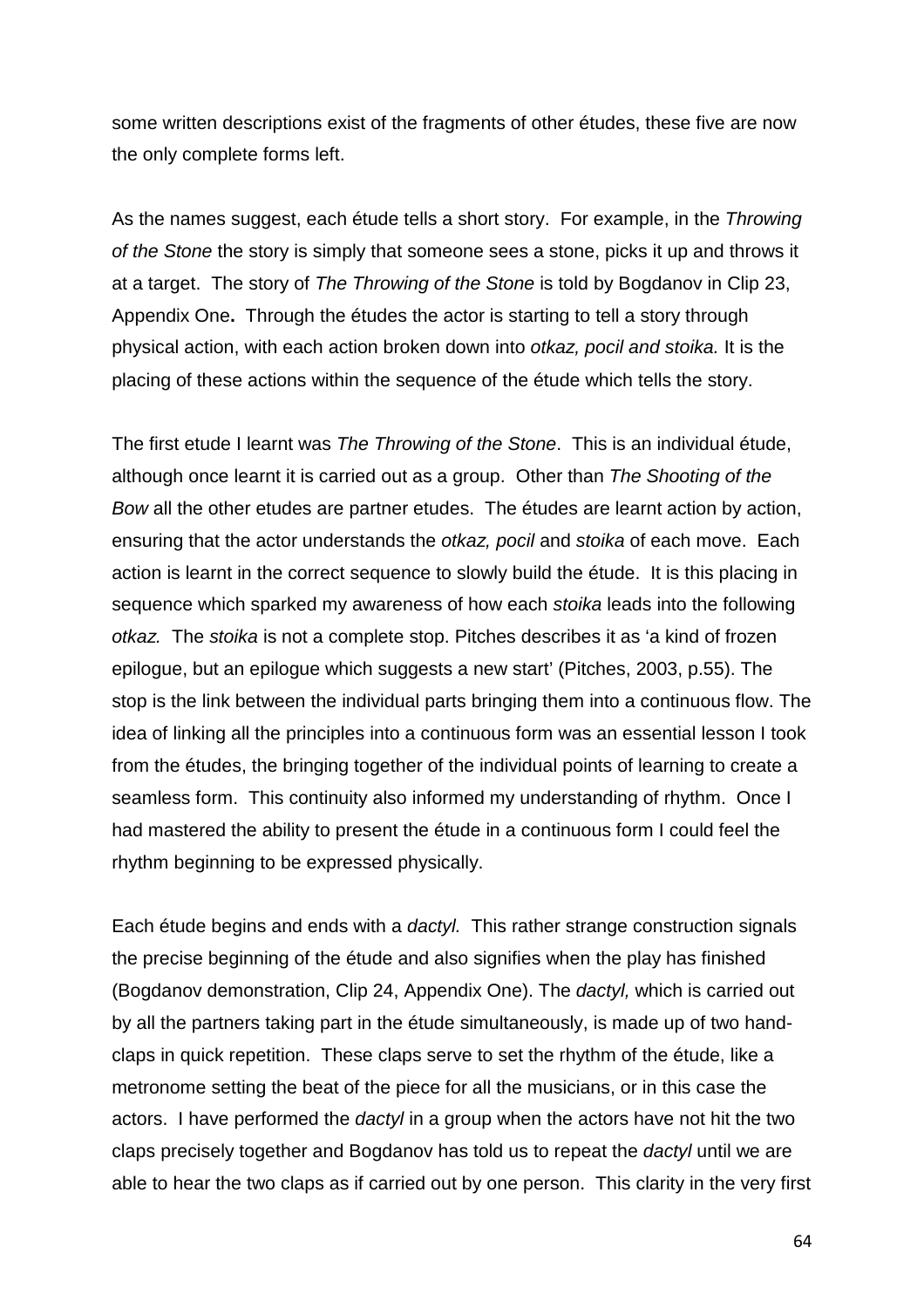some written descriptions exist of the fragments of other études, these five are now the only complete forms left.

As the names suggest, each étude tells a short story. For example, in the *Throwing of the Stone* the story is simply that someone sees a stone, picks it up and throws it at a target. The story of *The Throwing of the Stone* is told by Bogdanov in Clip 23, Appendix One**.** Through the études the actor is starting to tell a story through physical action, with each action broken down into *otkaz, pocil and stoika.* It is the placing of these actions within the sequence of the étude which tells the story.

The first etude I learnt was *The Throwing of the Stone*. This is an individual étude, although once learnt it is carried out as a group. Other than *The Shooting of the Bow* all the other etudes are partner etudes. The études are learnt action by action, ensuring that the actor understands the *otkaz, pocil* and *stoika* of each move. Each action is learnt in the correct sequence to slowly build the étude. It is this placing in sequence which sparked my awareness of how each *stoika* leads into the following *otkaz.* The *stoika* is not a complete stop. Pitches describes it as 'a kind of frozen epilogue, but an epilogue which suggests a new start' (Pitches, 2003, p.55). The stop is the link between the individual parts bringing them into a continuous flow. The idea of linking all the principles into a continuous form was an essential lesson I took from the études, the bringing together of the individual points of learning to create a seamless form. This continuity also informed my understanding of rhythm. Once I had mastered the ability to present the étude in a continuous form I could feel the rhythm beginning to be expressed physically.

Each étude begins and ends with a *dactyl.* This rather strange construction signals the precise beginning of the étude and also signifies when the play has finished (Bogdanov demonstration, Clip 24, Appendix One). The *dactyl,* which is carried out by all the partners taking part in the étude simultaneously, is made up of two hand-claps in quick repetition. These claps serve to set the rhythm of the étude, like a metronome setting the beat of the piece for all the musicians, or in this case the actors. I have performed the *dactyl* in a group when the actors have not hit the two claps precisely together and Bogdanov has told us to repeat the *dactyl* until we are able to hear the two claps as if carried out by one person. This clarity in the very first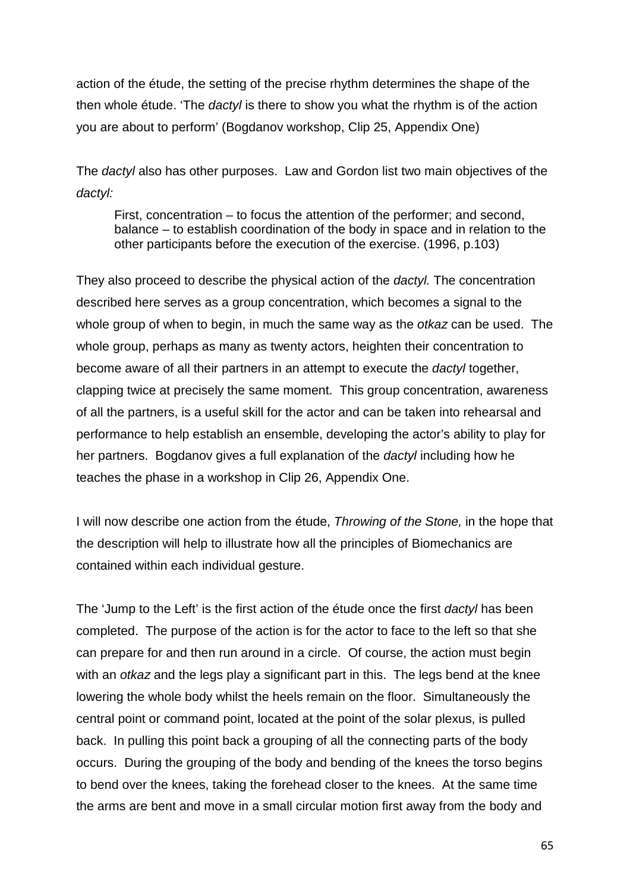action of the étude, the setting of the precise rhythm determines the shape of the then whole étude. 'The *dactyl* is there to show you what the rhythm is of the action you are about to perform' (Bogdanov workshop, Clip 25, Appendix One)

The *dactyl* also has other purposes. Law and Gordon list two main objectives of the *dactyl:*

> First, concentration – to focus the attention of the performer; and second, balance – to establish coordination of the body in space and in relation to the other participants before the execution of the exercise. (1996, p.103)

They also proceed to describe the physical action of the *dactyl.* The concentration described here serves as a group concentration, which becomes a signal to the whole group of when to begin, in much the same way as the *otkaz* can be used. The whole group, perhaps as many as twenty actors, heighten their concentration to become aware of all their partners in an attempt to execute the *dactyl* together, clapping twice at precisely the same moment. This group concentration, awareness of all the partners, is a useful skill for the actor and can be taken into rehearsal and performance to help establish an ensemble, developing the actor's ability to play for her partners. Bogdanov gives a full explanation of the *dactyl* including how he teaches the phase in a workshop in Clip 26, Appendix One.

I will now describe one action from the étude, *Throwing of the Stone,* in the hope that the description will help to illustrate how all the principles of Biomechanics are contained within each individual gesture.

The 'Jump to the Left' is the first action of the étude once the first *dactyl* has been completed. The purpose of the action is for the actor to face to the left so that she can prepare for and then run around in a circle. Of course, the action must begin with an *otkaz* and the legs play a significant part in this. The legs bend at the knee lowering the whole body whilst the heels remain on the floor. Simultaneously the central point or command point, located at the point of the solar plexus, is pulled back. In pulling this point back a grouping of all the connecting parts of the body occurs. During the grouping of the body and bending of the knees the torso begins to bend over the knees, taking the forehead closer to the knees. At the same time the arms are bent and move in a small circular motion first away from the body and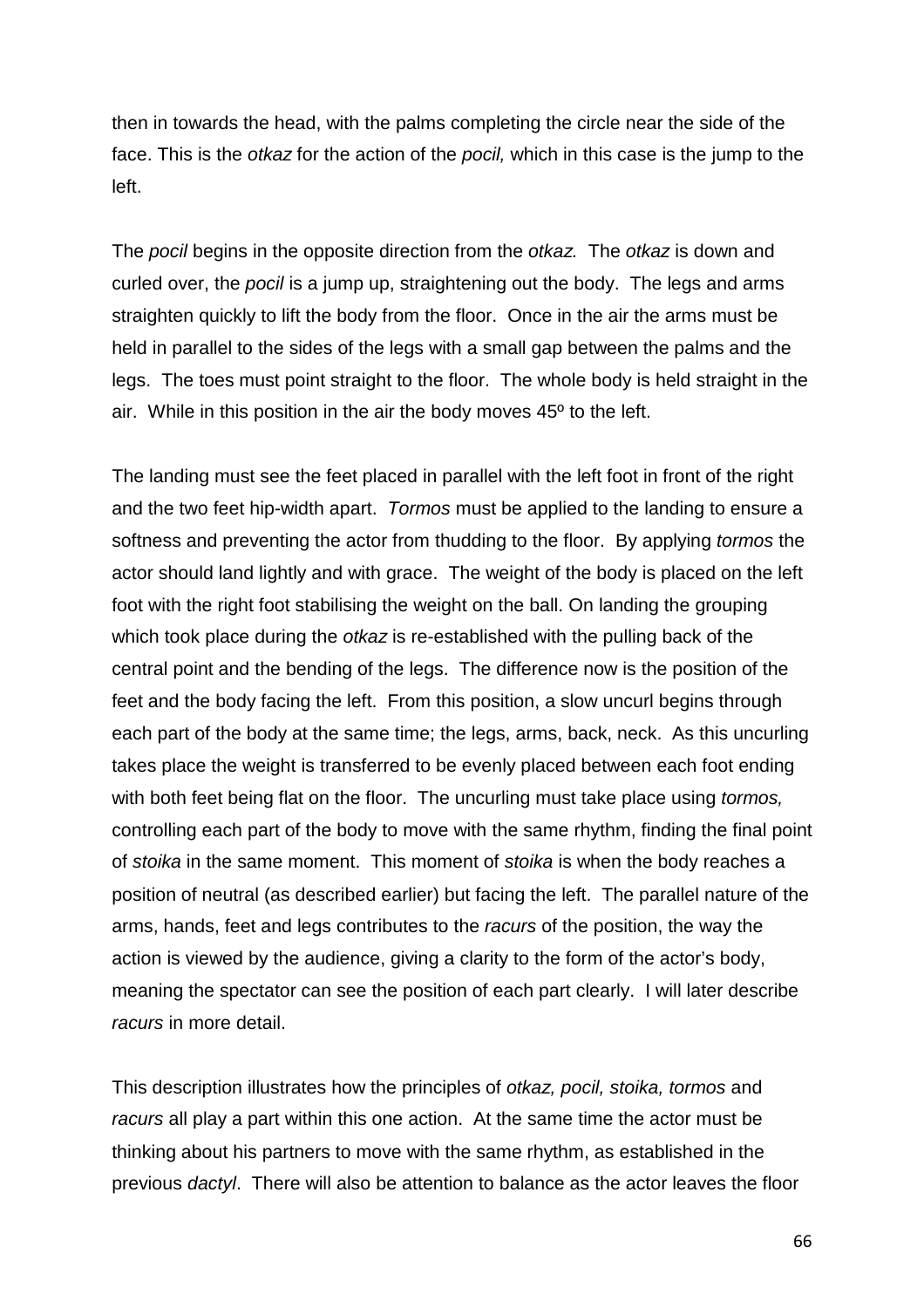then in towards the head, with the palms completing the circle near the side of the face. This is the *otkaz* for the action of the *pocil,* which in this case is the jump to the left.

The *pocil* begins in the opposite direction from the *otkaz.* The *otkaz* is down and curled over, the *pocil* is a jump up, straightening out the body. The legs and arms straighten quickly to lift the body from the floor. Once in the air the arms must be held in parallel to the sides of the legs with a small gap between the palms and the legs. The toes must point straight to the floor. The whole body is held straight in the air. While in this position in the air the body moves 45º to the left.

The landing must see the feet placed in parallel with the left foot in front of the right and the two feet hip-width apart. *Tormos* must be applied to the landing to ensure a softness and preventing the actor from thudding to the floor. By applying *tormos* the actor should land lightly and with grace. The weight of the body is placed on the left foot with the right foot stabilising the weight on the ball. On landing the grouping which took place during the *otkaz* is re-established with the pulling back of the central point and the bending of the legs. The difference now is the position of the feet and the body facing the left. From this position, a slow uncurl begins through each part of the body at the same time; the legs, arms, back, neck. As this uncurling takes place the weight is transferred to be evenly placed between each foot ending with both feet being flat on the floor. The uncurling must take place using *tormos,* controlling each part of the body to move with the same rhythm, finding the final point of *stoika* in the same moment. This moment of *stoika* is when the body reaches a position of neutral (as described earlier) but facing the left. The parallel nature of the arms, hands, feet and legs contributes to the *racurs* of the position, the way the action is viewed by the audience, giving a clarity to the form of the actor's body, meaning the spectator can see the position of each part clearly. I will later describe *racurs* in more detail.

This description illustrates how the principles of *otkaz, pocil, stoika, tormos* and *racurs* all play a part within this one action. At the same time the actor must be thinking about his partners to move with the same rhythm, as established in the previous *dactyl*. There will also be attention to balance as the actor leaves the floor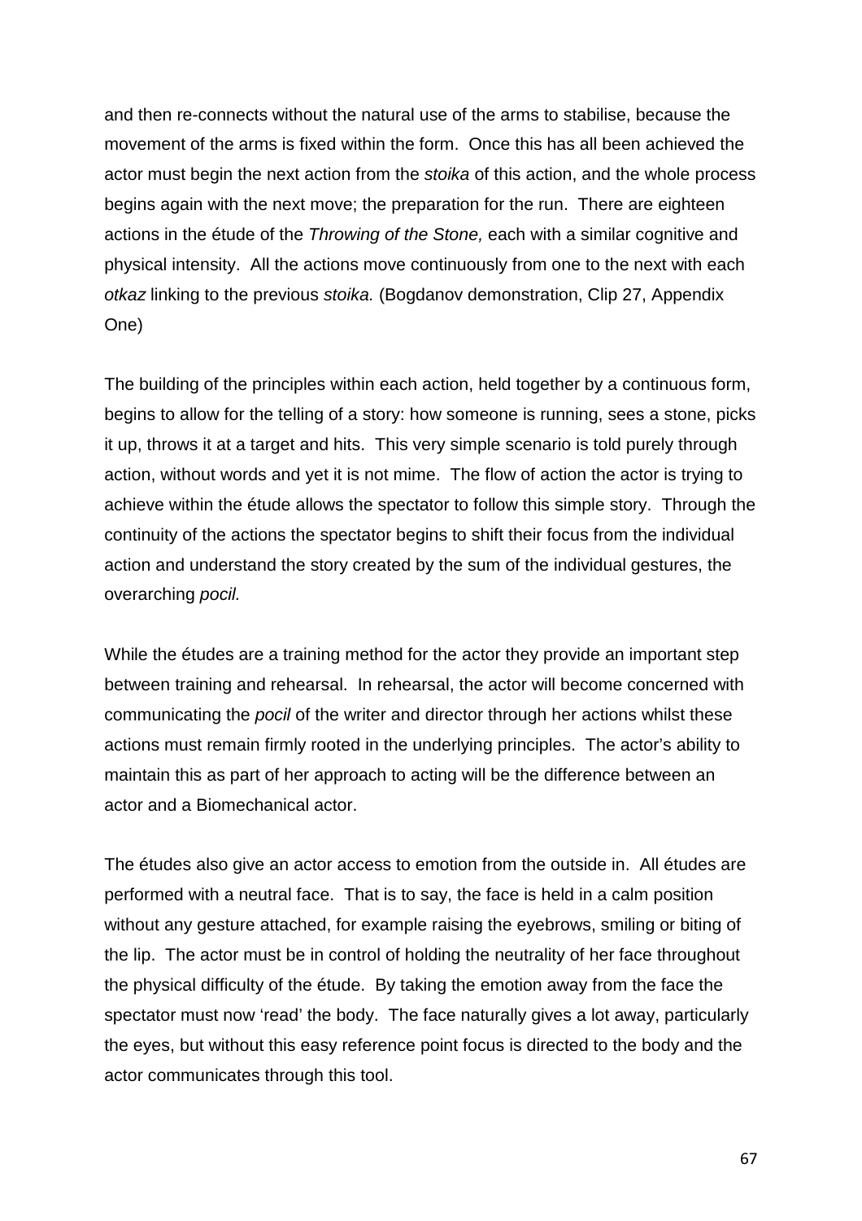and then re-connects without the natural use of the arms to stabilise, because the movement of the arms is fixed within the form. Once this has all been achieved the actor must begin the next action from the *stoika* of this action, and the whole process begins again with the next move; the preparation for the run. There are eighteen actions in the étude of the *Throwing of the Stone,* each with a similar cognitive and physical intensity. All the actions move continuously from one to the next with each *otkaz* linking to the previous *stoika.* (Bogdanov demonstration, Clip 27, Appendix One)

The building of the principles within each action, held together by a continuous form, begins to allow for the telling of a story: how someone is running, sees a stone, picks it up, throws it at a target and hits. This very simple scenario is told purely through action, without words and yet it is not mime. The flow of action the actor is trying to achieve within the étude allows the spectator to follow this simple story. Through the continuity of the actions the spectator begins to shift their focus from the individual action and understand the story created by the sum of the individual gestures, the overarching *pocil.*

While the études are a training method for the actor they provide an important step between training and rehearsal. In rehearsal, the actor will become concerned with communicating the *pocil* of the writer and director through her actions whilst these actions must remain firmly rooted in the underlying principles. The actor's ability to maintain this as part of her approach to acting will be the difference between an actor and a Biomechanical actor.

The études also give an actor access to emotion from the outside in. All études are performed with a neutral face. That is to say, the face is held in a calm position without any gesture attached, for example raising the eyebrows, smiling or biting of the lip. The actor must be in control of holding the neutrality of her face throughout the physical difficulty of the étude. By taking the emotion away from the face the spectator must now 'read' the body. The face naturally gives a lot away, particularly the eyes, but without this easy reference point focus is directed to the body and the actor communicates through this tool.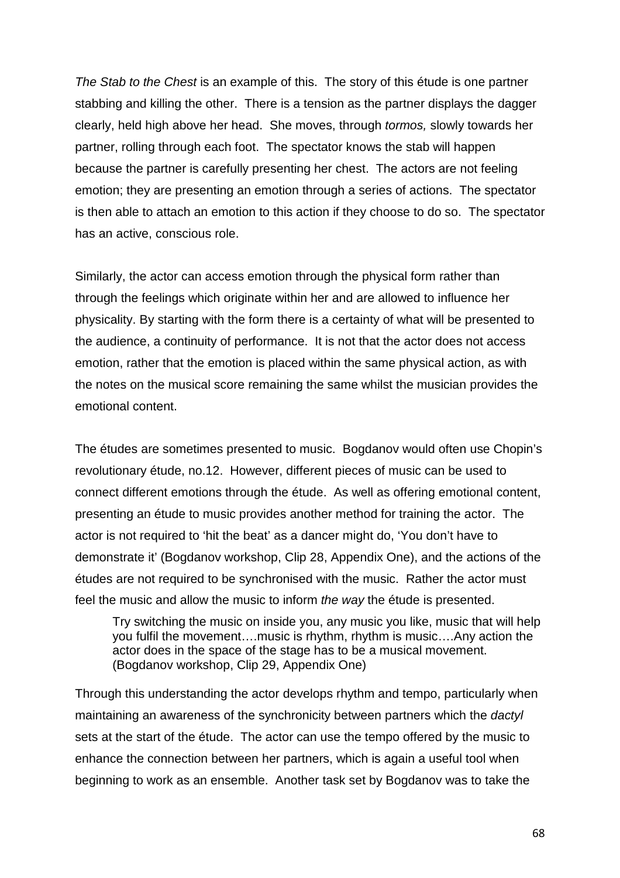*The Stab to the Chest* is an example of this. The story of this étude is one partner stabbing and killing the other. There is a tension as the partner displays the dagger clearly, held high above her head. She moves, through *tormos,* slowly towards her partner, rolling through each foot. The spectator knows the stab will happen because the partner is carefully presenting her chest. The actors are not feeling emotion; they are presenting an emotion through a series of actions. The spectator is then able to attach an emotion to this action if they choose to do so. The spectator has an active, conscious role.

Similarly, the actor can access emotion through the physical form rather than through the feelings which originate within her and are allowed to influence her physicality. By starting with the form there is a certainty of what will be presented to the audience, a continuity of performance. It is not that the actor does not access emotion, rather that the emotion is placed within the same physical action, as with the notes on the musical score remaining the same whilst the musician provides the emotional content.

The études are sometimes presented to music. Bogdanov would often use Chopin's revolutionary étude, no.12. However, different pieces of music can be used to connect different emotions through the étude. As well as offering emotional content, presenting an étude to music provides another method for training the actor. The actor is not required to 'hit the beat' as a dancer might do, 'You don't have to demonstrate it' (Bogdanov workshop, Clip 28, Appendix One), and the actions of the études are not required to be synchronised with the music. Rather the actor must feel the music and allow the music to inform *the way* the étude is presented.

> Try switching the music on inside you, any music you like, music that will help you fulfil the movement….music is rhythm, rhythm is music….Any action the actor does in the space of the stage has to be a musical movement. (Bogdanov workshop, Clip 29, Appendix One)

Through this understanding the actor develops rhythm and tempo, particularly when maintaining an awareness of the synchronicity between partners which the *dactyl* sets at the start of the étude. The actor can use the tempo offered by the music to enhance the connection between her partners, which is again a useful tool when beginning to work as an ensemble. Another task set by Bogdanov was to take the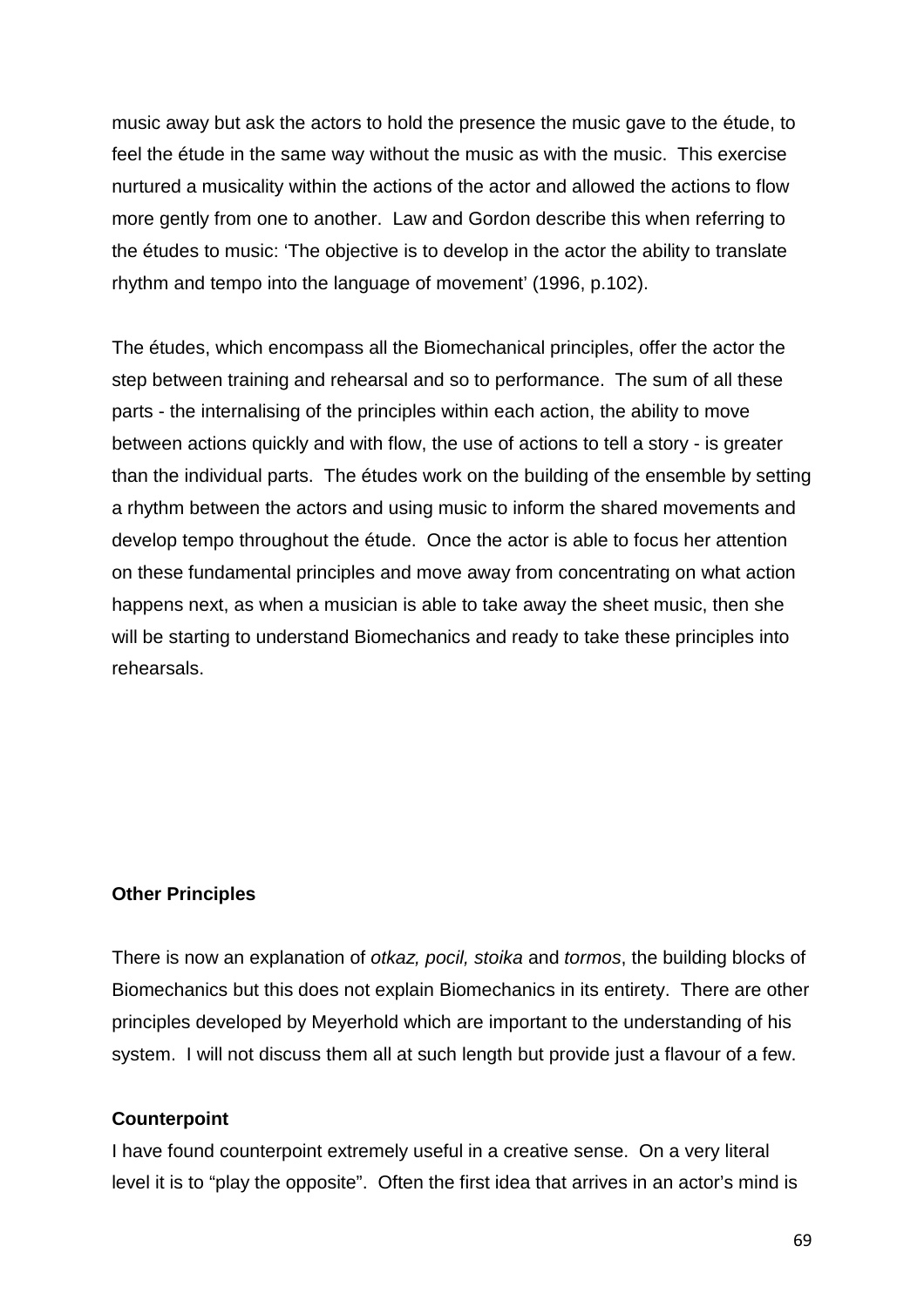music away but ask the actors to hold the presence the music gave to the étude, to feel the étude in the same way without the music as with the music.  This exercise nurtured a musicality within the actions of the actor and allowed the actions to flow more gently from one to another.  Law and Gordon describe this when referring to the études to music: 'The objective is to develop in the actor the ability to translate rhythm and tempo into the language of movement' (1996, p.102).

The études, which encompass all the Biomechanical principles, offer the actor the step between training and rehearsal and so to performance.  The sum of all these parts - the internalising of the principles within each action, the ability to move between actions quickly and with flow, the use of actions to tell a story - is greater than the individual parts.  The études work on the building of the ensemble by setting a rhythm between the actors and using music to inform the shared movements and develop tempo throughout the étude.  Once the actor is able to focus her attention on these fundamental principles and move away from concentrating on what action happens next, as when a musician is able to take away the sheet music, then she will be starting to understand Biomechanics and ready to take these principles into rehearsals.

**Other Principles**

There is now an explanation of *otkaz, pocil, stoika* and *tormos*, the building blocks of Biomechanics but this does not explain Biomechanics in its entirety.  There are other principles developed by Meyerhold which are important to the understanding of his system.  I will not discuss them all at such length but provide just a flavour of a few.

**Counterpoint**

I have found counterpoint extremely useful in a creative sense.  On a very literal level it is to "play the opposite".  Often the first idea that arrives in an actor's mind is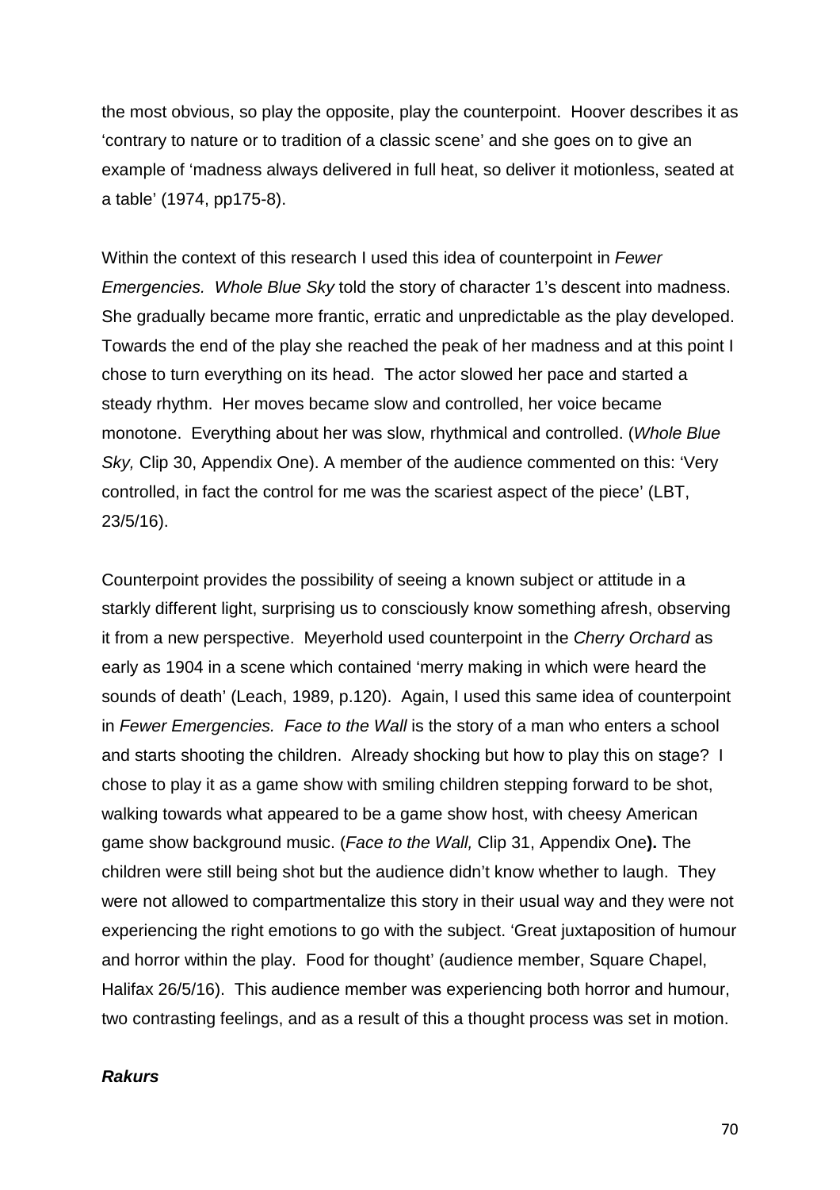the most obvious, so play the opposite, play the counterpoint. Hoover describes it as 'contrary to nature or to tradition of a classic scene' and she goes on to give an example of 'madness always delivered in full heat, so deliver it motionless, seated at a table' (1974, pp175-8).

Within the context of this research I used this idea of counterpoint in *Fewer Emergencies. Whole Blue Sky* told the story of character 1's descent into madness. She gradually became more frantic, erratic and unpredictable as the play developed. Towards the end of the play she reached the peak of her madness and at this point I chose to turn everything on its head. The actor slowed her pace and started a steady rhythm. Her moves became slow and controlled, her voice became monotone. Everything about her was slow, rhythmical and controlled. (*Whole Blue Sky,* Clip 30, Appendix One). A member of the audience commented on this: 'Very controlled, in fact the control for me was the scariest aspect of the piece' (LBT, 23/5/16).

Counterpoint provides the possibility of seeing a known subject or attitude in a starkly different light, surprising us to consciously know something afresh, observing it from a new perspective. Meyerhold used counterpoint in the *Cherry Orchard* as early as 1904 in a scene which contained 'merry making in which were heard the sounds of death' (Leach, 1989, p.120). Again, I used this same idea of counterpoint in *Fewer Emergencies. Face to the Wall* is the story of a man who enters a school and starts shooting the children. Already shocking but how to play this on stage? I chose to play it as a game show with smiling children stepping forward to be shot, walking towards what appeared to be a game show host, with cheesy American game show background music. (*Face to the Wall,* Clip 31, Appendix One**).** The children were still being shot but the audience didn't know whether to laugh. They were not allowed to compartmentalize this story in their usual way and they were not experiencing the right emotions to go with the subject. 'Great juxtaposition of humour and horror within the play. Food for thought' (audience member, Square Chapel, Halifax 26/5/16). This audience member was experiencing both horror and humour, two contrasting feelings, and as a result of this a thought process was set in motion.

***Rakurs***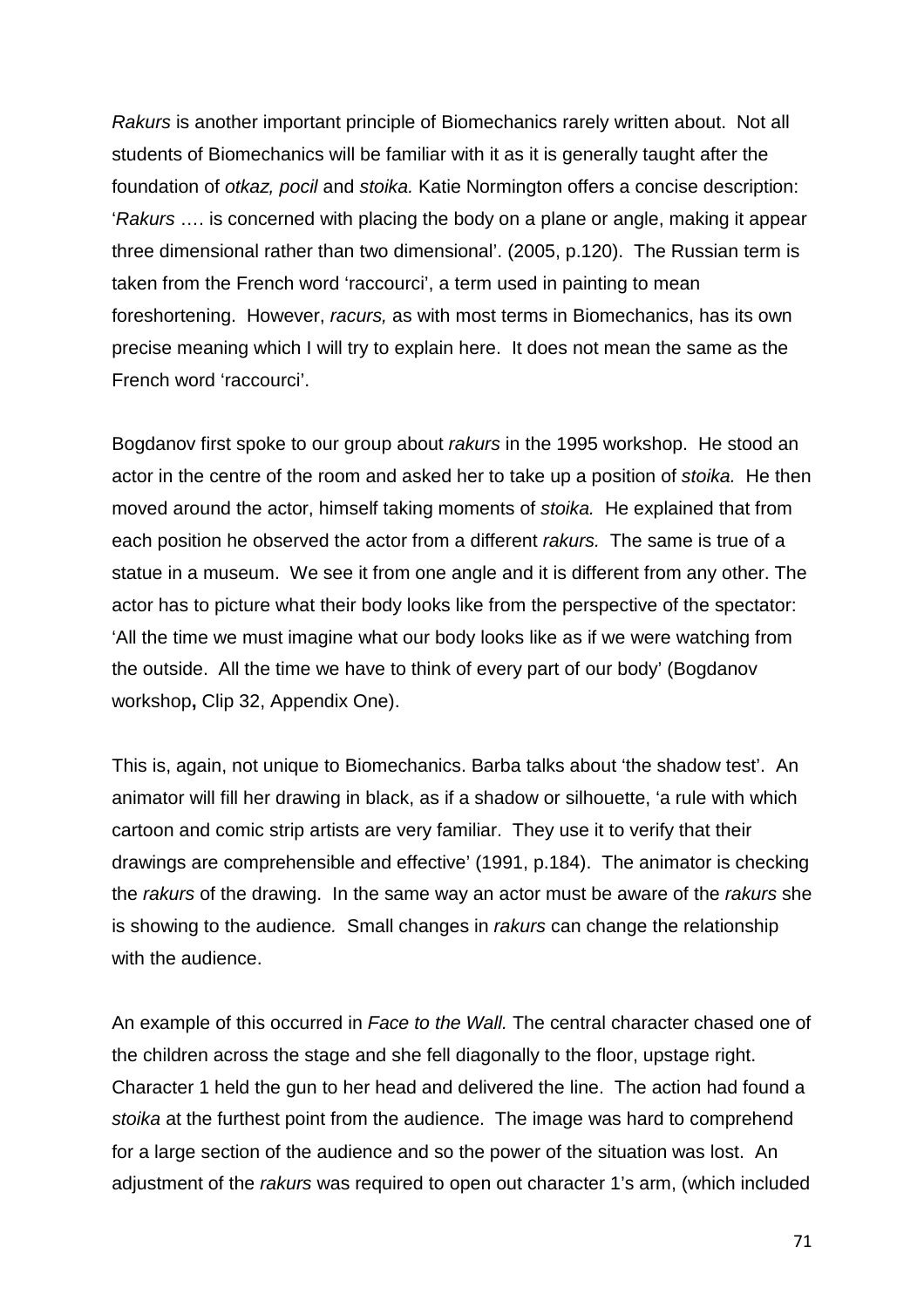*Rakurs* is another important principle of Biomechanics rarely written about. Not all students of Biomechanics will be familiar with it as it is generally taught after the foundation of *otkaz, pocil* and *stoika.* Katie Normington offers a concise description: '*Rakurs* …. is concerned with placing the body on a plane or angle, making it appear three dimensional rather than two dimensional'. (2005, p.120). The Russian term is taken from the French word 'raccourci', a term used in painting to mean foreshortening. However, *racurs,* as with most terms in Biomechanics, has its own precise meaning which I will try to explain here. It does not mean the same as the French word 'raccourci'.

Bogdanov first spoke to our group about *rakurs* in the 1995 workshop. He stood an actor in the centre of the room and asked her to take up a position of *stoika.* He then moved around the actor, himself taking moments of *stoika.* He explained that from each position he observed the actor from a different *rakurs.* The same is true of a statue in a museum. We see it from one angle and it is different from any other. The actor has to picture what their body looks like from the perspective of the spectator: 'All the time we must imagine what our body looks like as if we were watching from the outside. All the time we have to think of every part of our body' (Bogdanov workshop**,** Clip 32, Appendix One).

This is, again, not unique to Biomechanics. Barba talks about 'the shadow test'. An animator will fill her drawing in black, as if a shadow or silhouette, 'a rule with which cartoon and comic strip artists are very familiar. They use it to verify that their drawings are comprehensible and effective' (1991, p.184). The animator is checking the *rakurs* of the drawing. In the same way an actor must be aware of the *rakurs* she is showing to the audience*.* Small changes in *rakurs* can change the relationship with the audience.

An example of this occurred in *Face to the Wall.* The central character chased one of the children across the stage and she fell diagonally to the floor, upstage right. Character 1 held the gun to her head and delivered the line. The action had found a *stoika* at the furthest point from the audience. The image was hard to comprehend for a large section of the audience and so the power of the situation was lost. An adjustment of the *rakurs* was required to open out character 1's arm, (which included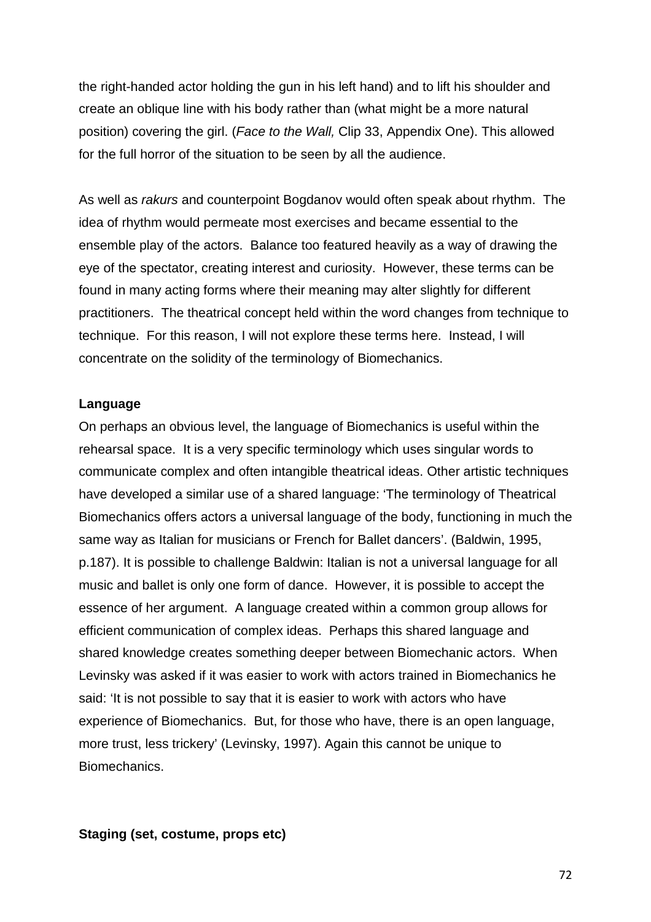the right-handed actor holding the gun in his left hand) and to lift his shoulder and create an oblique line with his body rather than (what might be a more natural position) covering the girl. (*Face to the Wall,* Clip 33, Appendix One). This allowed for the full horror of the situation to be seen by all the audience.

As well as *rakurs* and counterpoint Bogdanov would often speak about rhythm. The idea of rhythm would permeate most exercises and became essential to the ensemble play of the actors. Balance too featured heavily as a way of drawing the eye of the spectator, creating interest and curiosity. However, these terms can be found in many acting forms where their meaning may alter slightly for different practitioners. The theatrical concept held within the word changes from technique to technique. For this reason, I will not explore these terms here. Instead, I will concentrate on the solidity of the terminology of Biomechanics.

**Language**

On perhaps an obvious level, the language of Biomechanics is useful within the rehearsal space. It is a very specific terminology which uses singular words to communicate complex and often intangible theatrical ideas. Other artistic techniques have developed a similar use of a shared language: 'The terminology of Theatrical Biomechanics offers actors a universal language of the body, functioning in much the same way as Italian for musicians or French for Ballet dancers'. (Baldwin, 1995, p.187). It is possible to challenge Baldwin: Italian is not a universal language for all music and ballet is only one form of dance. However, it is possible to accept the essence of her argument. A language created within a common group allows for efficient communication of complex ideas. Perhaps this shared language and shared knowledge creates something deeper between Biomechanic actors. When Levinsky was asked if it was easier to work with actors trained in Biomechanics he said: 'It is not possible to say that it is easier to work with actors who have experience of Biomechanics. But, for those who have, there is an open language, more trust, less trickery' (Levinsky, 1997). Again this cannot be unique to Biomechanics.

**Staging (set, costume, props etc)**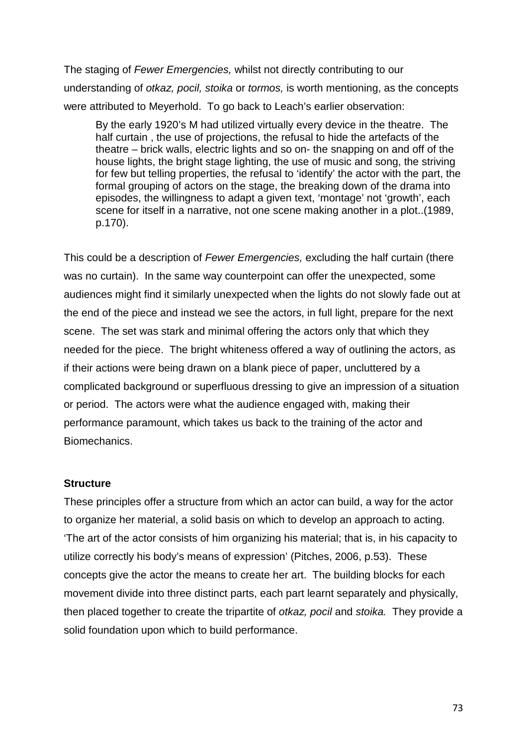The staging of *Fewer Emergencies,* whilst not directly contributing to our understanding of *otkaz, pocil, stoika* or *tormos,* is worth mentioning, as the concepts were attributed to Meyerhold. To go back to Leach's earlier observation:

> By the early 1920's M had utilized virtually every device in the theatre. The half curtain , the use of projections, the refusal to hide the artefacts of the theatre – brick walls, electric lights and so on- the snapping on and off of the house lights, the bright stage lighting, the use of music and song, the striving for few but telling properties, the refusal to 'identify' the actor with the part, the formal grouping of actors on the stage, the breaking down of the drama into episodes, the willingness to adapt a given text, 'montage' not 'growth', each scene for itself in a narrative, not one scene making another in a plot..(1989, p.170).

This could be a description of *Fewer Emergencies,* excluding the half curtain (there was no curtain). In the same way counterpoint can offer the unexpected, some audiences might find it similarly unexpected when the lights do not slowly fade out at the end of the piece and instead we see the actors, in full light, prepare for the next scene. The set was stark and minimal offering the actors only that which they needed for the piece. The bright whiteness offered a way of outlining the actors, as if their actions were being drawn on a blank piece of paper, uncluttered by a complicated background or superfluous dressing to give an impression of a situation or period. The actors were what the audience engaged with, making their performance paramount, which takes us back to the training of the actor and Biomechanics.

**Structure**

These principles offer a structure from which an actor can build, a way for the actor to organize her material, a solid basis on which to develop an approach to acting. 'The art of the actor consists of him organizing his material; that is, in his capacity to utilize correctly his body's means of expression' (Pitches, 2006, p.53). These concepts give the actor the means to create her art. The building blocks for each movement divide into three distinct parts, each part learnt separately and physically, then placed together to create the tripartite of *otkaz, pocil* and *stoika.* They provide a solid foundation upon which to build performance.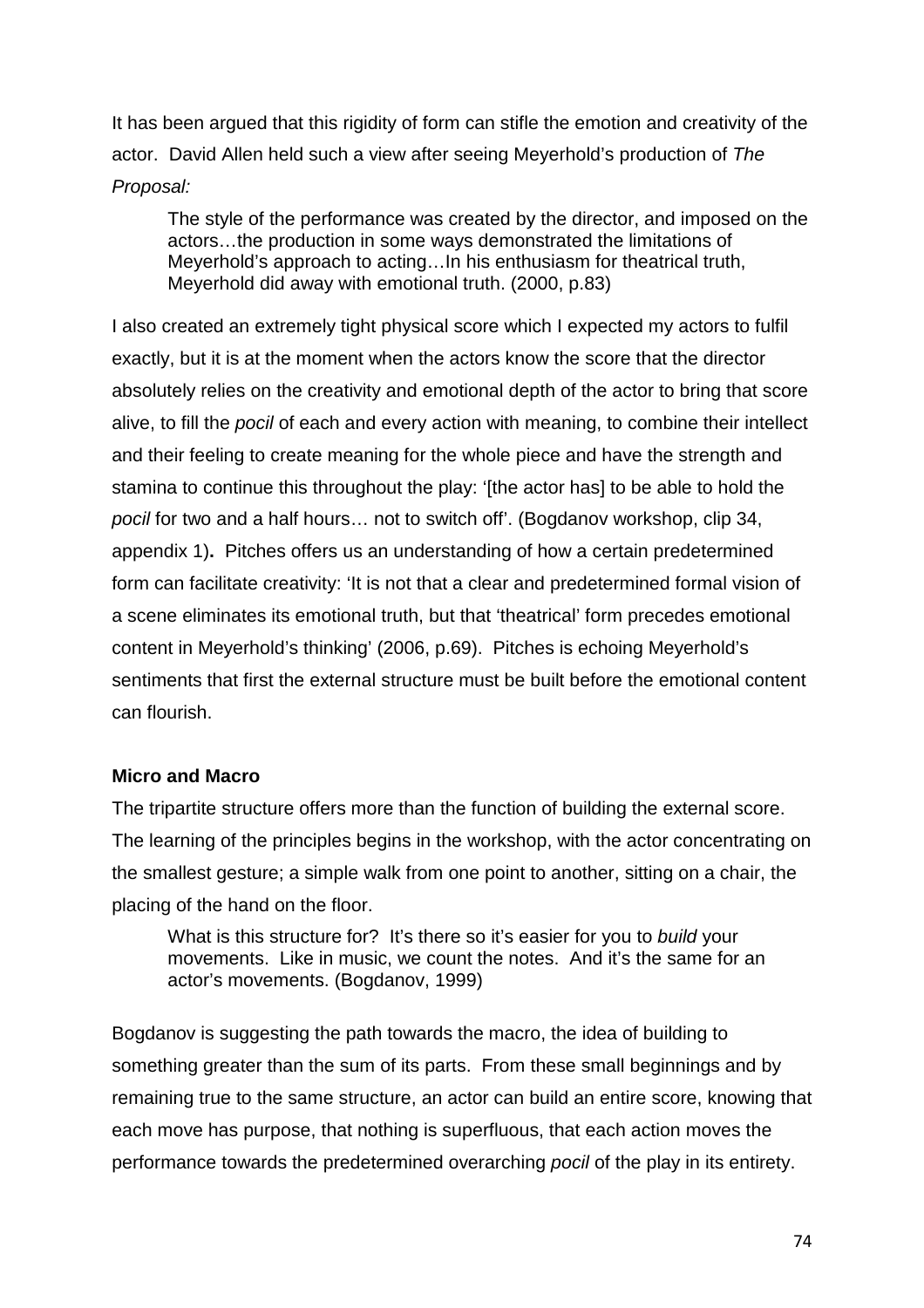It has been argued that this rigidity of form can stifle the emotion and creativity of the actor. David Allen held such a view after seeing Meyerhold's production of *The Proposal:*

> The style of the performance was created by the director, and imposed on the actors…the production in some ways demonstrated the limitations of Meyerhold's approach to acting…In his enthusiasm for theatrical truth, Meyerhold did away with emotional truth. (2000, p.83)

I also created an extremely tight physical score which I expected my actors to fulfil exactly, but it is at the moment when the actors know the score that the director absolutely relies on the creativity and emotional depth of the actor to bring that score alive, to fill the *pocil* of each and every action with meaning, to combine their intellect and their feeling to create meaning for the whole piece and have the strength and stamina to continue this throughout the play: '[the actor has] to be able to hold the *pocil* for two and a half hours… not to switch off'. (Bogdanov workshop, clip 34, appendix 1)**.** Pitches offers us an understanding of how a certain predetermined form can facilitate creativity: 'It is not that a clear and predetermined formal vision of a scene eliminates its emotional truth, but that 'theatrical' form precedes emotional content in Meyerhold's thinking' (2006, p.69). Pitches is echoing Meyerhold's sentiments that first the external structure must be built before the emotional content can flourish.

**Micro and Macro**

The tripartite structure offers more than the function of building the external score. The learning of the principles begins in the workshop, with the actor concentrating on the smallest gesture; a simple walk from one point to another, sitting on a chair, the placing of the hand on the floor.

> What is this structure for? It's there so it's easier for you to *build* your movements. Like in music, we count the notes. And it's the same for an actor's movements. (Bogdanov, 1999)

Bogdanov is suggesting the path towards the macro, the idea of building to something greater than the sum of its parts. From these small beginnings and by remaining true to the same structure, an actor can build an entire score, knowing that each move has purpose, that nothing is superfluous, that each action moves the performance towards the predetermined overarching *pocil* of the play in its entirety.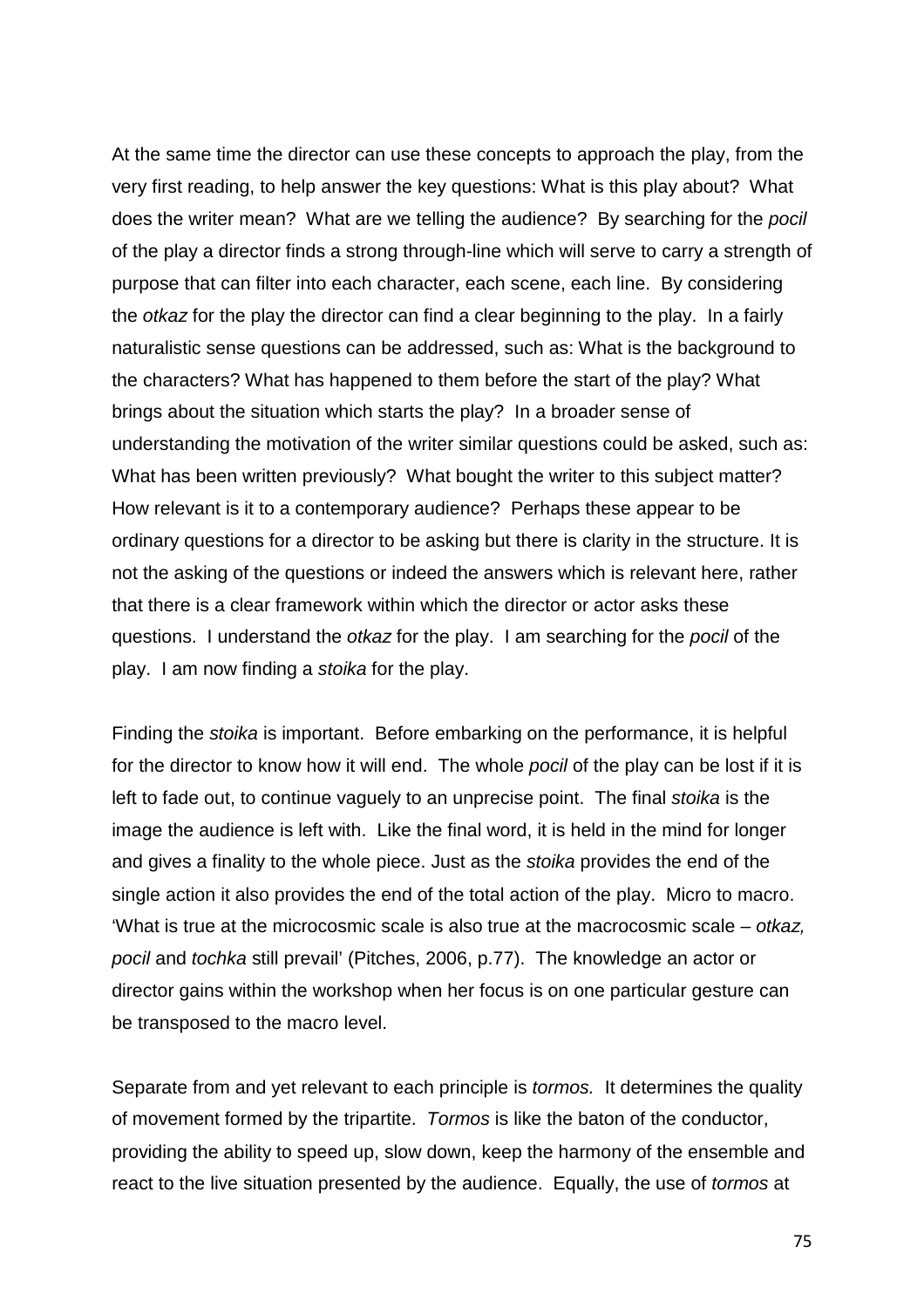At the same time the director can use these concepts to approach the play, from the very first reading, to help answer the key questions: What is this play about? What does the writer mean? What are we telling the audience? By searching for the *pocil* of the play a director finds a strong through-line which will serve to carry a strength of purpose that can filter into each character, each scene, each line. By considering the *otkaz* for the play the director can find a clear beginning to the play. In a fairly naturalistic sense questions can be addressed, such as: What is the background to the characters? What has happened to them before the start of the play? What brings about the situation which starts the play? In a broader sense of understanding the motivation of the writer similar questions could be asked, such as: What has been written previously? What bought the writer to this subject matter? How relevant is it to a contemporary audience? Perhaps these appear to be ordinary questions for a director to be asking but there is clarity in the structure. It is not the asking of the questions or indeed the answers which is relevant here, rather that there is a clear framework within which the director or actor asks these questions. I understand the *otkaz* for the play. I am searching for the *pocil* of the play. I am now finding a *stoika* for the play.

Finding the *stoika* is important. Before embarking on the performance, it is helpful for the director to know how it will end. The whole *pocil* of the play can be lost if it is left to fade out, to continue vaguely to an unprecise point. The final *stoika* is the image the audience is left with. Like the final word, it is held in the mind for longer and gives a finality to the whole piece. Just as the *stoika* provides the end of the single action it also provides the end of the total action of the play. Micro to macro. 'What is true at the microcosmic scale is also true at the macrocosmic scale – *otkaz, pocil* and *tochka* still prevail' (Pitches, 2006, p.77). The knowledge an actor or director gains within the workshop when her focus is on one particular gesture can be transposed to the macro level.

Separate from and yet relevant to each principle is *tormos.* It determines the quality of movement formed by the tripartite. *Tormos* is like the baton of the conductor, providing the ability to speed up, slow down, keep the harmony of the ensemble and react to the live situation presented by the audience. Equally, the use of *tormos* at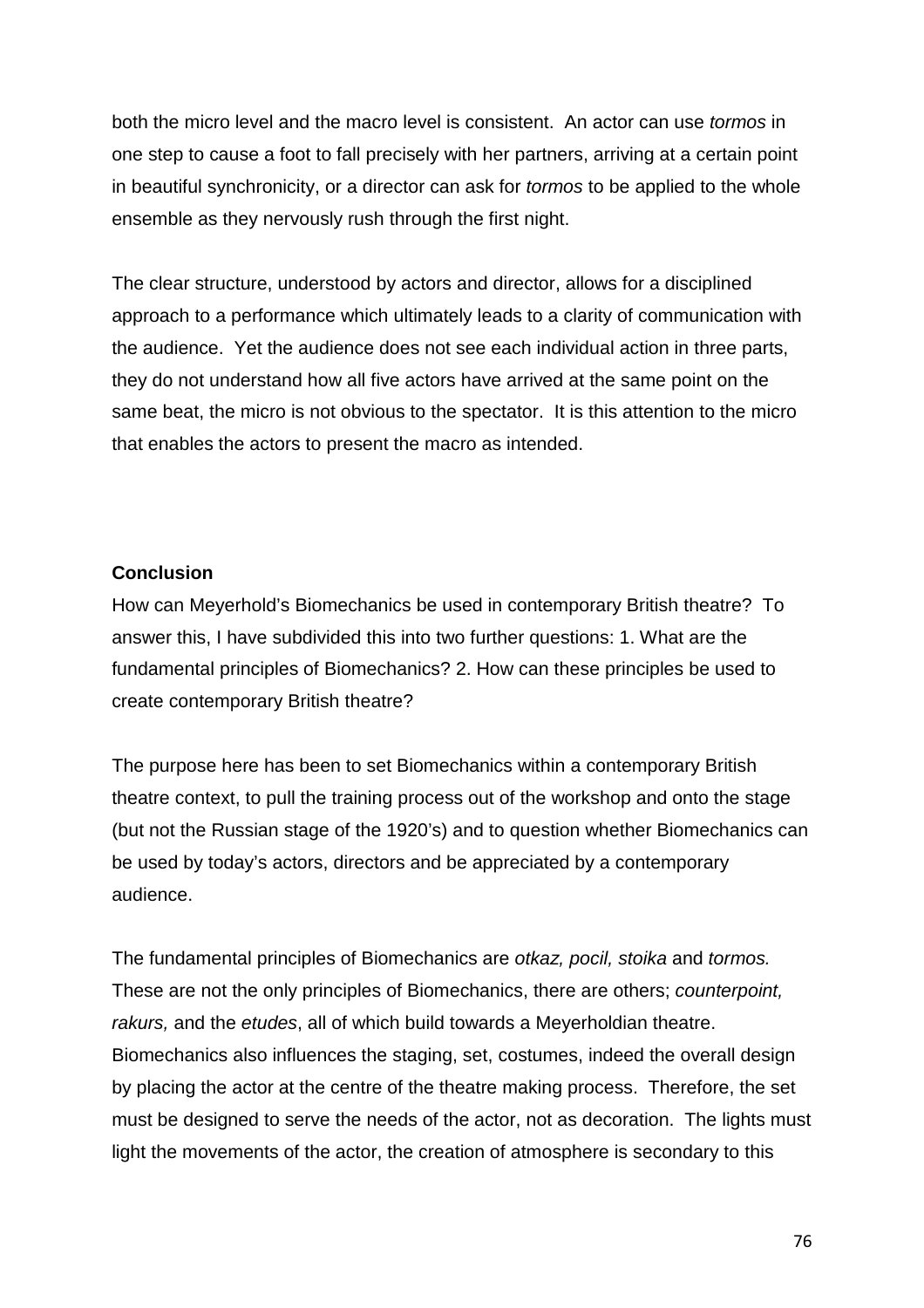both the micro level and the macro level is consistent. An actor can use *tormos* in one step to cause a foot to fall precisely with her partners, arriving at a certain point in beautiful synchronicity, or a director can ask for *tormos* to be applied to the whole ensemble as they nervously rush through the first night.

The clear structure, understood by actors and director, allows for a disciplined approach to a performance which ultimately leads to a clarity of communication with the audience. Yet the audience does not see each individual action in three parts, they do not understand how all five actors have arrived at the same point on the same beat, the micro is not obvious to the spectator. It is this attention to the micro that enables the actors to present the macro as intended.

## Conclusion

How can Meyerhold's Biomechanics be used in contemporary British theatre? To answer this, I have subdivided this into two further questions: 1. What are the fundamental principles of Biomechanics? 2. How can these principles be used to create contemporary British theatre?

The purpose here has been to set Biomechanics within a contemporary British theatre context, to pull the training process out of the workshop and onto the stage (but not the Russian stage of the 1920's) and to question whether Biomechanics can be used by today's actors, directors and be appreciated by a contemporary audience.

The fundamental principles of Biomechanics are *otkaz, pocil, stoika* and *tormos.* These are not the only principles of Biomechanics, there are others; *counterpoint, rakurs,* and the *etudes*, all of which build towards a Meyerholdian theatre. Biomechanics also influences the staging, set, costumes, indeed the overall design by placing the actor at the centre of the theatre making process. Therefore, the set must be designed to serve the needs of the actor, not as decoration. The lights must light the movements of the actor, the creation of atmosphere is secondary to this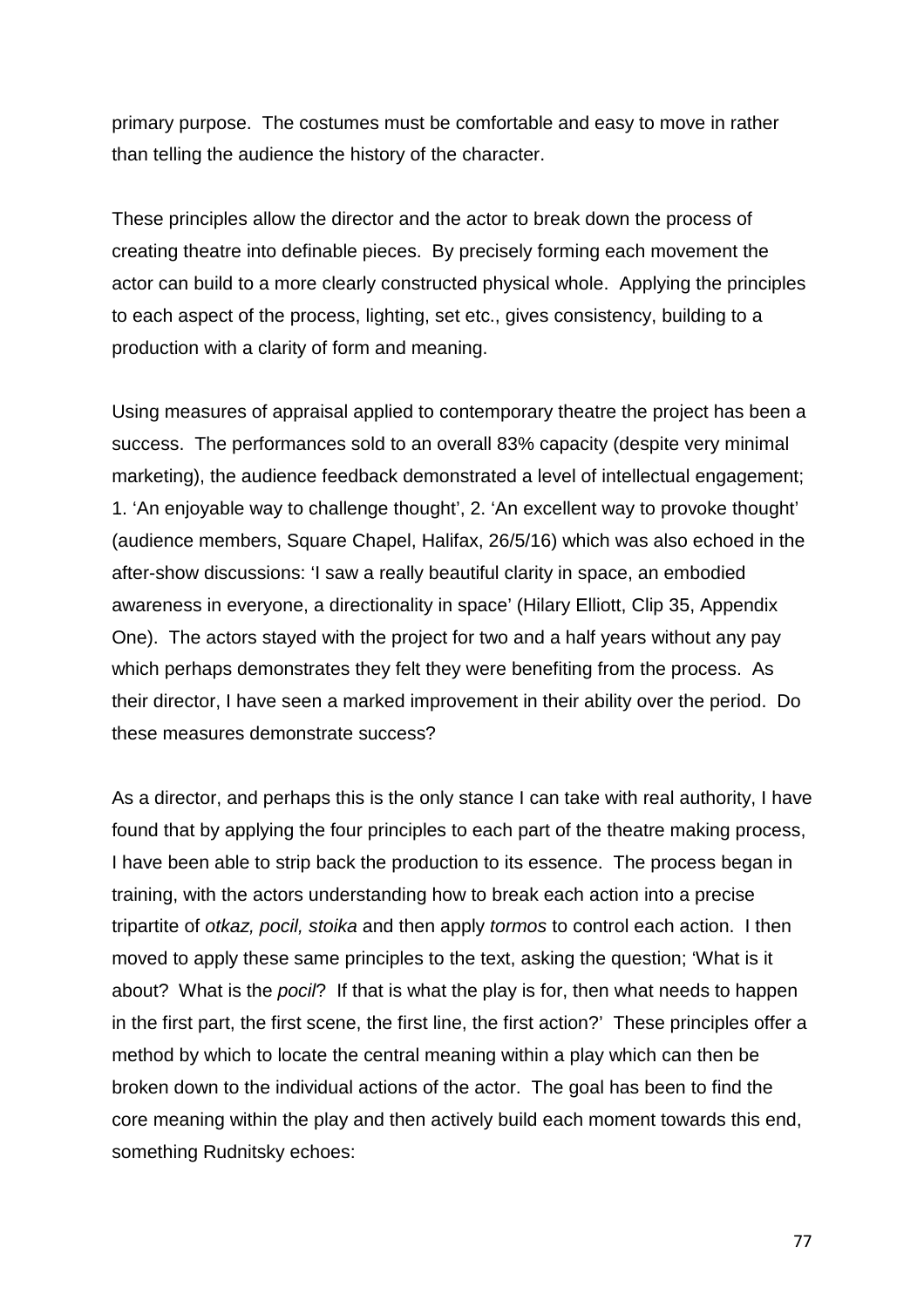primary purpose. The costumes must be comfortable and easy to move in rather than telling the audience the history of the character.

These principles allow the director and the actor to break down the process of creating theatre into definable pieces. By precisely forming each movement the actor can build to a more clearly constructed physical whole. Applying the principles to each aspect of the process, lighting, set etc., gives consistency, building to a production with a clarity of form and meaning.

Using measures of appraisal applied to contemporary theatre the project has been a success. The performances sold to an overall 83% capacity (despite very minimal marketing), the audience feedback demonstrated a level of intellectual engagement; 1. 'An enjoyable way to challenge thought', 2. 'An excellent way to provoke thought' (audience members, Square Chapel, Halifax, 26/5/16) which was also echoed in the after-show discussions: 'I saw a really beautiful clarity in space, an embodied awareness in everyone, a directionality in space' (Hilary Elliott, Clip 35, Appendix One). The actors stayed with the project for two and a half years without any pay which perhaps demonstrates they felt they were benefiting from the process. As their director, I have seen a marked improvement in their ability over the period. Do these measures demonstrate success?

As a director, and perhaps this is the only stance I can take with real authority, I have found that by applying the four principles to each part of the theatre making process, I have been able to strip back the production to its essence. The process began in training, with the actors understanding how to break each action into a precise tripartite of *otkaz, pocil, stoika* and then apply *tormos* to control each action. I then moved to apply these same principles to the text, asking the question; 'What is it about? What is the *pocil*? If that is what the play is for, then what needs to happen in the first part, the first scene, the first line, the first action?' These principles offer a method by which to locate the central meaning within a play which can then be broken down to the individual actions of the actor. The goal has been to find the core meaning within the play and then actively build each moment towards this end, something Rudnitsky echoes: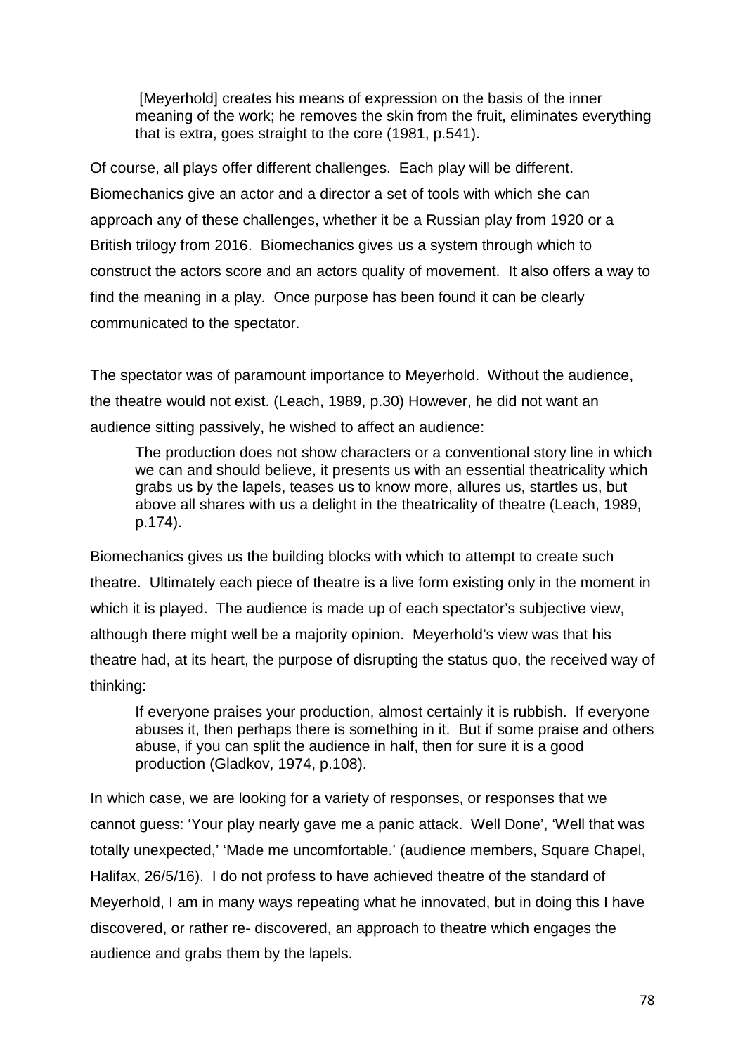> [Meyerhold] creates his means of expression on the basis of the inner meaning of the work; he removes the skin from the fruit, eliminates everything that is extra, goes straight to the core (1981, p.541).

Of course, all plays offer different challenges. Each play will be different. Biomechanics give an actor and a director a set of tools with which she can approach any of these challenges, whether it be a Russian play from 1920 or a British trilogy from 2016. Biomechanics gives us a system through which to construct the actors score and an actors quality of movement. It also offers a way to find the meaning in a play. Once purpose has been found it can be clearly communicated to the spectator.

The spectator was of paramount importance to Meyerhold. Without the audience, the theatre would not exist. (Leach, 1989, p.30) However, he did not want an audience sitting passively, he wished to affect an audience:

> The production does not show characters or a conventional story line in which we can and should believe, it presents us with an essential theatricality which grabs us by the lapels, teases us to know more, allures us, startles us, but above all shares with us a delight in the theatricality of theatre (Leach, 1989, p.174).

Biomechanics gives us the building blocks with which to attempt to create such theatre. Ultimately each piece of theatre is a live form existing only in the moment in which it is played. The audience is made up of each spectator's subjective view, although there might well be a majority opinion. Meyerhold's view was that his theatre had, at its heart, the purpose of disrupting the status quo, the received way of thinking:

> If everyone praises your production, almost certainly it is rubbish. If everyone abuses it, then perhaps there is something in it. But if some praise and others abuse, if you can split the audience in half, then for sure it is a good production (Gladkov, 1974, p.108).

In which case, we are looking for a variety of responses, or responses that we cannot guess: 'Your play nearly gave me a panic attack. Well Done', 'Well that was totally unexpected,' 'Made me uncomfortable.' (audience members, Square Chapel, Halifax, 26/5/16). I do not profess to have achieved theatre of the standard of Meyerhold, I am in many ways repeating what he innovated, but in doing this I have discovered, or rather re- discovered, an approach to theatre which engages the audience and grabs them by the lapels.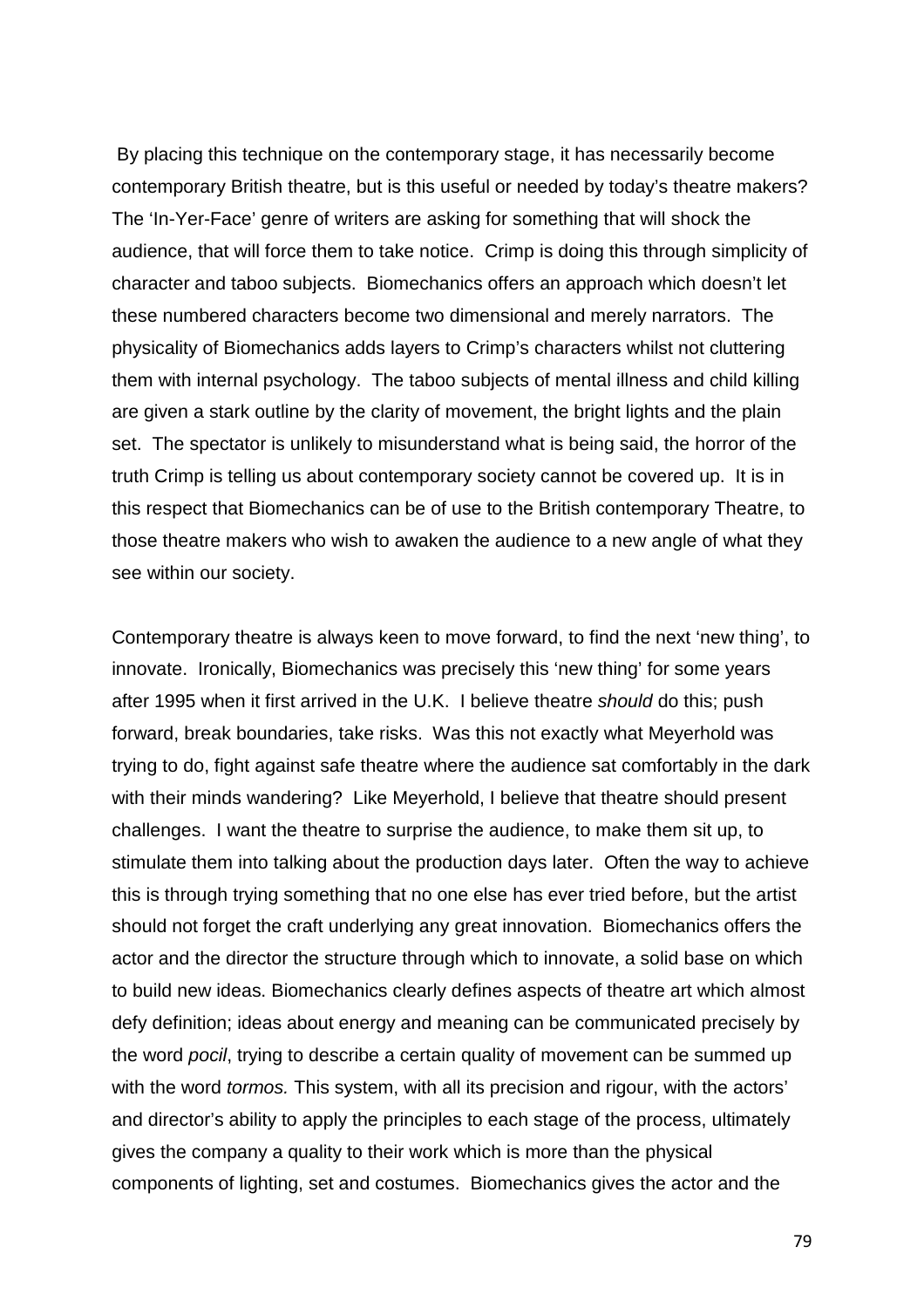By placing this technique on the contemporary stage, it has necessarily become contemporary British theatre, but is this useful or needed by today's theatre makers? The 'In-Yer-Face' genre of writers are asking for something that will shock the audience, that will force them to take notice. Crimp is doing this through simplicity of character and taboo subjects. Biomechanics offers an approach which doesn't let these numbered characters become two dimensional and merely narrators. The physicality of Biomechanics adds layers to Crimp's characters whilst not cluttering them with internal psychology. The taboo subjects of mental illness and child killing are given a stark outline by the clarity of movement, the bright lights and the plain set. The spectator is unlikely to misunderstand what is being said, the horror of the truth Crimp is telling us about contemporary society cannot be covered up. It is in this respect that Biomechanics can be of use to the British contemporary Theatre, to those theatre makers who wish to awaken the audience to a new angle of what they see within our society.

Contemporary theatre is always keen to move forward, to find the next 'new thing', to innovate. Ironically, Biomechanics was precisely this 'new thing' for some years after 1995 when it first arrived in the U.K. I believe theatre *should* do this; push forward, break boundaries, take risks. Was this not exactly what Meyerhold was trying to do, fight against safe theatre where the audience sat comfortably in the dark with their minds wandering? Like Meyerhold, I believe that theatre should present challenges. I want the theatre to surprise the audience, to make them sit up, to stimulate them into talking about the production days later. Often the way to achieve this is through trying something that no one else has ever tried before, but the artist should not forget the craft underlying any great innovation. Biomechanics offers the actor and the director the structure through which to innovate, a solid base on which to build new ideas. Biomechanics clearly defines aspects of theatre art which almost defy definition; ideas about energy and meaning can be communicated precisely by the word *pocil*, trying to describe a certain quality of movement can be summed up with the word *tormos.* This system, with all its precision and rigour, with the actors' and director's ability to apply the principles to each stage of the process, ultimately gives the company a quality to their work which is more than the physical components of lighting, set and costumes. Biomechanics gives the actor and the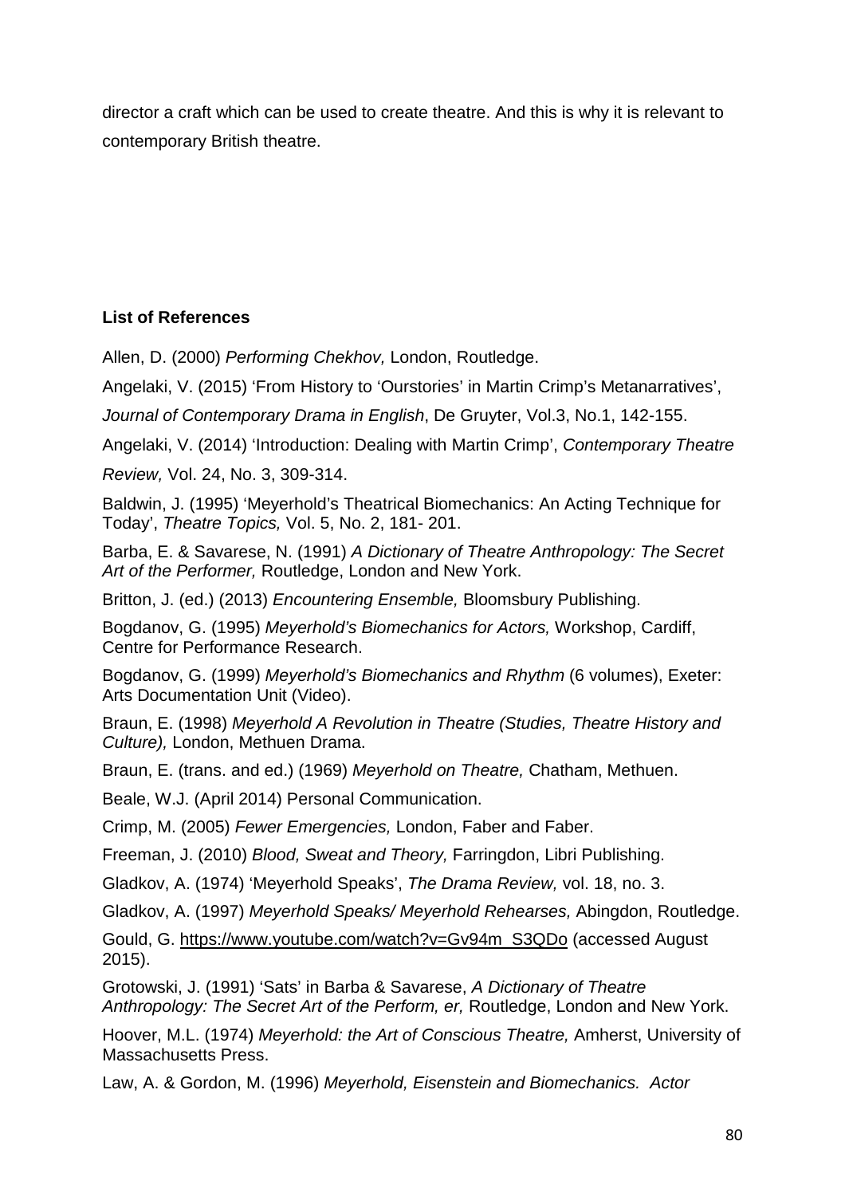director a craft which can be used to create theatre. And this is why it is relevant to contemporary British theatre.

**List of References**

Allen, D. (2000) *Performing Chekhov,* London, Routledge.

Angelaki, V. (2015) 'From History to 'Ourstories' in Martin Crimp's Metanarratives', *Journal of Contemporary Drama in English*, De Gruyter, Vol.3, No.1, 142-155.

Angelaki, V. (2014) 'Introduction: Dealing with Martin Crimp', *Contemporary Theatre Review,* Vol. 24, No. 3, 309-314.

Baldwin, J. (1995) 'Meyerhold's Theatrical Biomechanics: An Acting Technique for Today', *Theatre Topics,* Vol. 5, No. 2, 181- 201.

Barba, E. & Savarese, N. (1991) *A Dictionary of Theatre Anthropology: The Secret Art of the Performer,* Routledge, London and New York.

Britton, J. (ed.) (2013) *Encountering Ensemble,* Bloomsbury Publishing.

Bogdanov, G. (1995) *Meyerhold's Biomechanics for Actors,* Workshop, Cardiff, Centre for Performance Research.

Bogdanov, G. (1999) *Meyerhold's Biomechanics and Rhythm* (6 volumes), Exeter: Arts Documentation Unit (Video).

Braun, E. (1998) *Meyerhold A Revolution in Theatre (Studies, Theatre History and Culture),* London, Methuen Drama.

Braun, E. (trans. and ed.) (1969) *Meyerhold on Theatre,* Chatham, Methuen.

Beale, W.J. (April 2014) Personal Communication.

Crimp, M. (2005) *Fewer Emergencies,* London, Faber and Faber.

Freeman, J. (2010) *Blood, Sweat and Theory,* Farringdon, Libri Publishing.

Gladkov, A. (1974) 'Meyerhold Speaks', *The Drama Review,* vol. 18, no. 3.

Gladkov, A. (1997) *Meyerhold Speaks/ Meyerhold Rehearses,* Abingdon, Routledge.

Gould, G. https://www.youtube.com/watch?v=Gv94m_S3QDo (accessed August 2015).

Grotowski, J. (1991) 'Sats' in Barba & Savarese, *A Dictionary of Theatre Anthropology: The Secret Art of the Perform, er,* Routledge, London and New York.

Hoover, M.L. (1974) *Meyerhold: the Art of Conscious Theatre,* Amherst, University of Massachusetts Press.

Law, A. & Gordon, M. (1996) *Meyerhold, Eisenstein and Biomechanics. Actor*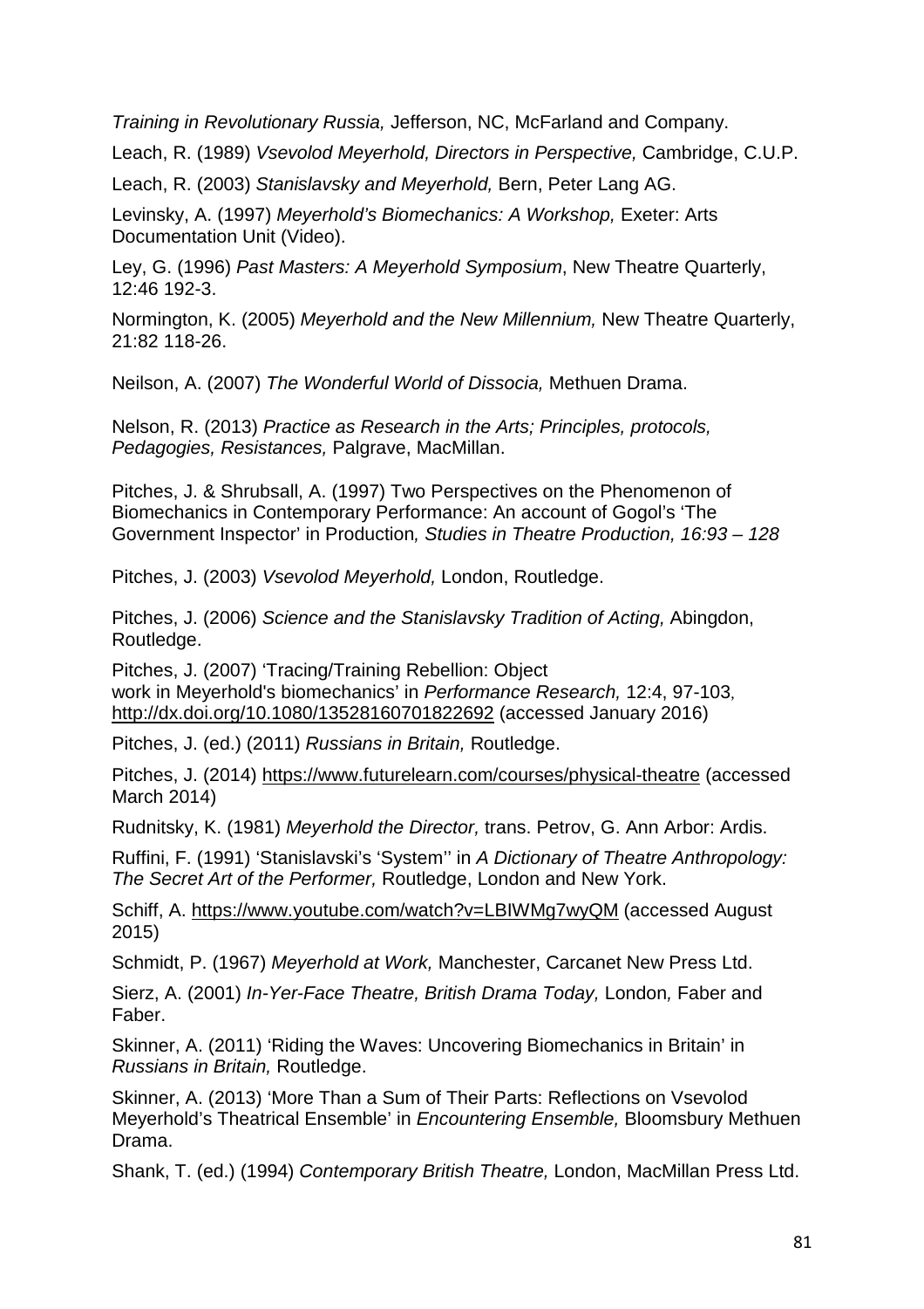*Training in Revolutionary Russia,* Jefferson, NC, McFarland and Company.

Leach, R. (1989) *Vsevolod Meyerhold, Directors in Perspective,* Cambridge, C.U.P.

Leach, R. (2003) *Stanislavsky and Meyerhold,* Bern, Peter Lang AG.

Levinsky, A. (1997) *Meyerhold's Biomechanics: A Workshop,* Exeter: Arts Documentation Unit (Video).

Ley, G. (1996) *Past Masters: A Meyerhold Symposium*, New Theatre Quarterly, 12:46 192-3.

Normington, K. (2005) *Meyerhold and the New Millennium,* New Theatre Quarterly, 21:82 118-26.

Neilson, A. (2007) *The Wonderful World of Dissocia,* Methuen Drama.

Nelson, R. (2013) *Practice as Research in the Arts; Principles, protocols, Pedagogies, Resistances,* Palgrave, MacMillan.

Pitches, J. & Shrubsall, A. (1997) Two Perspectives on the Phenomenon of Biomechanics in Contemporary Performance: An account of Gogol's 'The Government Inspector' in Production*, Studies in Theatre Production, 16:93 – 128*

Pitches, J. (2003) *Vsevolod Meyerhold,* London, Routledge.

Pitches, J. (2006) *Science and the Stanislavsky Tradition of Acting,* Abingdon, Routledge.

Pitches, J. (2007) 'Tracing/Training Rebellion: Object work in Meyerhold's biomechanics' in *Performance Research,* 12:4, 97-103, http://dx.doi.org/10.1080/13528160701822692 (accessed January 2016)

Pitches, J. (ed.) (2011) *Russians in Britain,* Routledge.

Pitches, J. (2014) https://www.futurelearn.com/courses/physical-theatre (accessed March 2014)

Rudnitsky, K. (1981) *Meyerhold the Director,* trans. Petrov, G. Ann Arbor: Ardis.

Ruffini, F. (1991) 'Stanislavski's 'System'' in *A Dictionary of Theatre Anthropology: The Secret Art of the Performer,* Routledge, London and New York.

Schiff, A. https://www.youtube.com/watch?v=LBIWMg7wyQM (accessed August 2015)

Schmidt, P. (1967) *Meyerhold at Work,* Manchester, Carcanet New Press Ltd.

Sierz, A. (2001) *In-Yer-Face Theatre, British Drama Today,* London*,* Faber and Faber.

Skinner, A. (2011) 'Riding the Waves: Uncovering Biomechanics in Britain' in *Russians in Britain,* Routledge.

Skinner, A. (2013) 'More Than a Sum of Their Parts: Reflections on Vsevolod Meyerhold's Theatrical Ensemble' in *Encountering Ensemble,* Bloomsbury Methuen Drama.

Shank, T. (ed.) (1994) *Contemporary British Theatre,* London, MacMillan Press Ltd.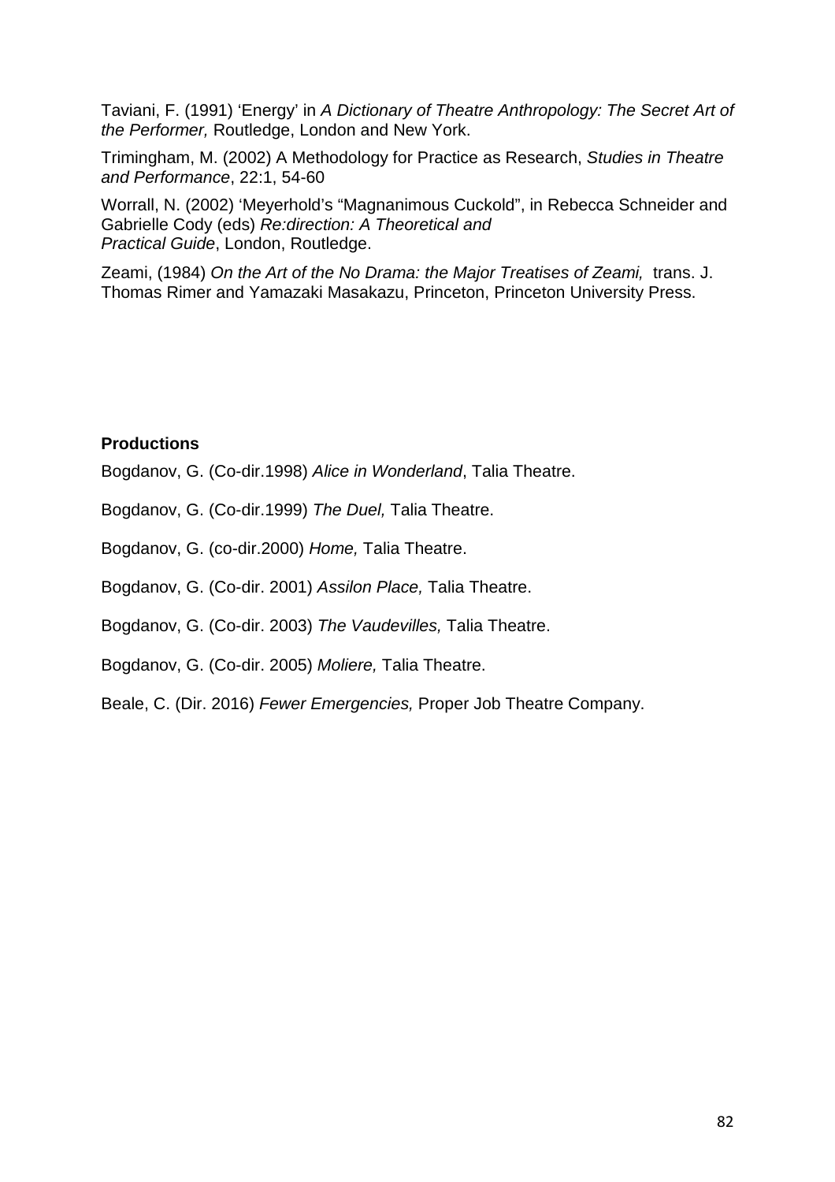Taviani, F. (1991) 'Energy' in *A Dictionary of Theatre Anthropology: The Secret Art of the Performer,* Routledge, London and New York.

Trimingham, M. (2002) A Methodology for Practice as Research, *Studies in Theatre and Performance*, 22:1, 54-60

Worrall, N. (2002) 'Meyerhold's "Magnanimous Cuckold", in Rebecca Schneider and Gabrielle Cody (eds) *Re:direction: A Theoretical and Practical Guide*, London, Routledge.

Zeami, (1984) *On the Art of the No Drama: the Major Treatises of Zeami,* trans. J. Thomas Rimer and Yamazaki Masakazu, Princeton, Princeton University Press.

**Productions**

Bogdanov, G. (Co-dir.1998) *Alice in Wonderland*, Talia Theatre.

Bogdanov, G. (Co-dir.1999) *The Duel,* Talia Theatre.

Bogdanov, G. (co-dir.2000) *Home,* Talia Theatre.

Bogdanov, G. (Co-dir. 2001) *Assilon Place,* Talia Theatre.

Bogdanov, G. (Co-dir. 2003) *The Vaudevilles,* Talia Theatre.

Bogdanov, G. (Co-dir. 2005) *Moliere,* Talia Theatre.

Beale, C. (Dir. 2016) *Fewer Emergencies,* Proper Job Theatre Company.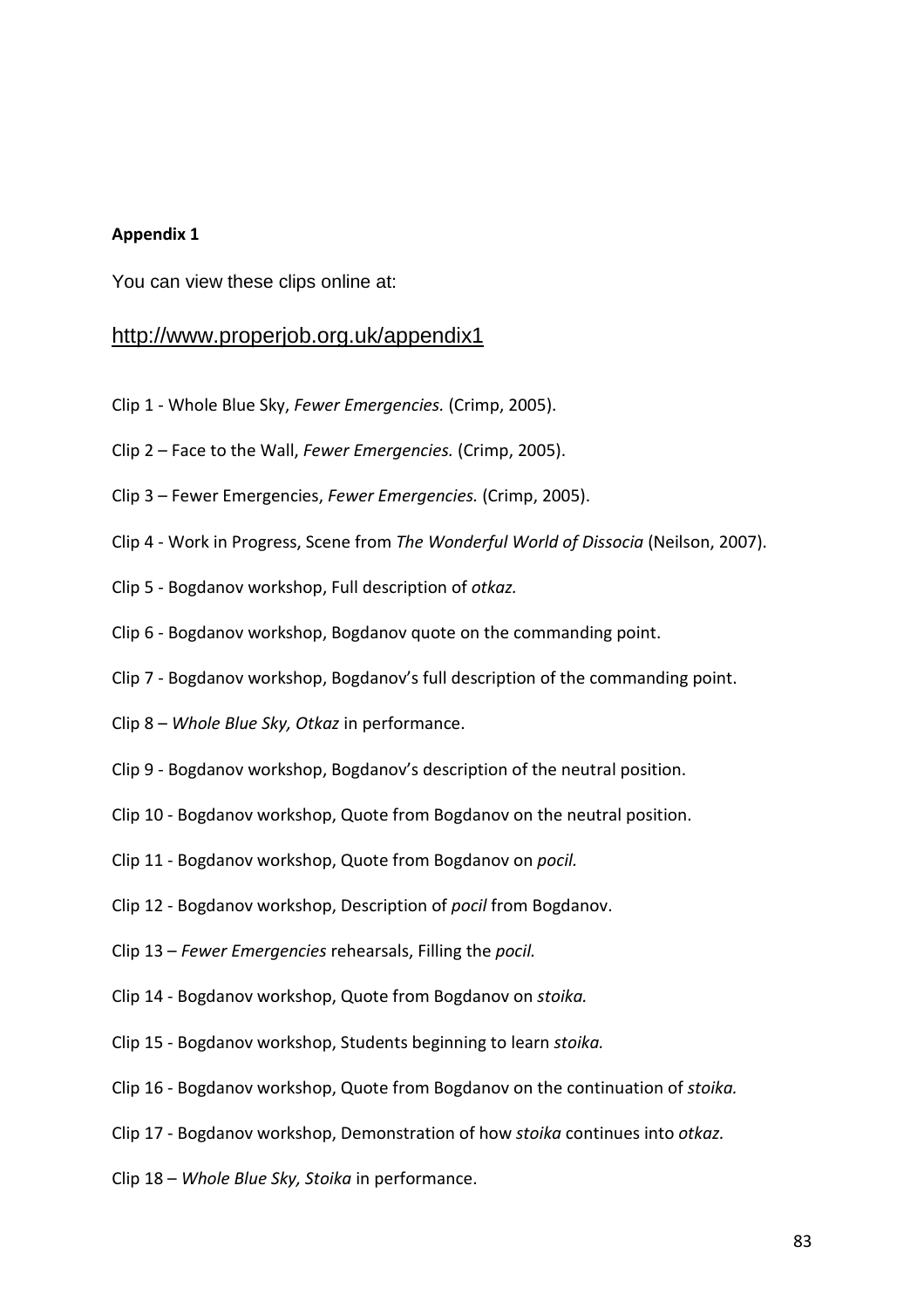**Appendix 1**

You can view these clips online at:

http://www.properjob.org.uk/appendix1

Clip 1 - Whole Blue Sky, *Fewer Emergencies.* (Crimp, 2005).

Clip 2 – Face to the Wall, *Fewer Emergencies.* (Crimp, 2005).

Clip 3 – Fewer Emergencies, *Fewer Emergencies.* (Crimp, 2005).

Clip 4 - Work in Progress, Scene from *The Wonderful World of Dissocia* (Neilson, 2007).

Clip 5 - Bogdanov workshop, Full description of *otkaz.*

Clip 6 - Bogdanov workshop, Bogdanov quote on the commanding point.

Clip 7 - Bogdanov workshop, Bogdanov's full description of the commanding point.

Clip 8 – *Whole Blue Sky, Otkaz* in performance.

Clip 9 - Bogdanov workshop, Bogdanov's description of the neutral position.

Clip 10 - Bogdanov workshop, Quote from Bogdanov on the neutral position.

Clip 11 - Bogdanov workshop, Quote from Bogdanov on *pocil.*

Clip 12 - Bogdanov workshop, Description of *pocil* from Bogdanov.

Clip 13 – *Fewer Emergencies* rehearsals, Filling the *pocil.*

Clip 14 - Bogdanov workshop, Quote from Bogdanov on *stoika.*

Clip 15 - Bogdanov workshop, Students beginning to learn *stoika.*

Clip 16 - Bogdanov workshop, Quote from Bogdanov on the continuation of *stoika.*

Clip 17 - Bogdanov workshop, Demonstration of how *stoika* continues into *otkaz.*

Clip 18 – *Whole Blue Sky, Stoika* in performance.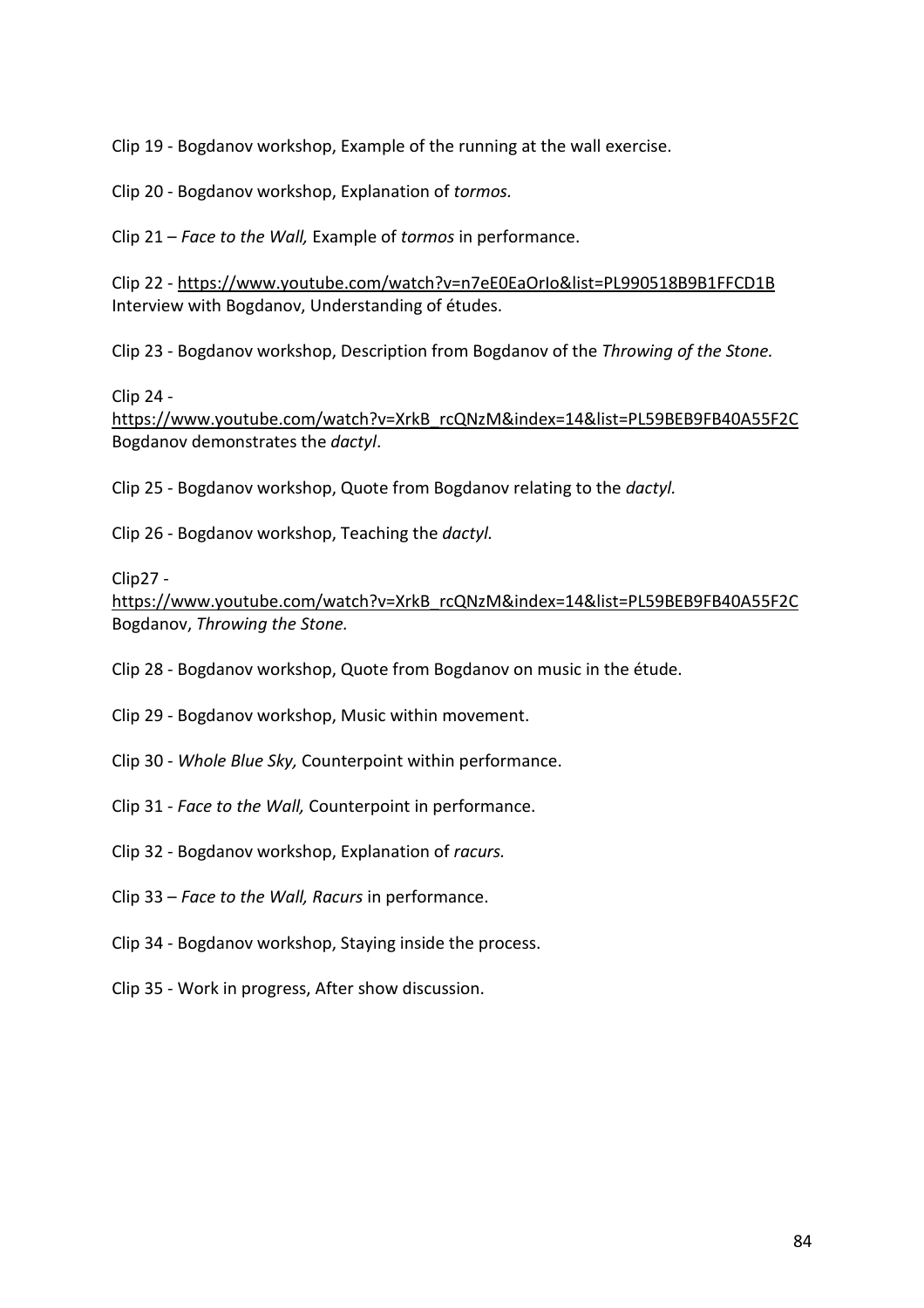Clip 19 - Bogdanov workshop, Example of the running at the wall exercise.

Clip 20 - Bogdanov workshop, Explanation of *tormos.*

Clip 21 – *Face to the Wall,* Example of *tormos* in performance.

Clip 22 - https://www.youtube.com/watch?v=n7eE0EaOrIo&list=PL990518B9B1FFCD1B Interview with Bogdanov, Understanding of études.

Clip 23 - Bogdanov workshop, Description from Bogdanov of the *Throwing of the Stone.*

Clip 24 - https://www.youtube.com/watch?v=XrkB_rcQNzM&index=14&list=PL59BEB9FB40A55F2C Bogdanov demonstrates the *dactyl*.

Clip 25 - Bogdanov workshop, Quote from Bogdanov relating to the *dactyl.*

Clip 26 - Bogdanov workshop, Teaching the *dactyl.*

Clip27 - https://www.youtube.com/watch?v=XrkB_rcQNzM&index=14&list=PL59BEB9FB40A55F2C Bogdanov, *Throwing the Stone.*

Clip 28 - Bogdanov workshop, Quote from Bogdanov on music in the étude.

Clip 29 - Bogdanov workshop, Music within movement.

Clip 30 - *Whole Blue Sky,* Counterpoint within performance.

Clip 31 - *Face to the Wall,* Counterpoint in performance.

Clip 32 - Bogdanov workshop, Explanation of *racurs.*

Clip 33 – *Face to the Wall, Racurs* in performance.

Clip 34 - Bogdanov workshop, Staying inside the process.

Clip 35 - Work in progress, After show discussion.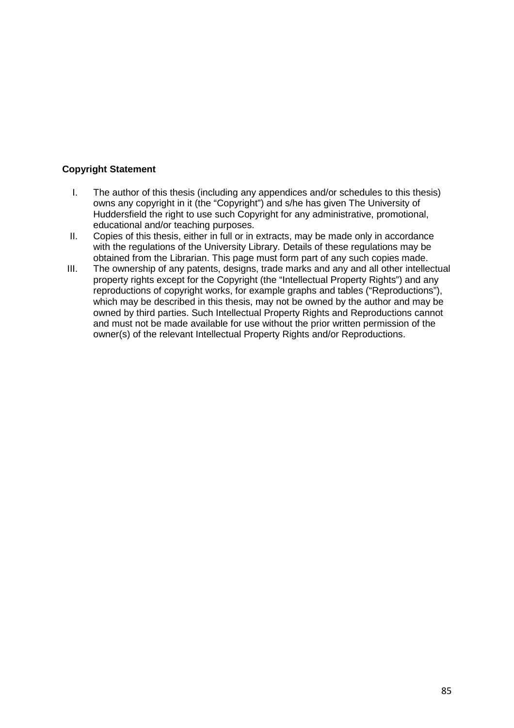**Copyright Statement**

I. The author of this thesis (including any appendices and/or schedules to this thesis) owns any copyright in it (the "Copyright") and s/he has given The University of Huddersfield the right to use such Copyright for any administrative, promotional, educational and/or teaching purposes.

II. Copies of this thesis, either in full or in extracts, may be made only in accordance with the regulations of the University Library. Details of these regulations may be obtained from the Librarian. This page must form part of any such copies made.

III. The ownership of any patents, designs, trade marks and any and all other intellectual property rights except for the Copyright (the "Intellectual Property Rights") and any reproductions of copyright works, for example graphs and tables ("Reproductions"), which may be described in this thesis, may not be owned by the author and may be owned by third parties. Such Intellectual Property Rights and Reproductions cannot and must not be made available for use without the prior written permission of the owner(s) of the relevant Intellectual Property Rights and/or Reproductions.